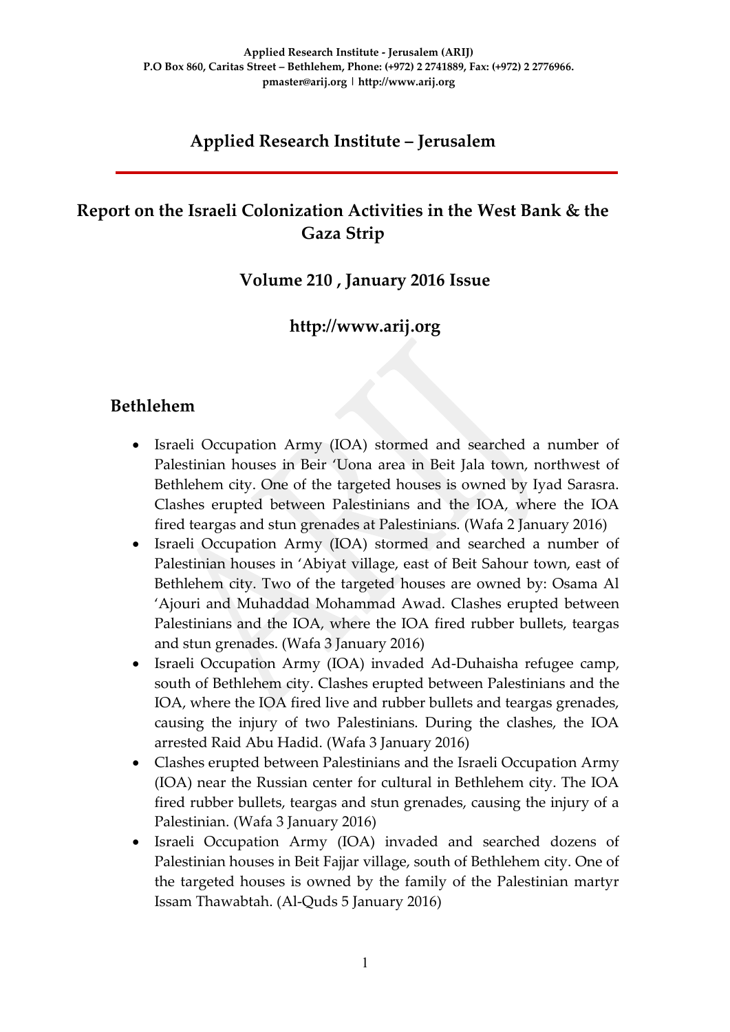**Applied Research Institute - Jerusalem (ARIJ)**
**P.O Box 860, Caritas Street – Bethlehem, Phone: (+972) 2 2741889, Fax: (+972) 2 2776966.**
**pmaster@arij.org | http://www.arij.org**

# Applied Research Institute – Jerusalem

## Report on the Israeli Colonization Activities in the West Bank & the Gaza Strip

### Volume 210 , January 2016 Issue

### http://www.arij.org

## Bethlehem

- Israeli Occupation Army (IOA) stormed and searched a number of Palestinian houses in Beir 'Uona area in Beit Jala town, northwest of Bethlehem city. One of the targeted houses is owned by Iyad Sarasra. Clashes erupted between Palestinians and the IOA, where the IOA fired teargas and stun grenades at Palestinians. (Wafa 2 January 2016)
- Israeli Occupation Army (IOA) stormed and searched a number of Palestinian houses in 'Abiyat village, east of Beit Sahour town, east of Bethlehem city. Two of the targeted houses are owned by: Osama Al 'Ajouri and Muhaddad Mohammad Awad. Clashes erupted between Palestinians and the IOA, where the IOA fired rubber bullets, teargas and stun grenades. (Wafa 3 January 2016)
- Israeli Occupation Army (IOA) invaded Ad-Duhaisha refugee camp, south of Bethlehem city. Clashes erupted between Palestinians and the IOA, where the IOA fired live and rubber bullets and teargas grenades, causing the injury of two Palestinians. During the clashes, the IOA arrested Raid Abu Hadid. (Wafa 3 January 2016)
- Clashes erupted between Palestinians and the Israeli Occupation Army (IOA) near the Russian center for cultural in Bethlehem city. The IOA fired rubber bullets, teargas and stun grenades, causing the injury of a Palestinian. (Wafa 3 January 2016)
- Israeli Occupation Army (IOA) invaded and searched dozens of Palestinian houses in Beit Fajjar village, south of Bethlehem city. One of the targeted houses is owned by the family of the Palestinian martyr Issam Thawabtah. (Al-Quds 5 January 2016)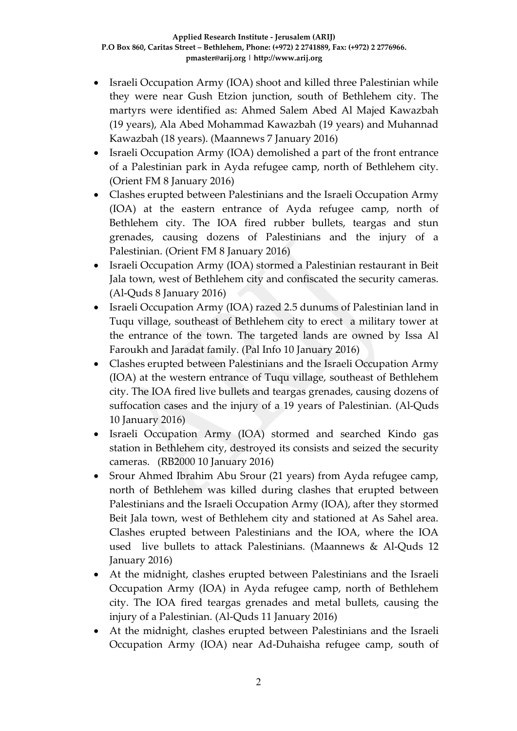- Israeli Occupation Army (IOA) shoot and killed three Palestinian while they were near Gush Etzion junction, south of Bethlehem city. The martyrs were identified as: Ahmed Salem Abed Al Majed Kawazbah (19 years), Ala Abed Mohammad Kawazbah (19 years) and Muhannad Kawazbah (18 years). (Maannews 7 January 2016)
- Israeli Occupation Army (IOA) demolished a part of the front entrance of a Palestinian park in Ayda refugee camp, north of Bethlehem city. (Orient FM 8 January 2016)
- Clashes erupted between Palestinians and the Israeli Occupation Army (IOA) at the eastern entrance of Ayda refugee camp, north of Bethlehem city. The IOA fired rubber bullets, teargas and stun grenades, causing dozens of Palestinians and the injury of a Palestinian. (Orient FM 8 January 2016)
- Israeli Occupation Army (IOA) stormed a Palestinian restaurant in Beit Jala town, west of Bethlehem city and confiscated the security cameras. (Al-Quds 8 January 2016)
- Israeli Occupation Army (IOA) razed 2.5 dunums of Palestinian land in Tuqu village, southeast of Bethlehem city to erect a military tower at the entrance of the town. The targeted lands are owned by Issa Al Faroukh and Jaradat family. (Pal Info 10 January 2016)
- Clashes erupted between Palestinians and the Israeli Occupation Army (IOA) at the western entrance of Tuqu village, southeast of Bethlehem city. The IOA fired live bullets and teargas grenades, causing dozens of suffocation cases and the injury of a 19 years of Palestinian. (Al-Quds 10 January 2016)
- Israeli Occupation Army (IOA) stormed and searched Kindo gas station in Bethlehem city, destroyed its consists and seized the security cameras. (RB2000 10 January 2016)
- Srour Ahmed Ibrahim Abu Srour (21 years) from Ayda refugee camp, north of Bethlehem was killed during clashes that erupted between Palestinians and the Israeli Occupation Army (IOA), after they stormed Beit Jala town, west of Bethlehem city and stationed at As Sahel area. Clashes erupted between Palestinians and the IOA, where the IOA used live bullets to attack Palestinians. (Maannews & Al-Quds 12 January 2016)
- At the midnight, clashes erupted between Palestinians and the Israeli Occupation Army (IOA) in Ayda refugee camp, north of Bethlehem city. The IOA fired teargas grenades and metal bullets, causing the injury of a Palestinian. (Al-Quds 11 January 2016)
- At the midnight, clashes erupted between Palestinians and the Israeli Occupation Army (IOA) near Ad-Duhaisha refugee camp, south of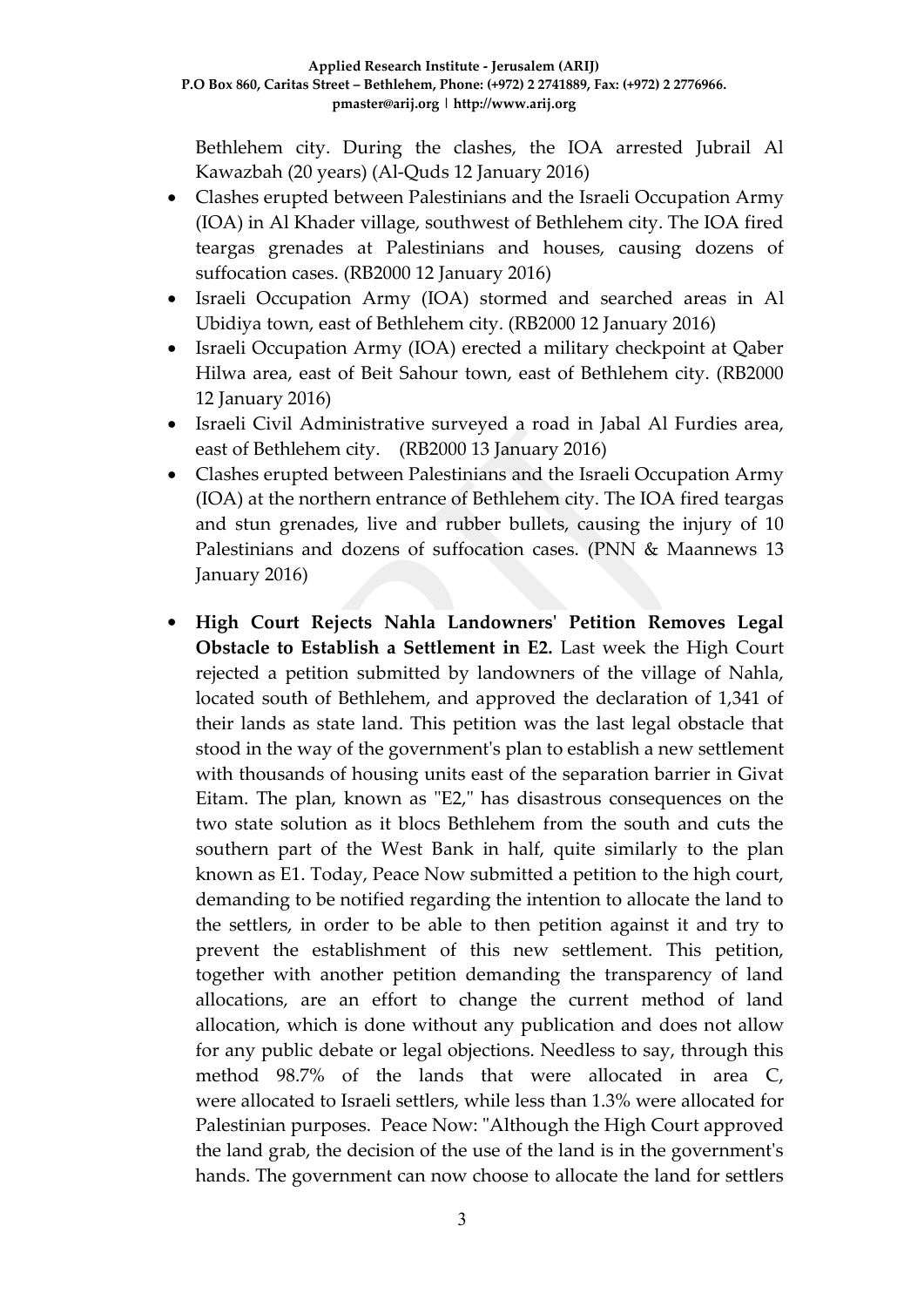Bethlehem city. During the clashes, the IOA arrested Jubrail Al Kawazbah (20 years) (Al-Quds 12 January 2016)

- Clashes erupted between Palestinians and the Israeli Occupation Army (IOA) in Al Khader village, southwest of Bethlehem city. The IOA fired teargas grenades at Palestinians and houses, causing dozens of suffocation cases. (RB2000 12 January 2016)
- Israeli Occupation Army (IOA) stormed and searched areas in Al Ubidiya town, east of Bethlehem city. (RB2000 12 January 2016)
- Israeli Occupation Army (IOA) erected a military checkpoint at Qaber Hilwa area, east of Beit Sahour town, east of Bethlehem city. (RB2000 12 January 2016)
- Israeli Civil Administrative surveyed a road in Jabal Al Furdies area, east of Bethlehem city. (RB2000 13 January 2016)
- Clashes erupted between Palestinians and the Israeli Occupation Army (IOA) at the northern entrance of Bethlehem city. The IOA fired teargas and stun grenades, live and rubber bullets, causing the injury of 10 Palestinians and dozens of suffocation cases. (PNN & Maannews 13 January 2016)

- **High Court Rejects Nahla Landowners' Petition Removes Legal Obstacle to Establish a Settlement in E2.** Last week the High Court rejected a petition submitted by landowners of the village of Nahla, located south of Bethlehem, and approved the declaration of 1,341 of their lands as state land. This petition was the last legal obstacle that stood in the way of the government's plan to establish a new settlement with thousands of housing units east of the separation barrier in Givat Eitam. The plan, known as "E2," has disastrous consequences on the two state solution as it blocs Bethlehem from the south and cuts the southern part of the West Bank in half, quite similarly to the plan known as E1. Today, Peace Now submitted a petition to the high court, demanding to be notified regarding the intention to allocate the land to the settlers, in order to be able to then petition against it and try to prevent the establishment of this new settlement. This petition, together with another petition demanding the transparency of land allocations, are an effort to change the current method of land allocation, which is done without any publication and does not allow for any public debate or legal objections. Needless to say, through this method 98.7% of the lands that were allocated in area C, were allocated to Israeli settlers, while less than 1.3% were allocated for Palestinian purposes. Peace Now: "Although the High Court approved the land grab, the decision of the use of the land is in the government's hands. The government can now choose to allocate the land for settlers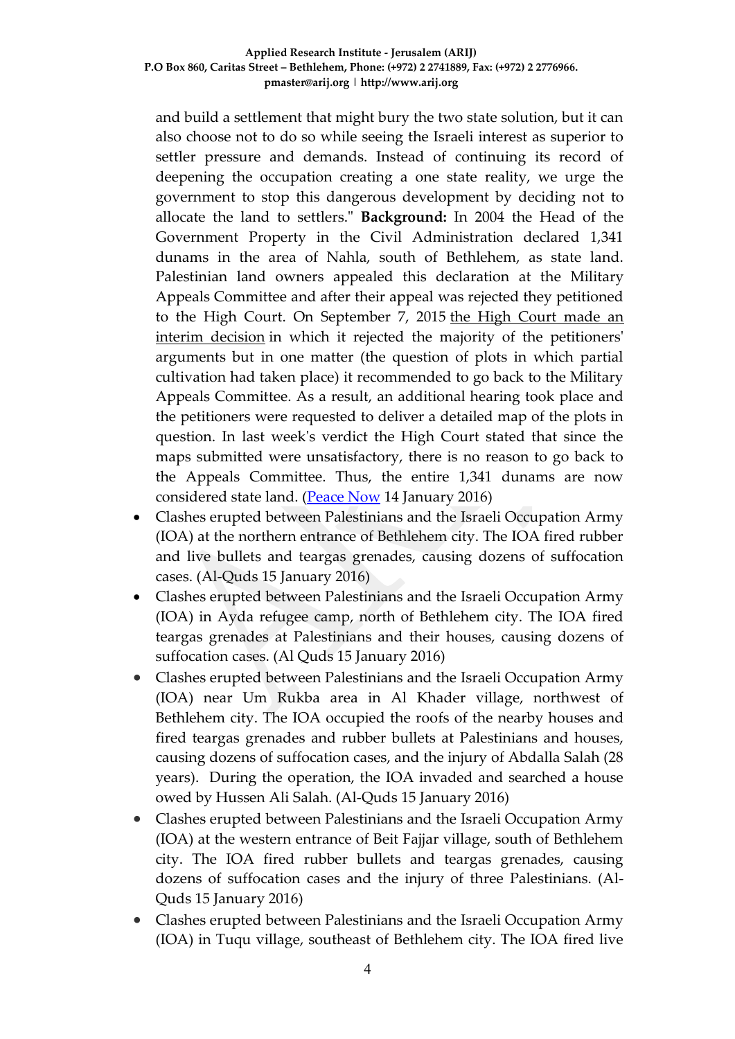and build a settlement that might bury the two state solution, but it can also choose not to do so while seeing the Israeli interest as superior to settler pressure and demands. Instead of continuing its record of deepening the occupation creating a one state reality, we urge the government to stop this dangerous development by deciding not to allocate the land to settlers." **Background:** In 2004 the Head of the Government Property in the Civil Administration declared 1,341 dunams in the area of Nahla, south of Bethlehem, as state land. Palestinian land owners appealed this declaration at the Military Appeals Committee and after their appeal was rejected they petitioned to the High Court. On September 7, 2015 the High Court made an interim decision in which it rejected the majority of the petitioners' arguments but in one matter (the question of plots in which partial cultivation had taken place) it recommended to go back to the Military Appeals Committee. As a result, an additional hearing took place and the petitioners were requested to deliver a detailed map of the plots in question. In last week's verdict the High Court stated that since the maps submitted were unsatisfactory, there is no reason to go back to the Appeals Committee. Thus, the entire 1,341 dunams are now considered state land. (Peace Now 14 January 2016)

- Clashes erupted between Palestinians and the Israeli Occupation Army (IOA) at the northern entrance of Bethlehem city. The IOA fired rubber and live bullets and teargas grenades, causing dozens of suffocation cases. (Al-Quds 15 January 2016)
- Clashes erupted between Palestinians and the Israeli Occupation Army (IOA) in Ayda refugee camp, north of Bethlehem city. The IOA fired teargas grenades at Palestinians and their houses, causing dozens of suffocation cases. (Al Quds 15 January 2016)
- Clashes erupted between Palestinians and the Israeli Occupation Army (IOA) near Um Rukba area in Al Khader village, northwest of Bethlehem city. The IOA occupied the roofs of the nearby houses and fired teargas grenades and rubber bullets at Palestinians and houses, causing dozens of suffocation cases, and the injury of Abdalla Salah (28 years). During the operation, the IOA invaded and searched a house owed by Hussen Ali Salah. (Al-Quds 15 January 2016)
- Clashes erupted between Palestinians and the Israeli Occupation Army (IOA) at the western entrance of Beit Fajjar village, south of Bethlehem city. The IOA fired rubber bullets and teargas grenades, causing dozens of suffocation cases and the injury of three Palestinians. (Al-Quds 15 January 2016)
- Clashes erupted between Palestinians and the Israeli Occupation Army (IOA) in Tuqu village, southeast of Bethlehem city. The IOA fired live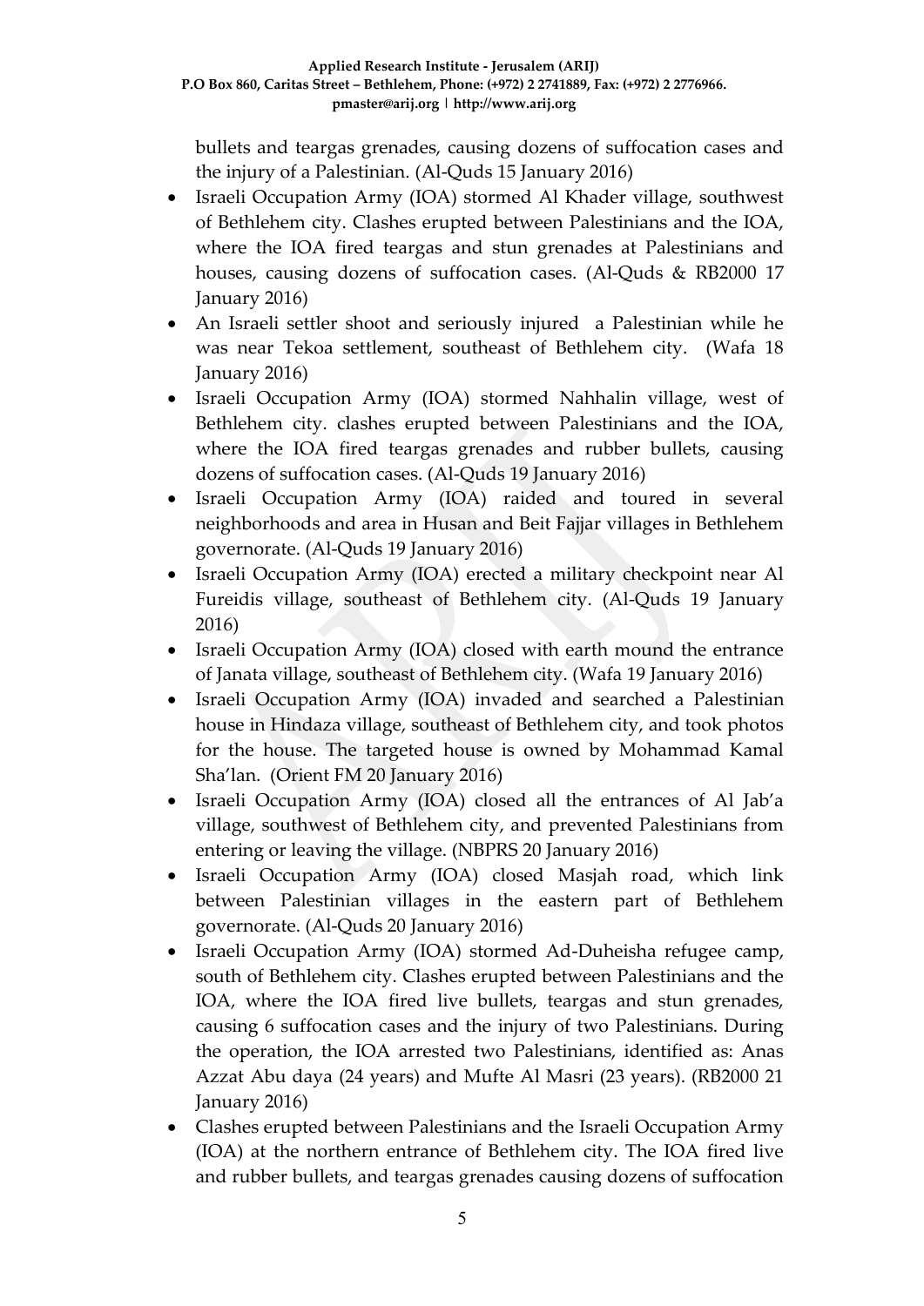bullets and teargas grenades, causing dozens of suffocation cases and the injury of a Palestinian. (Al-Quds 15 January 2016)

- Israeli Occupation Army (IOA) stormed Al Khader village, southwest of Bethlehem city. Clashes erupted between Palestinians and the IOA, where the IOA fired teargas and stun grenades at Palestinians and houses, causing dozens of suffocation cases. (Al-Quds & RB2000 17 January 2016)
- An Israeli settler shoot and seriously injured a Palestinian while he was near Tekoa settlement, southeast of Bethlehem city. (Wafa 18 January 2016)
- Israeli Occupation Army (IOA) stormed Nahhalin village, west of Bethlehem city. clashes erupted between Palestinians and the IOA, where the IOA fired teargas grenades and rubber bullets, causing dozens of suffocation cases. (Al-Quds 19 January 2016)
- Israeli Occupation Army (IOA) raided and toured in several neighborhoods and area in Husan and Beit Fajjar villages in Bethlehem governorate. (Al-Quds 19 January 2016)
- Israeli Occupation Army (IOA) erected a military checkpoint near Al Fureidis village, southeast of Bethlehem city. (Al-Quds 19 January 2016)
- Israeli Occupation Army (IOA) closed with earth mound the entrance of Janata village, southeast of Bethlehem city. (Wafa 19 January 2016)
- Israeli Occupation Army (IOA) invaded and searched a Palestinian house in Hindaza village, southeast of Bethlehem city, and took photos for the house. The targeted house is owned by Mohammad Kamal Sha'lan. (Orient FM 20 January 2016)
- Israeli Occupation Army (IOA) closed all the entrances of Al Jab'a village, southwest of Bethlehem city, and prevented Palestinians from entering or leaving the village. (NBPRS 20 January 2016)
- Israeli Occupation Army (IOA) closed Masjah road, which link between Palestinian villages in the eastern part of Bethlehem governorate. (Al-Quds 20 January 2016)
- Israeli Occupation Army (IOA) stormed Ad-Duheisha refugee camp, south of Bethlehem city. Clashes erupted between Palestinians and the IOA, where the IOA fired live bullets, teargas and stun grenades, causing 6 suffocation cases and the injury of two Palestinians. During the operation, the IOA arrested two Palestinians, identified as: Anas Azzat Abu daya (24 years) and Mufte Al Masri (23 years). (RB2000 21 January 2016)
- Clashes erupted between Palestinians and the Israeli Occupation Army (IOA) at the northern entrance of Bethlehem city. The IOA fired live and rubber bullets, and teargas grenades causing dozens of suffocation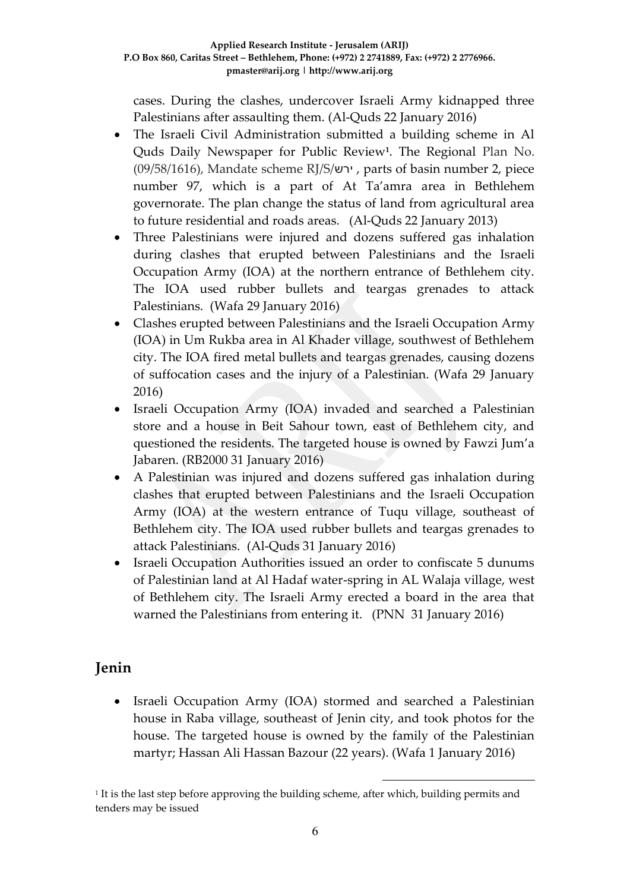cases. During the clashes, undercover Israeli Army kidnapped three Palestinians after assaulting them. (Al-Quds 22 January 2016)

- The Israeli Civil Administration submitted a building scheme in Al Quds Daily Newspaper for Public Review[1]. The Regional Plan No. (09/58/1616), Mandate scheme RJ/S/ירש , parts of basin number 2, piece number 97, which is a part of At Ta'amra area in Bethlehem governorate. The plan change the status of land from agricultural area to future residential and roads areas. (Al-Quds 22 January 2013)
- Three Palestinians were injured and dozens suffered gas inhalation during clashes that erupted between Palestinians and the Israeli Occupation Army (IOA) at the northern entrance of Bethlehem city. The IOA used rubber bullets and teargas grenades to attack Palestinians. (Wafa 29 January 2016)
- Clashes erupted between Palestinians and the Israeli Occupation Army (IOA) in Um Rukba area in Al Khader village, southwest of Bethlehem city. The IOA fired metal bullets and teargas grenades, causing dozens of suffocation cases and the injury of a Palestinian. (Wafa 29 January 2016)
- Israeli Occupation Army (IOA) invaded and searched a Palestinian store and a house in Beit Sahour town, east of Bethlehem city, and questioned the residents. The targeted house is owned by Fawzi Jum'a Jabaren. (RB2000 31 January 2016)
- A Palestinian was injured and dozens suffered gas inhalation during clashes that erupted between Palestinians and the Israeli Occupation Army (IOA) at the western entrance of Tuqu village, southeast of Bethlehem city. The IOA used rubber bullets and teargas grenades to attack Palestinians. (Al-Quds 31 January 2016)
- Israeli Occupation Authorities issued an order to confiscate 5 dunums of Palestinian land at Al Hadaf water-spring in AL Walaja village, west of Bethlehem city. The Israeli Army erected a board in the area that warned the Palestinians from entering it. (PNN 31 January 2016)

## Jenin

- Israeli Occupation Army (IOA) stormed and searched a Palestinian house in Raba village, southeast of Jenin city, and took photos for the house. The targeted house is owned by the family of the Palestinian martyr; Hassan Ali Hassan Bazour (22 years). (Wafa 1 January 2016)

[1] It is the last step before approving the building scheme, after which, building permits and tenders may be issued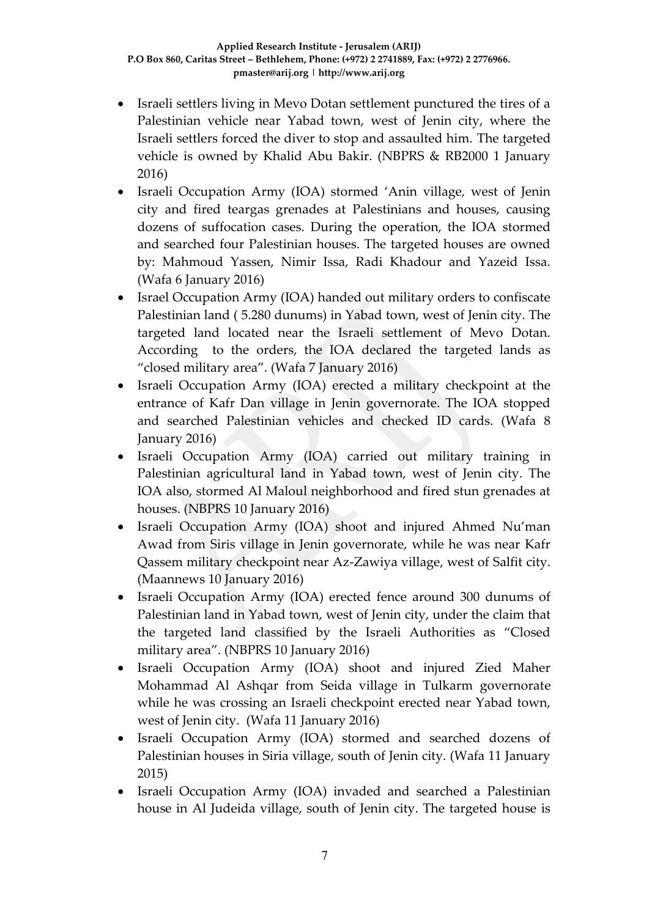- Israeli settlers living in Mevo Dotan settlement punctured the tires of a Palestinian vehicle near Yabad town, west of Jenin city, where the Israeli settlers forced the diver to stop and assaulted him. The targeted vehicle is owned by Khalid Abu Bakir. (NBPRS & RB2000 1 January 2016)
- Israeli Occupation Army (IOA) stormed 'Anin village, west of Jenin city and fired teargas grenades at Palestinians and houses, causing dozens of suffocation cases. During the operation, the IOA stormed and searched four Palestinian houses. The targeted houses are owned by: Mahmoud Yassen, Nimir Issa, Radi Khadour and Yazeid Issa. (Wafa 6 January 2016)
- Israel Occupation Army (IOA) handed out military orders to confiscate Palestinian land ( 5.280 dunums) in Yabad town, west of Jenin city. The targeted land located near the Israeli settlement of Mevo Dotan. According to the orders, the IOA declared the targeted lands as "closed military area". (Wafa 7 January 2016)
- Israeli Occupation Army (IOA) erected a military checkpoint at the entrance of Kafr Dan village in Jenin governorate. The IOA stopped and searched Palestinian vehicles and checked ID cards. (Wafa 8 January 2016)
- Israeli Occupation Army (IOA) carried out military training in Palestinian agricultural land in Yabad town, west of Jenin city. The IOA also, stormed Al Maloul neighborhood and fired stun grenades at houses. (NBPRS 10 January 2016)
- Israeli Occupation Army (IOA) shoot and injured Ahmed Nu'man Awad from Siris village in Jenin governorate, while he was near Kafr Qassem military checkpoint near Az-Zawiya village, west of Salfit city. (Maannews 10 January 2016)
- Israeli Occupation Army (IOA) erected fence around 300 dunums of Palestinian land in Yabad town, west of Jenin city, under the claim that the targeted land classified by the Israeli Authorities as "Closed military area". (NBPRS 10 January 2016)
- Israeli Occupation Army (IOA) shoot and injured Zied Maher Mohammad Al Ashqar from Seida village in Tulkarm governorate while he was crossing an Israeli checkpoint erected near Yabad town, west of Jenin city. (Wafa 11 January 2016)
- Israeli Occupation Army (IOA) stormed and searched dozens of Palestinian houses in Siria village, south of Jenin city. (Wafa 11 January 2015)
- Israeli Occupation Army (IOA) invaded and searched a Palestinian house in Al Judeida village, south of Jenin city. The targeted house is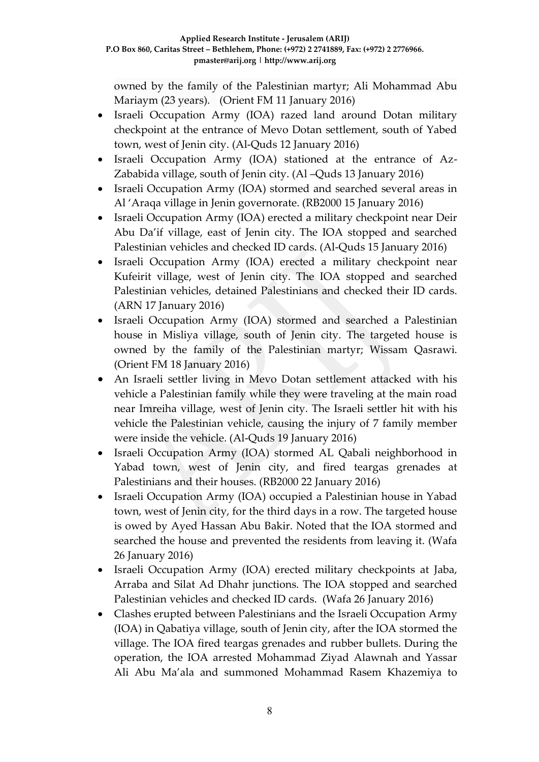owned by the family of the Palestinian martyr; Ali Mohammad Abu Mariaym (23 years). (Orient FM 11 January 2016)

- Israeli Occupation Army (IOA) razed land around Dotan military checkpoint at the entrance of Mevo Dotan settlement, south of Yabed town, west of Jenin city. (Al-Quds 12 January 2016)
- Israeli Occupation Army (IOA) stationed at the entrance of Az-Zababida village, south of Jenin city. (Al –Quds 13 January 2016)
- Israeli Occupation Army (IOA) stormed and searched several areas in Al 'Araqa village in Jenin governorate. (RB2000 15 January 2016)
- Israeli Occupation Army (IOA) erected a military checkpoint near Deir Abu Da'if village, east of Jenin city. The IOA stopped and searched Palestinian vehicles and checked ID cards. (Al-Quds 15 January 2016)
- Israeli Occupation Army (IOA) erected a military checkpoint near Kufeirit village, west of Jenin city. The IOA stopped and searched Palestinian vehicles, detained Palestinians and checked their ID cards. (ARN 17 January 2016)
- Israeli Occupation Army (IOA) stormed and searched a Palestinian house in Misliya village, south of Jenin city. The targeted house is owned by the family of the Palestinian martyr; Wissam Qasrawi. (Orient FM 18 January 2016)
- An Israeli settler living in Mevo Dotan settlement attacked with his vehicle a Palestinian family while they were traveling at the main road near Imreiha village, west of Jenin city. The Israeli settler hit with his vehicle the Palestinian vehicle, causing the injury of 7 family member were inside the vehicle. (Al-Quds 19 January 2016)
- Israeli Occupation Army (IOA) stormed AL Qabali neighborhood in Yabad town, west of Jenin city, and fired teargas grenades at Palestinians and their houses. (RB2000 22 January 2016)
- Israeli Occupation Army (IOA) occupied a Palestinian house in Yabad town, west of Jenin city, for the third days in a row. The targeted house is owed by Ayed Hassan Abu Bakir. Noted that the IOA stormed and searched the house and prevented the residents from leaving it. (Wafa 26 January 2016)
- Israeli Occupation Army (IOA) erected military checkpoints at Jaba, Arraba and Silat Ad Dhahr junctions. The IOA stopped and searched Palestinian vehicles and checked ID cards. (Wafa 26 January 2016)
- Clashes erupted between Palestinians and the Israeli Occupation Army (IOA) in Qabatiya village, south of Jenin city, after the IOA stormed the village. The IOA fired teargas grenades and rubber bullets. During the operation, the IOA arrested Mohammad Ziyad Alawnah and Yassar Ali Abu Ma'ala and summoned Mohammad Rasem Khazemiya to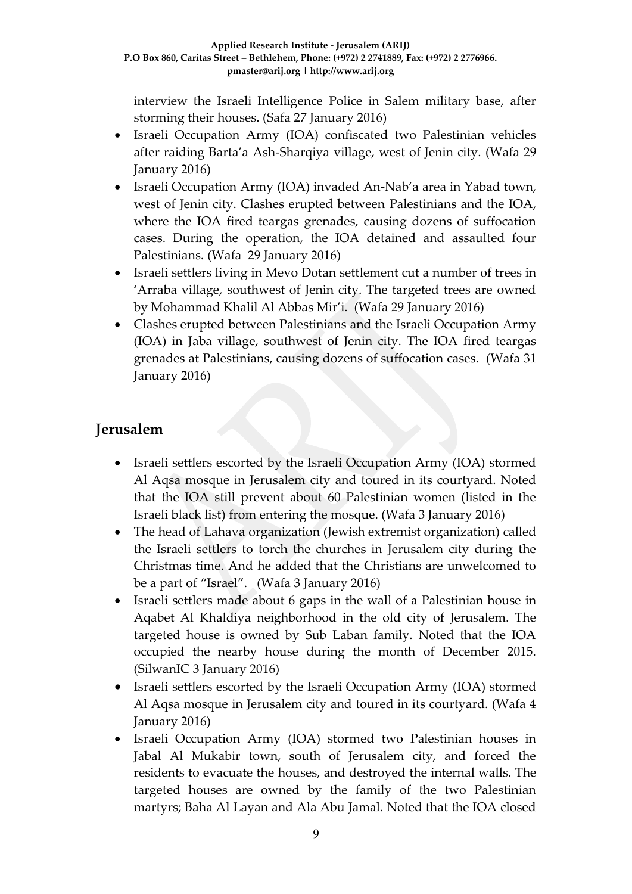interview the Israeli Intelligence Police in Salem military base, after storming their houses. (Safa 27 January 2016)

- Israeli Occupation Army (IOA) confiscated two Palestinian vehicles after raiding Barta'a Ash-Sharqiya village, west of Jenin city. (Wafa 29 January 2016)
- Israeli Occupation Army (IOA) invaded An-Nab'a area in Yabad town, west of Jenin city. Clashes erupted between Palestinians and the IOA, where the IOA fired teargas grenades, causing dozens of suffocation cases. During the operation, the IOA detained and assaulted four Palestinians. (Wafa 29 January 2016)
- Israeli settlers living in Mevo Dotan settlement cut a number of trees in 'Arraba village, southwest of Jenin city. The targeted trees are owned by Mohammad Khalil Al Abbas Mir'i. (Wafa 29 January 2016)
- Clashes erupted between Palestinians and the Israeli Occupation Army (IOA) in Jaba village, southwest of Jenin city. The IOA fired teargas grenades at Palestinians, causing dozens of suffocation cases. (Wafa 31 January 2016)

## Jerusalem

- Israeli settlers escorted by the Israeli Occupation Army (IOA) stormed Al Aqsa mosque in Jerusalem city and toured in its courtyard. Noted that the IOA still prevent about 60 Palestinian women (listed in the Israeli black list) from entering the mosque. (Wafa 3 January 2016)
- The head of Lahava organization (Jewish extremist organization) called the Israeli settlers to torch the churches in Jerusalem city during the Christmas time. And he added that the Christians are unwelcomed to be a part of "Israel". (Wafa 3 January 2016)
- Israeli settlers made about 6 gaps in the wall of a Palestinian house in Aqabet Al Khaldiya neighborhood in the old city of Jerusalem. The targeted house is owned by Sub Laban family. Noted that the IOA occupied the nearby house during the month of December 2015. (SilwanIC 3 January 2016)
- Israeli settlers escorted by the Israeli Occupation Army (IOA) stormed Al Aqsa mosque in Jerusalem city and toured in its courtyard. (Wafa 4 January 2016)
- Israeli Occupation Army (IOA) stormed two Palestinian houses in Jabal Al Mukabir town, south of Jerusalem city, and forced the residents to evacuate the houses, and destroyed the internal walls. The targeted houses are owned by the family of the two Palestinian martyrs; Baha Al Layan and Ala Abu Jamal. Noted that the IOA closed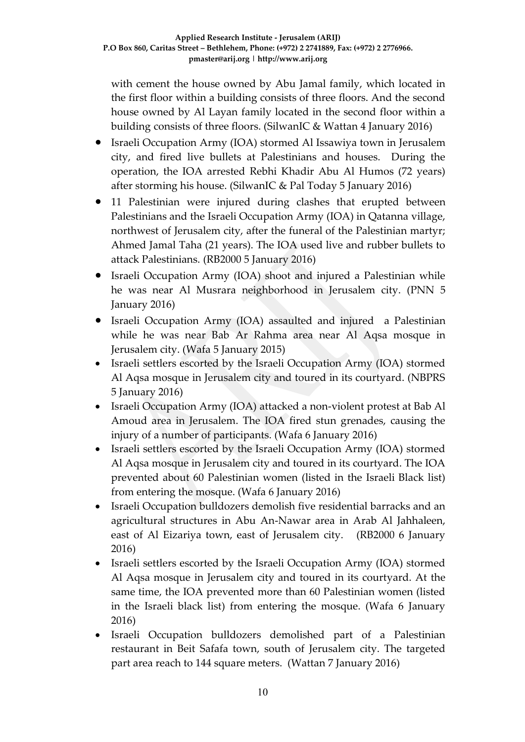with cement the house owned by Abu Jamal family, which located in the first floor within a building consists of three floors. And the second house owned by Al Layan family located in the second floor within a building consists of three floors. (SilwanIC & Wattan 4 January 2016)

- Israeli Occupation Army (IOA) stormed Al Issawiya town in Jerusalem city, and fired live bullets at Palestinians and houses. During the operation, the IOA arrested Rebhi Khadir Abu Al Humos (72 years) after storming his house. (SilwanIC & Pal Today 5 January 2016)
- 11 Palestinian were injured during clashes that erupted between Palestinians and the Israeli Occupation Army (IOA) in Qatanna village, northwest of Jerusalem city, after the funeral of the Palestinian martyr; Ahmed Jamal Taha (21 years). The IOA used live and rubber bullets to attack Palestinians. (RB2000 5 January 2016)
- Israeli Occupation Army (IOA) shoot and injured a Palestinian while he was near Al Musrara neighborhood in Jerusalem city. (PNN 5 January 2016)
- Israeli Occupation Army (IOA) assaulted and injured a Palestinian while he was near Bab Ar Rahma area near Al Aqsa mosque in Jerusalem city. (Wafa 5 January 2015)
- Israeli settlers escorted by the Israeli Occupation Army (IOA) stormed Al Aqsa mosque in Jerusalem city and toured in its courtyard. (NBPRS 5 January 2016)
- Israeli Occupation Army (IOA) attacked a non-violent protest at Bab Al Amoud area in Jerusalem. The IOA fired stun grenades, causing the injury of a number of participants. (Wafa 6 January 2016)
- Israeli settlers escorted by the Israeli Occupation Army (IOA) stormed Al Aqsa mosque in Jerusalem city and toured in its courtyard. The IOA prevented about 60 Palestinian women (listed in the Israeli Black list) from entering the mosque. (Wafa 6 January 2016)
- Israeli Occupation bulldozers demolish five residential barracks and an agricultural structures in Abu An-Nawar area in Arab Al Jahhaleen, east of Al Eizariya town, east of Jerusalem city. (RB2000 6 January 2016)
- Israeli settlers escorted by the Israeli Occupation Army (IOA) stormed Al Aqsa mosque in Jerusalem city and toured in its courtyard. At the same time, the IOA prevented more than 60 Palestinian women (listed in the Israeli black list) from entering the mosque. (Wafa 6 January 2016)
- Israeli Occupation bulldozers demolished part of a Palestinian restaurant in Beit Safafa town, south of Jerusalem city. The targeted part area reach to 144 square meters. (Wattan 7 January 2016)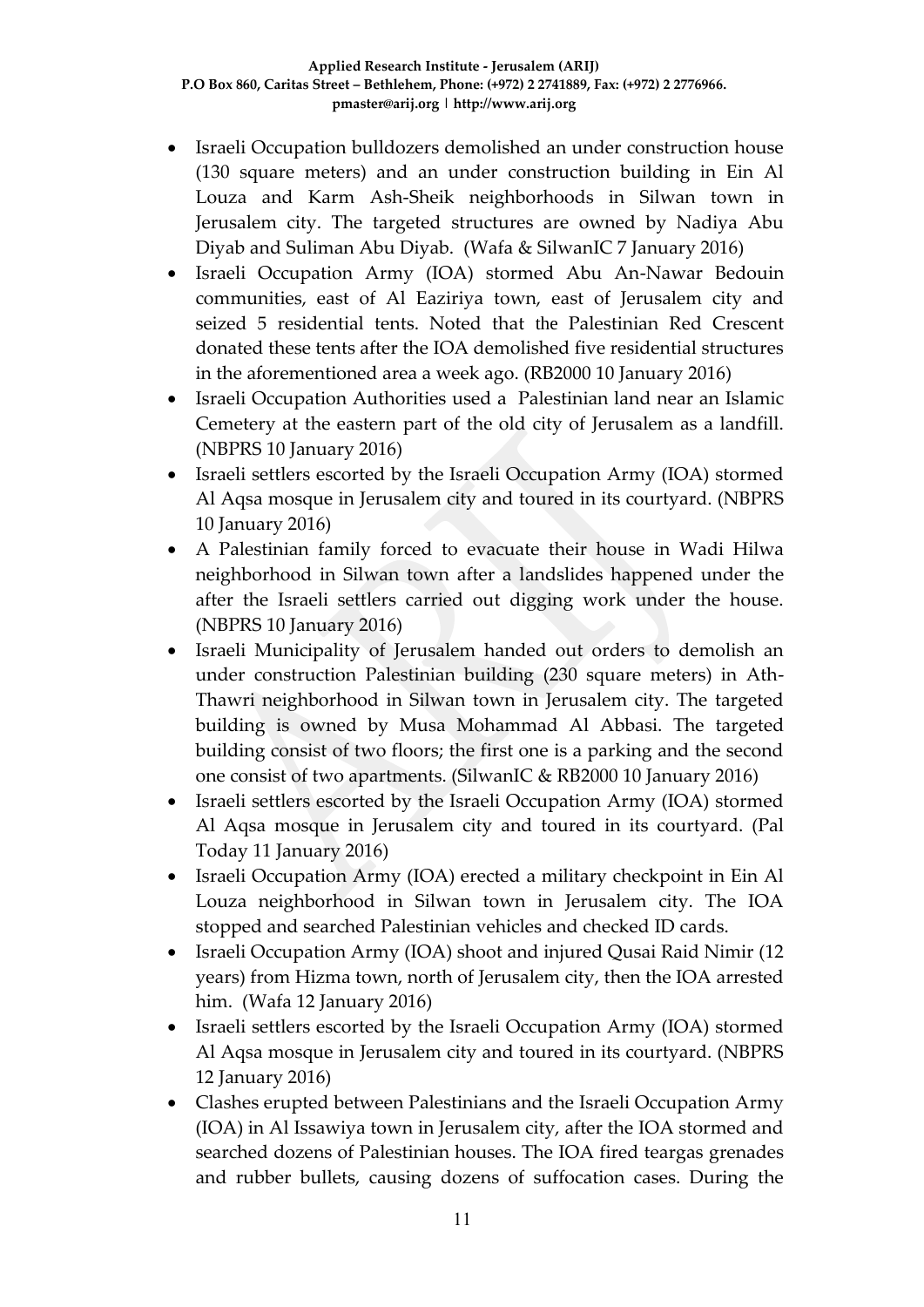- Israeli Occupation bulldozers demolished an under construction house (130 square meters) and an under construction building in Ein Al Louza and Karm Ash-Sheik neighborhoods in Silwan town in Jerusalem city. The targeted structures are owned by Nadiya Abu Diyab and Suliman Abu Diyab. (Wafa & SilwanIC 7 January 2016)
- Israeli Occupation Army (IOA) stormed Abu An-Nawar Bedouin communities, east of Al Eaziriya town, east of Jerusalem city and seized 5 residential tents. Noted that the Palestinian Red Crescent donated these tents after the IOA demolished five residential structures in the aforementioned area a week ago. (RB2000 10 January 2016)
- Israeli Occupation Authorities used a Palestinian land near an Islamic Cemetery at the eastern part of the old city of Jerusalem as a landfill. (NBPRS 10 January 2016)
- Israeli settlers escorted by the Israeli Occupation Army (IOA) stormed Al Aqsa mosque in Jerusalem city and toured in its courtyard. (NBPRS 10 January 2016)
- A Palestinian family forced to evacuate their house in Wadi Hilwa neighborhood in Silwan town after a landslides happened under the after the Israeli settlers carried out digging work under the house. (NBPRS 10 January 2016)
- Israeli Municipality of Jerusalem handed out orders to demolish an under construction Palestinian building (230 square meters) in Ath-Thawri neighborhood in Silwan town in Jerusalem city. The targeted building is owned by Musa Mohammad Al Abbasi. The targeted building consist of two floors; the first one is a parking and the second one consist of two apartments. (SilwanIC & RB2000 10 January 2016)
- Israeli settlers escorted by the Israeli Occupation Army (IOA) stormed Al Aqsa mosque in Jerusalem city and toured in its courtyard. (Pal Today 11 January 2016)
- Israeli Occupation Army (IOA) erected a military checkpoint in Ein Al Louza neighborhood in Silwan town in Jerusalem city. The IOA stopped and searched Palestinian vehicles and checked ID cards.
- Israeli Occupation Army (IOA) shoot and injured Qusai Raid Nimir (12 years) from Hizma town, north of Jerusalem city, then the IOA arrested him. (Wafa 12 January 2016)
- Israeli settlers escorted by the Israeli Occupation Army (IOA) stormed Al Aqsa mosque in Jerusalem city and toured in its courtyard. (NBPRS 12 January 2016)
- Clashes erupted between Palestinians and the Israeli Occupation Army (IOA) in Al Issawiya town in Jerusalem city, after the IOA stormed and searched dozens of Palestinian houses. The IOA fired teargas grenades and rubber bullets, causing dozens of suffocation cases. During the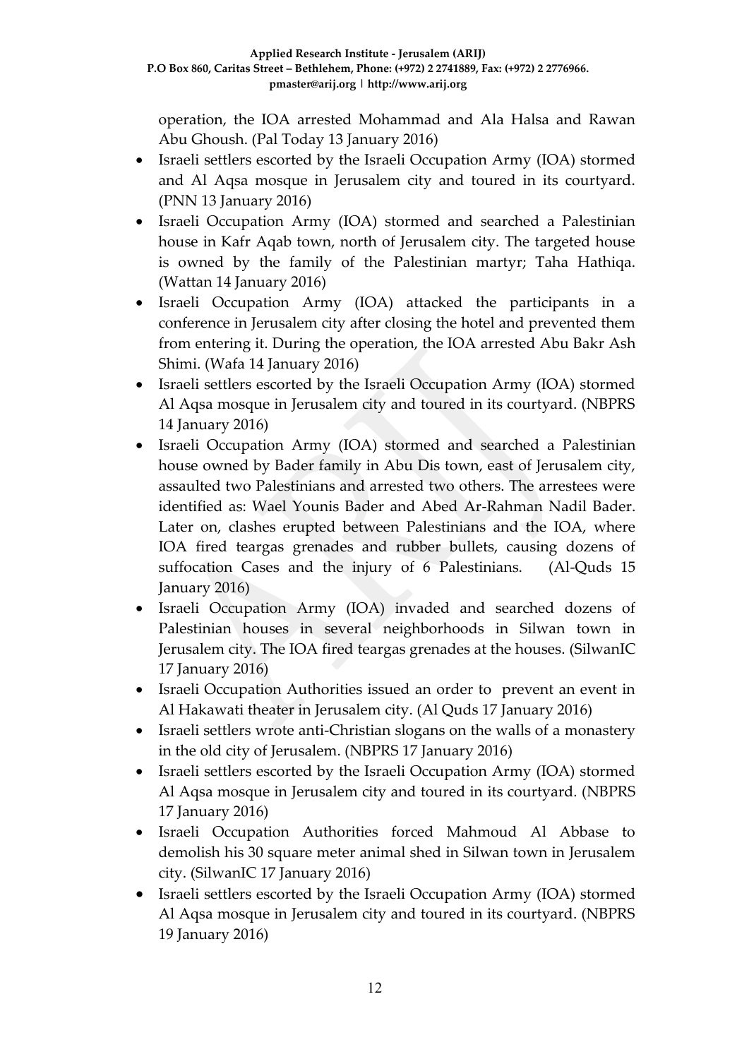operation, the IOA arrested Mohammad and Ala Halsa and Rawan Abu Ghoush. (Pal Today 13 January 2016)

- Israeli settlers escorted by the Israeli Occupation Army (IOA) stormed and Al Aqsa mosque in Jerusalem city and toured in its courtyard. (PNN 13 January 2016)
- Israeli Occupation Army (IOA) stormed and searched a Palestinian house in Kafr Aqab town, north of Jerusalem city. The targeted house is owned by the family of the Palestinian martyr; Taha Hathiqa. (Wattan 14 January 2016)
- Israeli Occupation Army (IOA) attacked the participants in a conference in Jerusalem city after closing the hotel and prevented them from entering it. During the operation, the IOA arrested Abu Bakr Ash Shimi. (Wafa 14 January 2016)
- Israeli settlers escorted by the Israeli Occupation Army (IOA) stormed Al Aqsa mosque in Jerusalem city and toured in its courtyard. (NBPRS 14 January 2016)
- Israeli Occupation Army (IOA) stormed and searched a Palestinian house owned by Bader family in Abu Dis town, east of Jerusalem city, assaulted two Palestinians and arrested two others. The arrestees were identified as: Wael Younis Bader and Abed Ar-Rahman Nadil Bader. Later on, clashes erupted between Palestinians and the IOA, where IOA fired teargas grenades and rubber bullets, causing dozens of suffocation Cases and the injury of 6 Palestinians. (Al-Quds 15 January 2016)
- Israeli Occupation Army (IOA) invaded and searched dozens of Palestinian houses in several neighborhoods in Silwan town in Jerusalem city. The IOA fired teargas grenades at the houses. (SilwanIC 17 January 2016)
- Israeli Occupation Authorities issued an order to prevent an event in Al Hakawati theater in Jerusalem city. (Al Quds 17 January 2016)
- Israeli settlers wrote anti-Christian slogans on the walls of a monastery in the old city of Jerusalem. (NBPRS 17 January 2016)
- Israeli settlers escorted by the Israeli Occupation Army (IOA) stormed Al Aqsa mosque in Jerusalem city and toured in its courtyard. (NBPRS 17 January 2016)
- Israeli Occupation Authorities forced Mahmoud Al Abbase to demolish his 30 square meter animal shed in Silwan town in Jerusalem city. (SilwanIC 17 January 2016)
- Israeli settlers escorted by the Israeli Occupation Army (IOA) stormed Al Aqsa mosque in Jerusalem city and toured in its courtyard. (NBPRS 19 January 2016)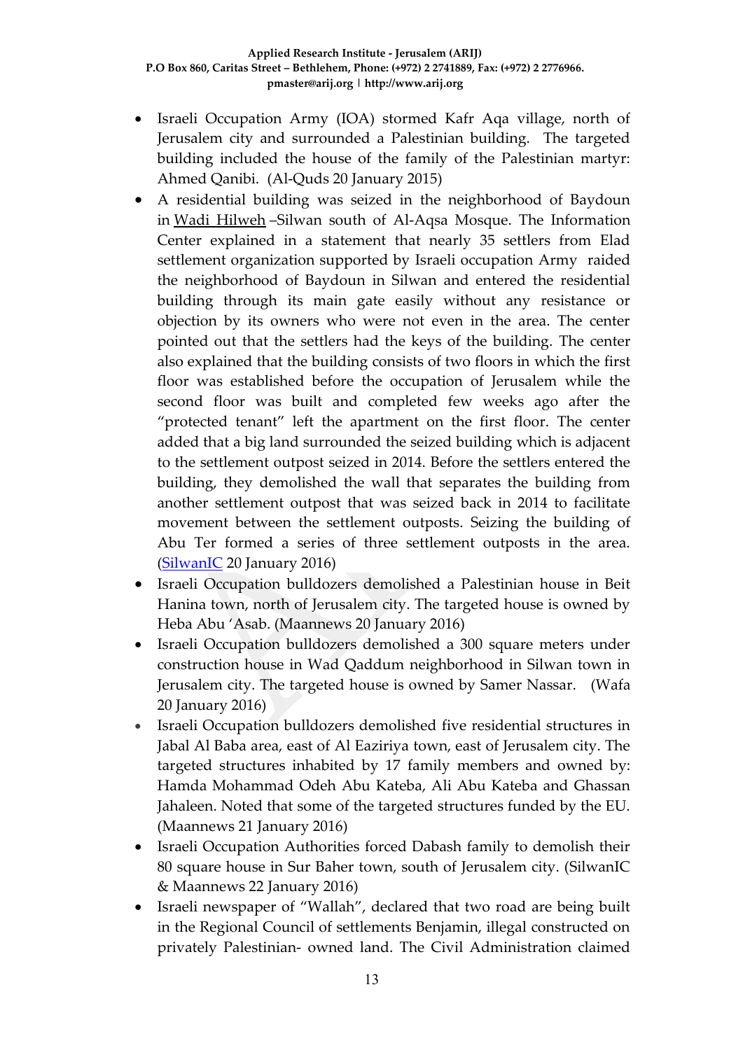- Israeli Occupation Army (IOA) stormed Kafr Aqa village, north of Jerusalem city and surrounded a Palestinian building. The targeted building included the house of the family of the Palestinian martyr: Ahmed Qanibi. (Al-Quds 20 January 2015)
- A residential building was seized in the neighborhood of Baydoun in Wadi Hilweh –Silwan south of Al-Aqsa Mosque. The Information Center explained in a statement that nearly 35 settlers from Elad settlement organization supported by Israeli occupation Army raided the neighborhood of Baydoun in Silwan and entered the residential building through its main gate easily without any resistance or objection by its owners who were not even in the area. The center pointed out that the settlers had the keys of the building. The center also explained that the building consists of two floors in which the first floor was established before the occupation of Jerusalem while the second floor was built and completed few weeks ago after the "protected tenant" left the apartment on the first floor. The center added that a big land surrounded the seized building which is adjacent to the settlement outpost seized in 2014. Before the settlers entered the building, they demolished the wall that separates the building from another settlement outpost that was seized back in 2014 to facilitate movement between the settlement outposts. Seizing the building of Abu Ter formed a series of three settlement outposts in the area. (SilwanIC 20 January 2016)
- Israeli Occupation bulldozers demolished a Palestinian house in Beit Hanina town, north of Jerusalem city. The targeted house is owned by Heba Abu 'Asab. (Maannews 20 January 2016)
- Israeli Occupation bulldozers demolished a 300 square meters under construction house in Wad Qaddum neighborhood in Silwan town in Jerusalem city. The targeted house is owned by Samer Nassar. (Wafa 20 January 2016)
- Israeli Occupation bulldozers demolished five residential structures in Jabal Al Baba area, east of Al Eaziriya town, east of Jerusalem city. The targeted structures inhabited by 17 family members and owned by: Hamda Mohammad Odeh Abu Kateba, Ali Abu Kateba and Ghassan Jahaleen. Noted that some of the targeted structures funded by the EU. (Maannews 21 January 2016)
- Israeli Occupation Authorities forced Dabash family to demolish their 80 square house in Sur Baher town, south of Jerusalem city. (SilwanIC & Maannews 22 January 2016)
- Israeli newspaper of "Wallah", declared that two road are being built in the Regional Council of settlements Benjamin, illegal constructed on privately Palestinian- owned land. The Civil Administration claimed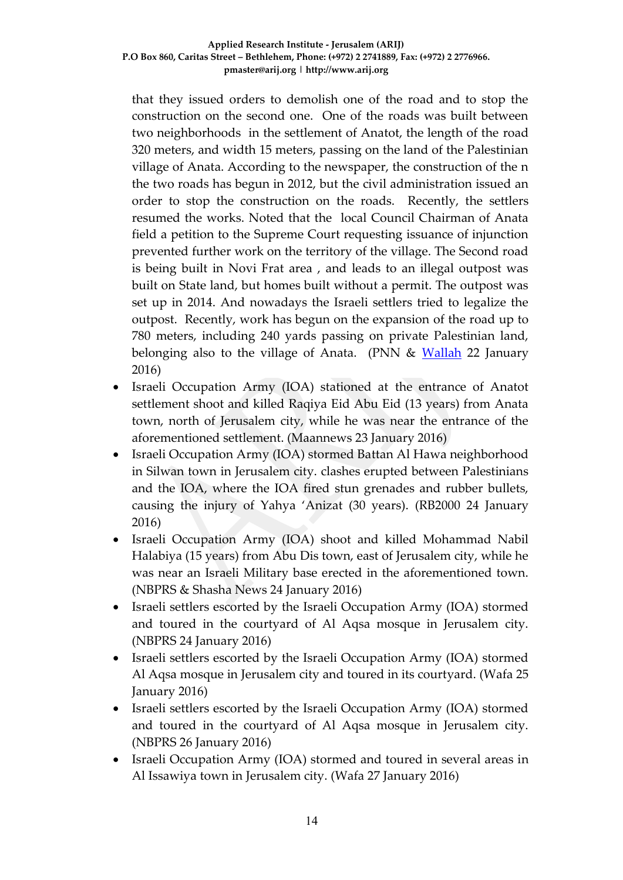that they issued orders to demolish one of the road and to stop the construction on the second one. One of the roads was built between two neighborhoods in the settlement of Anatot, the length of the road 320 meters, and width 15 meters, passing on the land of the Palestinian village of Anata. According to the newspaper, the construction of the n the two roads has begun in 2012, but the civil administration issued an order to stop the construction on the roads. Recently, the settlers resumed the works. Noted that the local Council Chairman of Anata field a petition to the Supreme Court requesting issuance of injunction prevented further work on the territory of the village. The Second road is being built in Novi Frat area , and leads to an illegal outpost was built on State land, but homes built without a permit. The outpost was set up in 2014. And nowadays the Israeli settlers tried to legalize the outpost. Recently, work has begun on the expansion of the road up to 780 meters, including 240 yards passing on private Palestinian land, belonging also to the village of Anata. (PNN & Wallah 22 January 2016)

- Israeli Occupation Army (IOA) stationed at the entrance of Anatot settlement shoot and killed Raqiya Eid Abu Eid (13 years) from Anata town, north of Jerusalem city, while he was near the entrance of the aforementioned settlement. (Maannews 23 January 2016)
- Israeli Occupation Army (IOA) stormed Battan Al Hawa neighborhood in Silwan town in Jerusalem city. clashes erupted between Palestinians and the IOA, where the IOA fired stun grenades and rubber bullets, causing the injury of Yahya 'Anizat (30 years). (RB2000 24 January 2016)
- Israeli Occupation Army (IOA) shoot and killed Mohammad Nabil Halabiya (15 years) from Abu Dis town, east of Jerusalem city, while he was near an Israeli Military base erected in the aforementioned town. (NBPRS & Shasha News 24 January 2016)
- Israeli settlers escorted by the Israeli Occupation Army (IOA) stormed and toured in the courtyard of Al Aqsa mosque in Jerusalem city. (NBPRS 24 January 2016)
- Israeli settlers escorted by the Israeli Occupation Army (IOA) stormed Al Aqsa mosque in Jerusalem city and toured in its courtyard. (Wafa 25 January 2016)
- Israeli settlers escorted by the Israeli Occupation Army (IOA) stormed and toured in the courtyard of Al Aqsa mosque in Jerusalem city. (NBPRS 26 January 2016)
- Israeli Occupation Army (IOA) stormed and toured in several areas in Al Issawiya town in Jerusalem city. (Wafa 27 January 2016)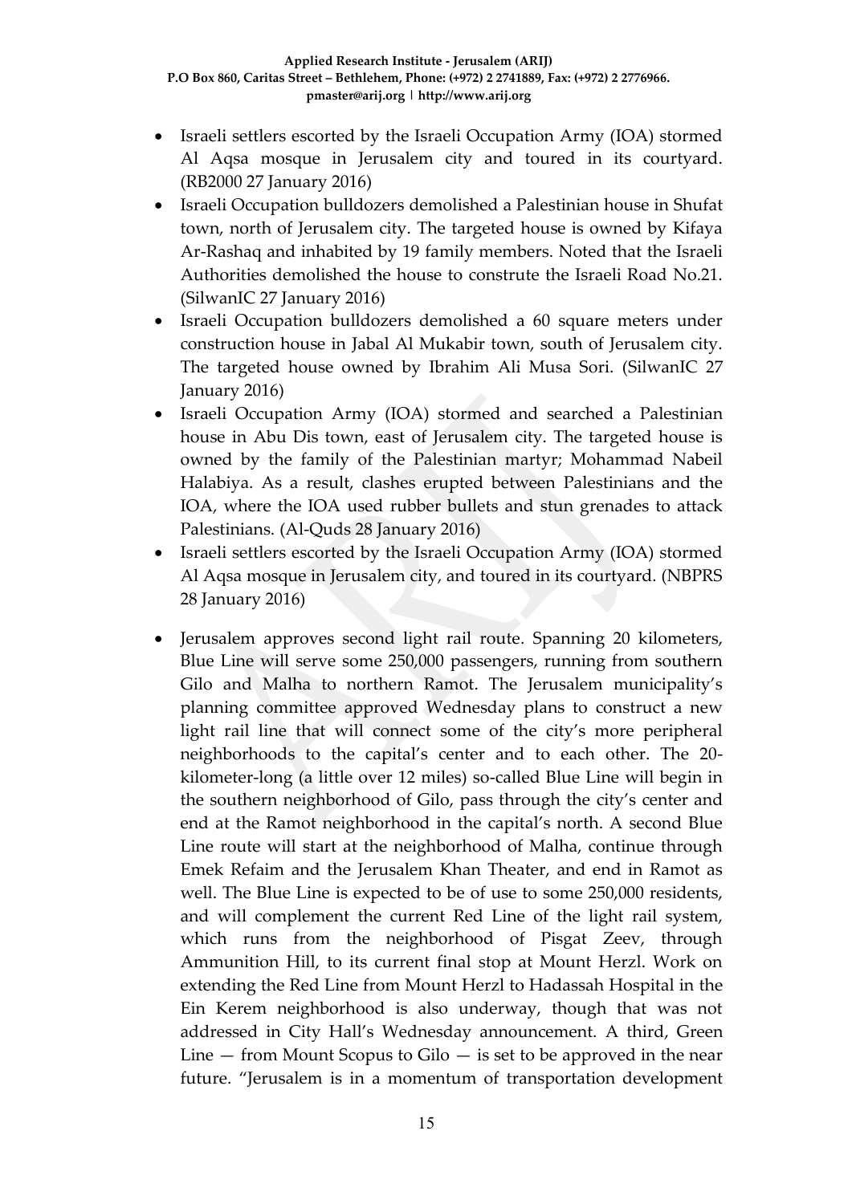- Israeli settlers escorted by the Israeli Occupation Army (IOA) stormed Al Aqsa mosque in Jerusalem city and toured in its courtyard. (RB2000 27 January 2016)
- Israeli Occupation bulldozers demolished a Palestinian house in Shufat town, north of Jerusalem city. The targeted house is owned by Kifaya Ar-Rashaq and inhabited by 19 family members. Noted that the Israeli Authorities demolished the house to construte the Israeli Road No.21. (SilwanIC 27 January 2016)
- Israeli Occupation bulldozers demolished a 60 square meters under construction house in Jabal Al Mukabir town, south of Jerusalem city. The targeted house owned by Ibrahim Ali Musa Sori. (SilwanIC 27 January 2016)
- Israeli Occupation Army (IOA) stormed and searched a Palestinian house in Abu Dis town, east of Jerusalem city. The targeted house is owned by the family of the Palestinian martyr; Mohammad Nabeil Halabiya. As a result, clashes erupted between Palestinians and the IOA, where the IOA used rubber bullets and stun grenades to attack Palestinians. (Al-Quds 28 January 2016)
- Israeli settlers escorted by the Israeli Occupation Army (IOA) stormed Al Aqsa mosque in Jerusalem city, and toured in its courtyard. (NBPRS 28 January 2016)
- Jerusalem approves second light rail route. Spanning 20 kilometers, Blue Line will serve some 250,000 passengers, running from southern Gilo and Malha to northern Ramot. The Jerusalem municipality's planning committee approved Wednesday plans to construct a new light rail line that will connect some of the city's more peripheral neighborhoods to the capital's center and to each other. The 20-kilometer-long (a little over 12 miles) so-called Blue Line will begin in the southern neighborhood of Gilo, pass through the city's center and end at the Ramot neighborhood in the capital's north. A second Blue Line route will start at the neighborhood of Malha, continue through Emek Refaim and the Jerusalem Khan Theater, and end in Ramot as well. The Blue Line is expected to be of use to some 250,000 residents, and will complement the current Red Line of the light rail system, which runs from the neighborhood of Pisgat Zeev, through Ammunition Hill, to its current final stop at Mount Herzl. Work on extending the Red Line from Mount Herzl to Hadassah Hospital in the Ein Kerem neighborhood is also underway, though that was not addressed in City Hall's Wednesday announcement. A third, Green Line — from Mount Scopus to Gilo — is set to be approved in the near future. "Jerusalem is in a momentum of transportation development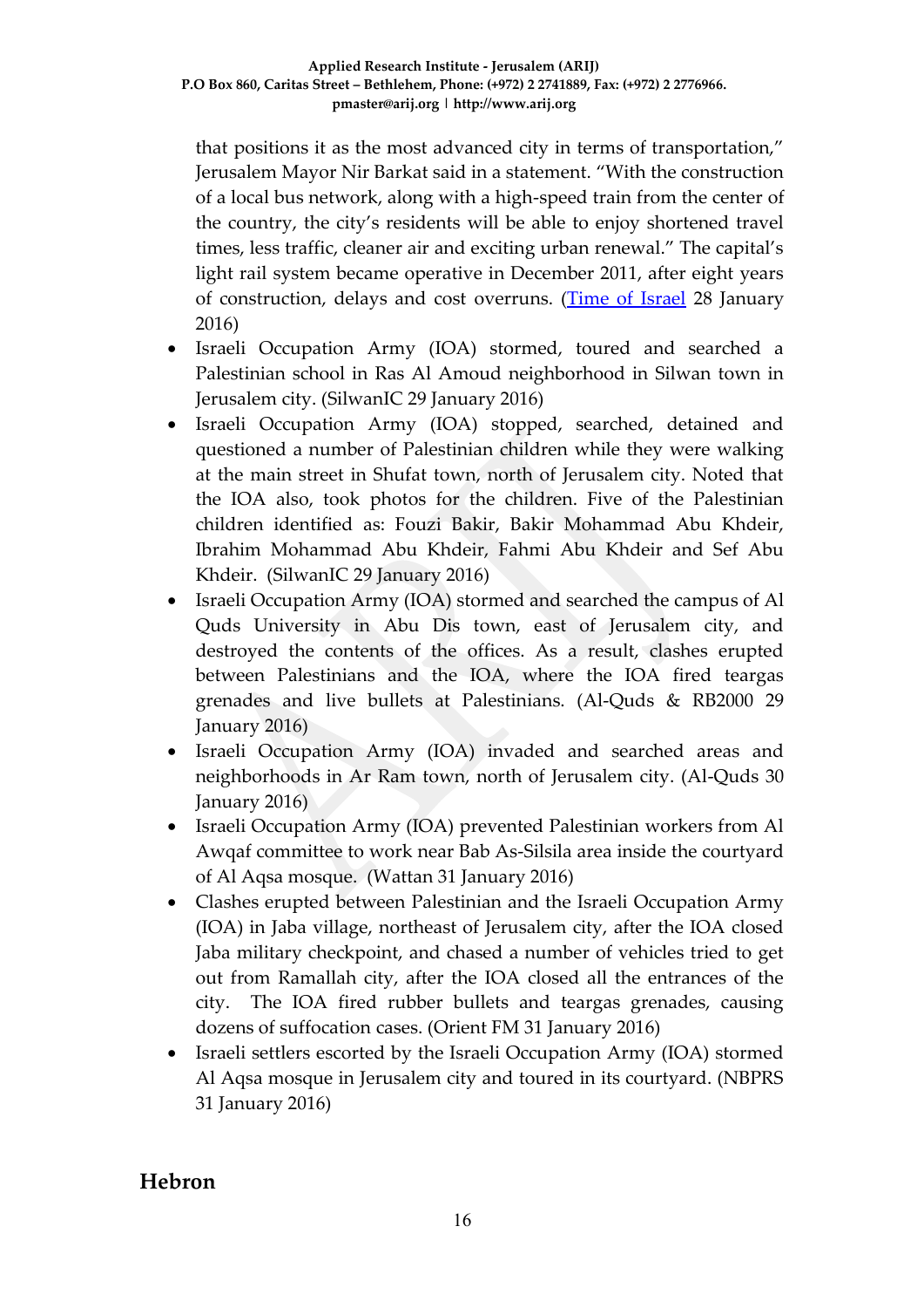that positions it as the most advanced city in terms of transportation," Jerusalem Mayor Nir Barkat said in a statement. "With the construction of a local bus network, along with a high-speed train from the center of the country, the city's residents will be able to enjoy shortened travel times, less traffic, cleaner air and exciting urban renewal." The capital's light rail system became operative in December 2011, after eight years of construction, delays and cost overruns. (Time of Israel 28 January 2016)

- Israeli Occupation Army (IOA) stormed, toured and searched a Palestinian school in Ras Al Amoud neighborhood in Silwan town in Jerusalem city. (SilwanIC 29 January 2016)
- Israeli Occupation Army (IOA) stopped, searched, detained and questioned a number of Palestinian children while they were walking at the main street in Shufat town, north of Jerusalem city. Noted that the IOA also, took photos for the children. Five of the Palestinian children identified as: Fouzi Bakir, Bakir Mohammad Abu Khdeir, Ibrahim Mohammad Abu Khdeir, Fahmi Abu Khdeir and Sef Abu Khdeir. (SilwanIC 29 January 2016)
- Israeli Occupation Army (IOA) stormed and searched the campus of Al Quds University in Abu Dis town, east of Jerusalem city, and destroyed the contents of the offices. As a result, clashes erupted between Palestinians and the IOA, where the IOA fired teargas grenades and live bullets at Palestinians. (Al-Quds & RB2000 29 January 2016)
- Israeli Occupation Army (IOA) invaded and searched areas and neighborhoods in Ar Ram town, north of Jerusalem city. (Al-Quds 30 January 2016)
- Israeli Occupation Army (IOA) prevented Palestinian workers from Al Awqaf committee to work near Bab As-Silsila area inside the courtyard of Al Aqsa mosque. (Wattan 31 January 2016)
- Clashes erupted between Palestinian and the Israeli Occupation Army (IOA) in Jaba village, northeast of Jerusalem city, after the IOA closed Jaba military checkpoint, and chased a number of vehicles tried to get out from Ramallah city, after the IOA closed all the entrances of the city. The IOA fired rubber bullets and teargas grenades, causing dozens of suffocation cases. (Orient FM 31 January 2016)
- Israeli settlers escorted by the Israeli Occupation Army (IOA) stormed Al Aqsa mosque in Jerusalem city and toured in its courtyard. (NBPRS 31 January 2016)

## Hebron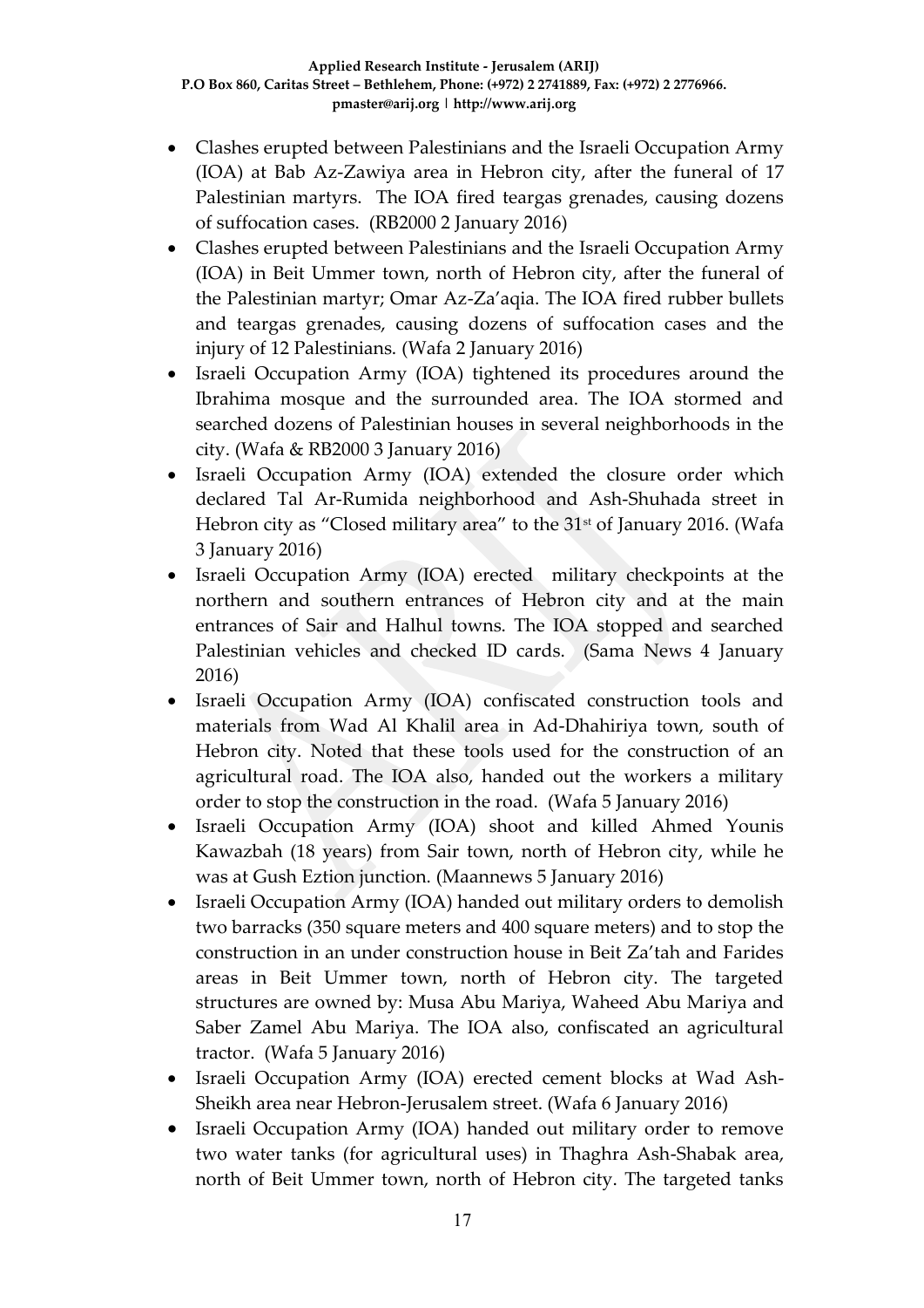- Clashes erupted between Palestinians and the Israeli Occupation Army (IOA) at Bab Az-Zawiya area in Hebron city, after the funeral of 17 Palestinian martyrs. The IOA fired teargas grenades, causing dozens of suffocation cases. (RB2000 2 January 2016)
- Clashes erupted between Palestinians and the Israeli Occupation Army (IOA) in Beit Ummer town, north of Hebron city, after the funeral of the Palestinian martyr; Omar Az-Za'aqia. The IOA fired rubber bullets and teargas grenades, causing dozens of suffocation cases and the injury of 12 Palestinians. (Wafa 2 January 2016)
- Israeli Occupation Army (IOA) tightened its procedures around the Ibrahima mosque and the surrounded area. The IOA stormed and searched dozens of Palestinian houses in several neighborhoods in the city. (Wafa & RB2000 3 January 2016)
- Israeli Occupation Army (IOA) extended the closure order which declared Tal Ar-Rumida neighborhood and Ash-Shuhada street in Hebron city as "Closed military area" to the 31st of January 2016. (Wafa 3 January 2016)
- Israeli Occupation Army (IOA) erected military checkpoints at the northern and southern entrances of Hebron city and at the main entrances of Sair and Halhul towns. The IOA stopped and searched Palestinian vehicles and checked ID cards. (Sama News 4 January 2016)
- Israeli Occupation Army (IOA) confiscated construction tools and materials from Wad Al Khalil area in Ad-Dhahiriya town, south of Hebron city. Noted that these tools used for the construction of an agricultural road. The IOA also, handed out the workers a military order to stop the construction in the road. (Wafa 5 January 2016)
- Israeli Occupation Army (IOA) shoot and killed Ahmed Younis Kawazbah (18 years) from Sair town, north of Hebron city, while he was at Gush Eztion junction. (Maannews 5 January 2016)
- Israeli Occupation Army (IOA) handed out military orders to demolish two barracks (350 square meters and 400 square meters) and to stop the construction in an under construction house in Beit Za'tah and Farides areas in Beit Ummer town, north of Hebron city. The targeted structures are owned by: Musa Abu Mariya, Waheed Abu Mariya and Saber Zamel Abu Mariya. The IOA also, confiscated an agricultural tractor. (Wafa 5 January 2016)
- Israeli Occupation Army (IOA) erected cement blocks at Wad Ash-Sheikh area near Hebron-Jerusalem street. (Wafa 6 January 2016)
- Israeli Occupation Army (IOA) handed out military order to remove two water tanks (for agricultural uses) in Thaghra Ash-Shabak area, north of Beit Ummer town, north of Hebron city. The targeted tanks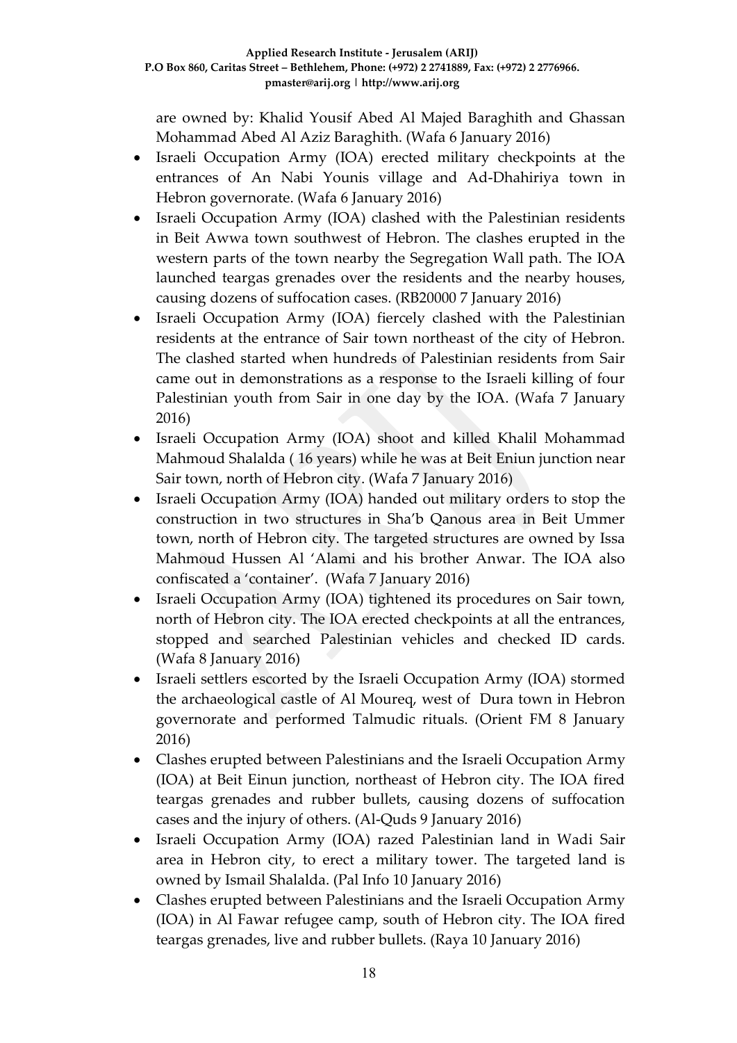are owned by: Khalid Yousif Abed Al Majed Baraghith and Ghassan Mohammad Abed Al Aziz Baraghith. (Wafa 6 January 2016)

- Israeli Occupation Army (IOA) erected military checkpoints at the entrances of An Nabi Younis village and Ad-Dhahiriya town in Hebron governorate. (Wafa 6 January 2016)
- Israeli Occupation Army (IOA) clashed with the Palestinian residents in Beit Awwa town southwest of Hebron. The clashes erupted in the western parts of the town nearby the Segregation Wall path. The IOA launched teargas grenades over the residents and the nearby houses, causing dozens of suffocation cases. (RB20000 7 January 2016)
- Israeli Occupation Army (IOA) fiercely clashed with the Palestinian residents at the entrance of Sair town northeast of the city of Hebron. The clashed started when hundreds of Palestinian residents from Sair came out in demonstrations as a response to the Israeli killing of four Palestinian youth from Sair in one day by the IOA. (Wafa 7 January 2016)
- Israeli Occupation Army (IOA) shoot and killed Khalil Mohammad Mahmoud Shalalda ( 16 years) while he was at Beit Eniun junction near Sair town, north of Hebron city. (Wafa 7 January 2016)
- Israeli Occupation Army (IOA) handed out military orders to stop the construction in two structures in Sha'b Qanous area in Beit Ummer town, north of Hebron city. The targeted structures are owned by Issa Mahmoud Hussen Al 'Alami and his brother Anwar. The IOA also confiscated a 'container'. (Wafa 7 January 2016)
- Israeli Occupation Army (IOA) tightened its procedures on Sair town, north of Hebron city. The IOA erected checkpoints at all the entrances, stopped and searched Palestinian vehicles and checked ID cards. (Wafa 8 January 2016)
- Israeli settlers escorted by the Israeli Occupation Army (IOA) stormed the archaeological castle of Al Moureq, west of Dura town in Hebron governorate and performed Talmudic rituals. (Orient FM 8 January 2016)
- Clashes erupted between Palestinians and the Israeli Occupation Army (IOA) at Beit Einun junction, northeast of Hebron city. The IOA fired teargas grenades and rubber bullets, causing dozens of suffocation cases and the injury of others. (Al-Quds 9 January 2016)
- Israeli Occupation Army (IOA) razed Palestinian land in Wadi Sair area in Hebron city, to erect a military tower. The targeted land is owned by Ismail Shalalda. (Pal Info 10 January 2016)
- Clashes erupted between Palestinians and the Israeli Occupation Army (IOA) in Al Fawar refugee camp, south of Hebron city. The IOA fired teargas grenades, live and rubber bullets. (Raya 10 January 2016)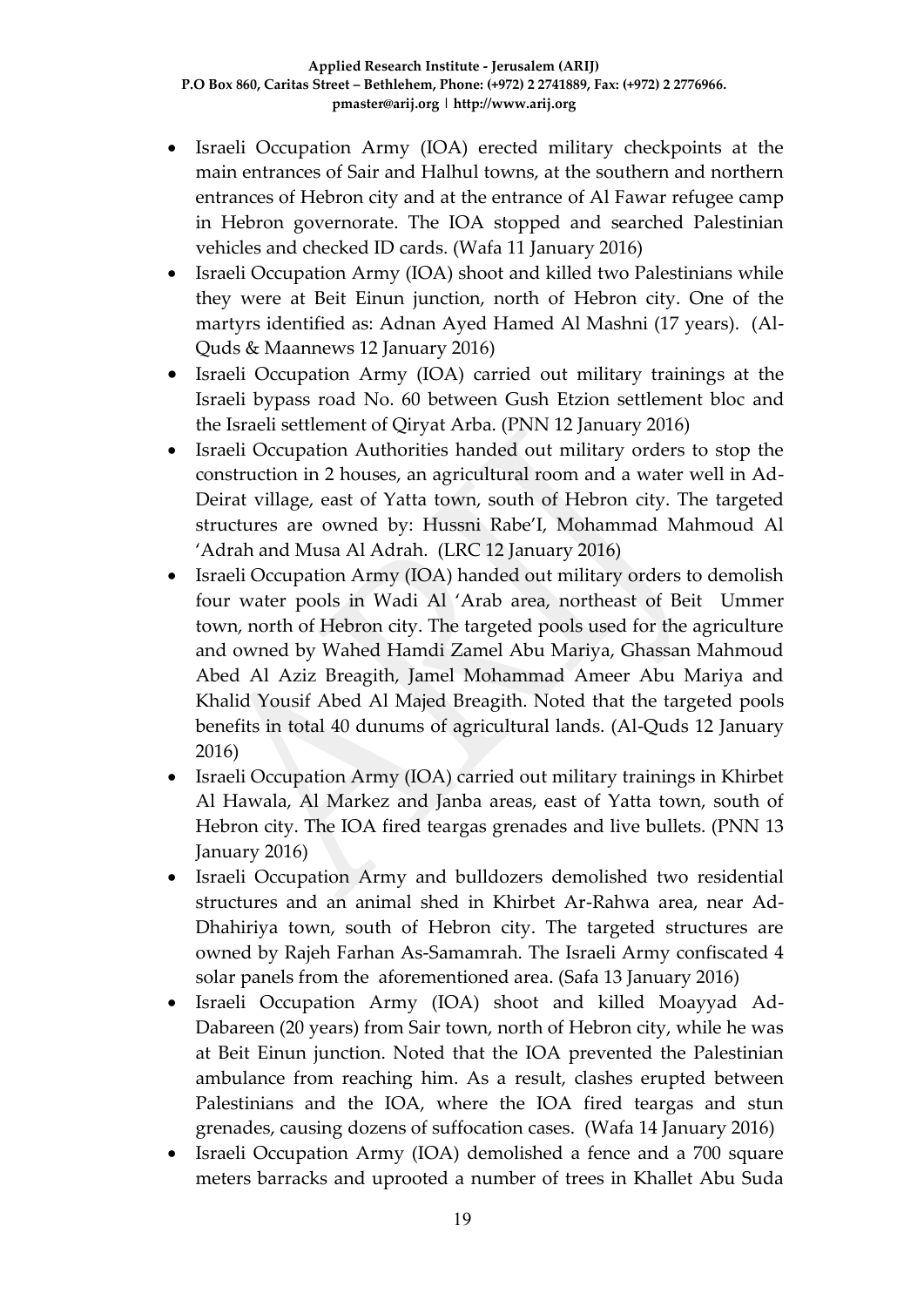- Israeli Occupation Army (IOA) erected military checkpoints at the main entrances of Sair and Halhul towns, at the southern and northern entrances of Hebron city and at the entrance of Al Fawar refugee camp in Hebron governorate. The IOA stopped and searched Palestinian vehicles and checked ID cards. (Wafa 11 January 2016)
- Israeli Occupation Army (IOA) shoot and killed two Palestinians while they were at Beit Einun junction, north of Hebron city. One of the martyrs identified as: Adnan Ayed Hamed Al Mashni (17 years). (Al-Quds & Maannews 12 January 2016)
- Israeli Occupation Army (IOA) carried out military trainings at the Israeli bypass road No. 60 between Gush Etzion settlement bloc and the Israeli settlement of Qiryat Arba. (PNN 12 January 2016)
- Israeli Occupation Authorities handed out military orders to stop the construction in 2 houses, an agricultural room and a water well in Ad-Deirat village, east of Yatta town, south of Hebron city. The targeted structures are owned by: Hussni Rabe'I, Mohammad Mahmoud Al 'Adrah and Musa Al Adrah. (LRC 12 January 2016)
- Israeli Occupation Army (IOA) handed out military orders to demolish four water pools in Wadi Al 'Arab area, northeast of Beit Ummer town, north of Hebron city. The targeted pools used for the agriculture and owned by Wahed Hamdi Zamel Abu Mariya, Ghassan Mahmoud Abed Al Aziz Breagith, Jamel Mohammad Ameer Abu Mariya and Khalid Yousif Abed Al Majed Breagith. Noted that the targeted pools benefits in total 40 dunums of agricultural lands. (Al-Quds 12 January 2016)
- Israeli Occupation Army (IOA) carried out military trainings in Khirbet Al Hawala, Al Markez and Janba areas, east of Yatta town, south of Hebron city. The IOA fired teargas grenades and live bullets. (PNN 13 January 2016)
- Israeli Occupation Army and bulldozers demolished two residential structures and an animal shed in Khirbet Ar-Rahwa area, near Ad-Dhahiriya town, south of Hebron city. The targeted structures are owned by Rajeh Farhan As-Samamrah. The Israeli Army confiscated 4 solar panels from the aforementioned area. (Safa 13 January 2016)
- Israeli Occupation Army (IOA) shoot and killed Moayyad Ad-Dabareen (20 years) from Sair town, north of Hebron city, while he was at Beit Einun junction. Noted that the IOA prevented the Palestinian ambulance from reaching him. As a result, clashes erupted between Palestinians and the IOA, where the IOA fired teargas and stun grenades, causing dozens of suffocation cases. (Wafa 14 January 2016)
- Israeli Occupation Army (IOA) demolished a fence and a 700 square meters barracks and uprooted a number of trees in Khallet Abu Suda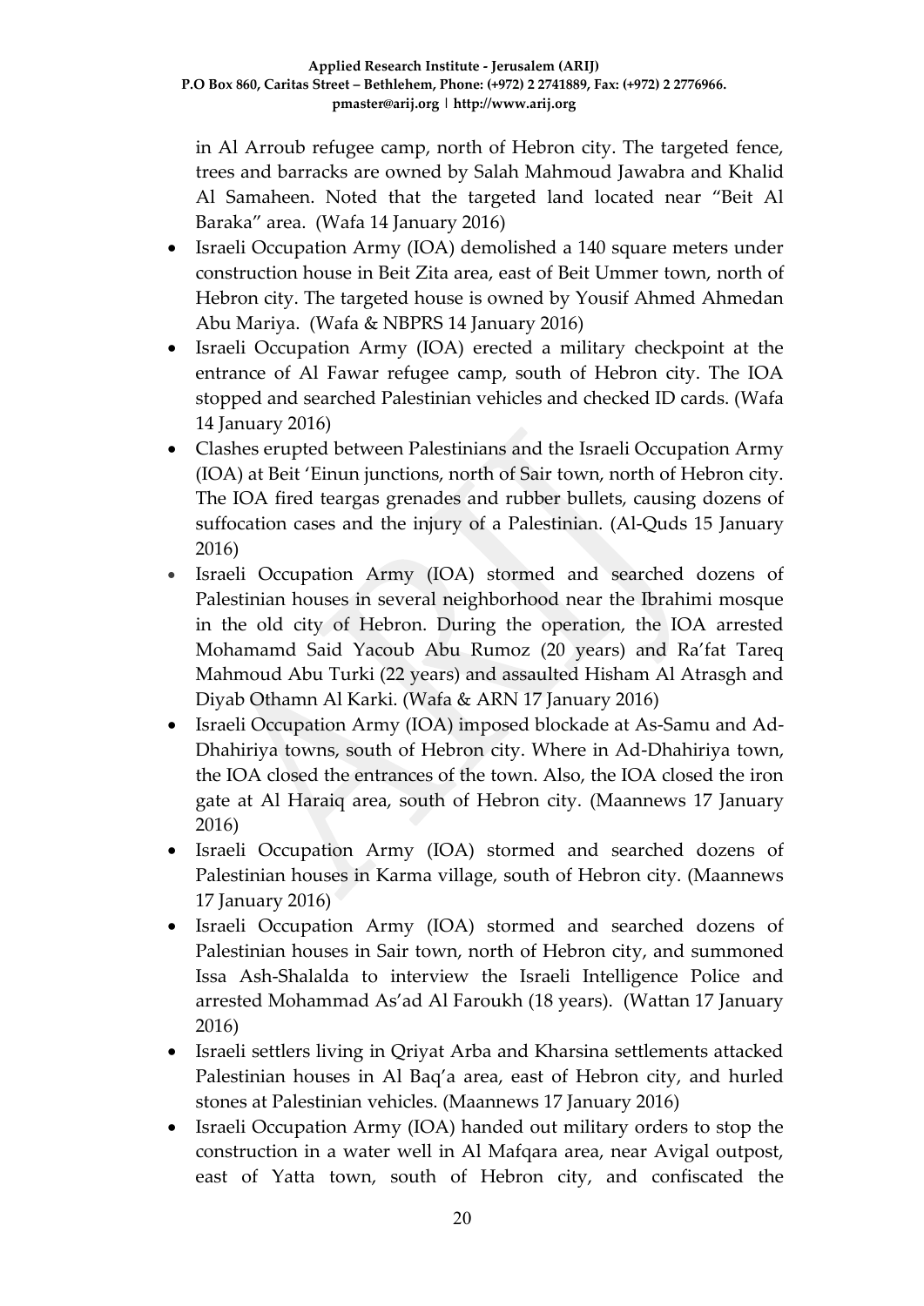in Al Arroub refugee camp, north of Hebron city. The targeted fence, trees and barracks are owned by Salah Mahmoud Jawabra and Khalid Al Samaheen. Noted that the targeted land located near "Beit Al Baraka" area. (Wafa 14 January 2016)

- Israeli Occupation Army (IOA) demolished a 140 square meters under construction house in Beit Zita area, east of Beit Ummer town, north of Hebron city. The targeted house is owned by Yousif Ahmed Ahmedan Abu Mariya. (Wafa & NBPRS 14 January 2016)
- Israeli Occupation Army (IOA) erected a military checkpoint at the entrance of Al Fawar refugee camp, south of Hebron city. The IOA stopped and searched Palestinian vehicles and checked ID cards. (Wafa 14 January 2016)
- Clashes erupted between Palestinians and the Israeli Occupation Army (IOA) at Beit 'Einun junctions, north of Sair town, north of Hebron city. The IOA fired teargas grenades and rubber bullets, causing dozens of suffocation cases and the injury of a Palestinian. (Al-Quds 15 January 2016)
- Israeli Occupation Army (IOA) stormed and searched dozens of Palestinian houses in several neighborhood near the Ibrahimi mosque in the old city of Hebron. During the operation, the IOA arrested Mohamamd Said Yacoub Abu Rumoz (20 years) and Ra'fat Tareq Mahmoud Abu Turki (22 years) and assaulted Hisham Al Atrasgh and Diyab Othamn Al Karki. (Wafa & ARN 17 January 2016)
- Israeli Occupation Army (IOA) imposed blockade at As-Samu and Ad-Dhahiriya towns, south of Hebron city. Where in Ad-Dhahiriya town, the IOA closed the entrances of the town. Also, the IOA closed the iron gate at Al Haraiq area, south of Hebron city. (Maannews 17 January 2016)
- Israeli Occupation Army (IOA) stormed and searched dozens of Palestinian houses in Karma village, south of Hebron city. (Maannews 17 January 2016)
- Israeli Occupation Army (IOA) stormed and searched dozens of Palestinian houses in Sair town, north of Hebron city, and summoned Issa Ash-Shalalda to interview the Israeli Intelligence Police and arrested Mohammad As'ad Al Faroukh (18 years). (Wattan 17 January 2016)
- Israeli settlers living in Qriyat Arba and Kharsina settlements attacked Palestinian houses in Al Baq'a area, east of Hebron city, and hurled stones at Palestinian vehicles. (Maannews 17 January 2016)
- Israeli Occupation Army (IOA) handed out military orders to stop the construction in a water well in Al Mafqara area, near Avigal outpost, east of Yatta town, south of Hebron city, and confiscated the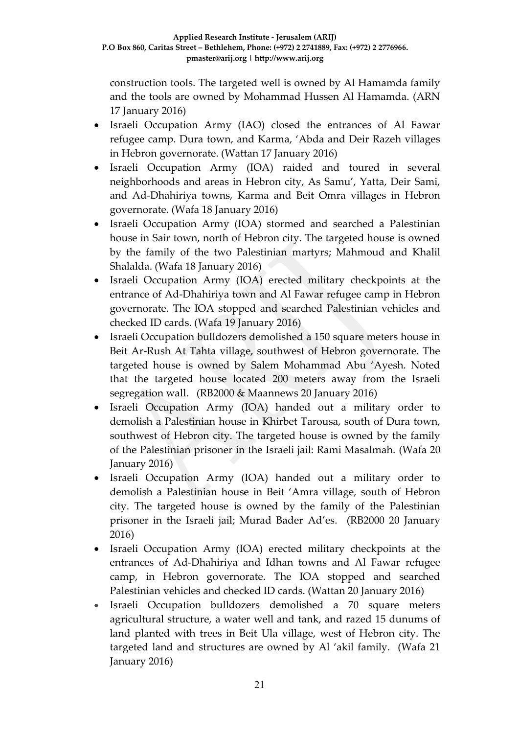construction tools. The targeted well is owned by Al Hamamda family and the tools are owned by Mohammad Hussen Al Hamamda. (ARN 17 January 2016)

- Israeli Occupation Army (IAO) closed the entrances of Al Fawar refugee camp. Dura town, and Karma, 'Abda and Deir Razeh villages in Hebron governorate. (Wattan 17 January 2016)
- Israeli Occupation Army (IOA) raided and toured in several neighborhoods and areas in Hebron city, As Samu', Yatta, Deir Sami, and Ad-Dhahiriya towns, Karma and Beit Omra villages in Hebron governorate. (Wafa 18 January 2016)
- Israeli Occupation Army (IOA) stormed and searched a Palestinian house in Sair town, north of Hebron city. The targeted house is owned by the family of the two Palestinian martyrs; Mahmoud and Khalil Shalalda. (Wafa 18 January 2016)
- Israeli Occupation Army (IOA) erected military checkpoints at the entrance of Ad-Dhahiriya town and Al Fawar refugee camp in Hebron governorate. The IOA stopped and searched Palestinian vehicles and checked ID cards. (Wafa 19 January 2016)
- Israeli Occupation bulldozers demolished a 150 square meters house in Beit Ar-Rush At Tahta village, southwest of Hebron governorate. The targeted house is owned by Salem Mohammad Abu 'Ayesh. Noted that the targeted house located 200 meters away from the Israeli segregation wall. (RB2000 & Maannews 20 January 2016)
- Israeli Occupation Army (IOA) handed out a military order to demolish a Palestinian house in Khirbet Tarousa, south of Dura town, southwest of Hebron city. The targeted house is owned by the family of the Palestinian prisoner in the Israeli jail: Rami Masalmah. (Wafa 20 January 2016)
- Israeli Occupation Army (IOA) handed out a military order to demolish a Palestinian house in Beit 'Amra village, south of Hebron city. The targeted house is owned by the family of the Palestinian prisoner in the Israeli jail; Murad Bader Ad'es. (RB2000 20 January 2016)
- Israeli Occupation Army (IOA) erected military checkpoints at the entrances of Ad-Dhahiriya and Idhan towns and Al Fawar refugee camp, in Hebron governorate. The IOA stopped and searched Palestinian vehicles and checked ID cards. (Wattan 20 January 2016)
- Israeli Occupation bulldozers demolished a 70 square meters agricultural structure, a water well and tank, and razed 15 dunums of land planted with trees in Beit Ula village, west of Hebron city. The targeted land and structures are owned by Al 'akil family. (Wafa 21 January 2016)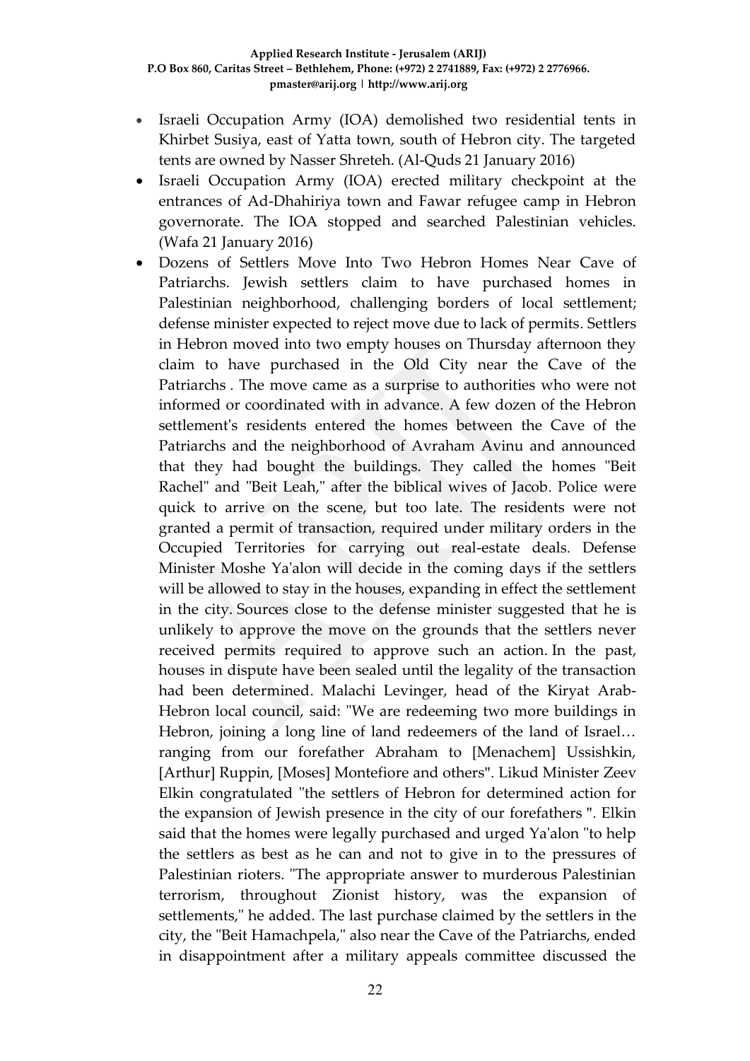- Israeli Occupation Army (IOA) demolished two residential tents in Khirbet Susiya, east of Yatta town, south of Hebron city. The targeted tents are owned by Nasser Shreteh. (Al-Quds 21 January 2016)
- Israeli Occupation Army (IOA) erected military checkpoint at the entrances of Ad-Dhahiriya town and Fawar refugee camp in Hebron governorate. The IOA stopped and searched Palestinian vehicles. (Wafa 21 January 2016)
- Dozens of Settlers Move Into Two Hebron Homes Near Cave of Patriarchs. Jewish settlers claim to have purchased homes in Palestinian neighborhood, challenging borders of local settlement; defense minister expected to reject move due to lack of permits. Settlers in Hebron moved into two empty houses on Thursday afternoon they claim to have purchased in the Old City near the Cave of the Patriarchs . The move came as a surprise to authorities who were not informed or coordinated with in advance. A few dozen of the Hebron settlement's residents entered the homes between the Cave of the Patriarchs and the neighborhood of Avraham Avinu and announced that they had bought the buildings. They called the homes "Beit Rachel" and "Beit Leah," after the biblical wives of Jacob. Police were quick to arrive on the scene, but too late. The residents were not granted a permit of transaction, required under military orders in the Occupied Territories for carrying out real-estate deals. Defense Minister Moshe Ya'alon will decide in the coming days if the settlers will be allowed to stay in the houses, expanding in effect the settlement in the city. Sources close to the defense minister suggested that he is unlikely to approve the move on the grounds that the settlers never received permits required to approve such an action. In the past, houses in dispute have been sealed until the legality of the transaction had been determined. Malachi Levinger, head of the Kiryat Arab-Hebron local council, said: "We are redeeming two more buildings in Hebron, joining a long line of land redeemers of the land of Israel… ranging from our forefather Abraham to [Menachem] Ussishkin, [Arthur] Ruppin, [Moses] Montefiore and others". Likud Minister Zeev Elkin congratulated "the settlers of Hebron for determined action for the expansion of Jewish presence in the city of our forefathers ". Elkin said that the homes were legally purchased and urged Ya'alon "to help the settlers as best as he can and not to give in to the pressures of Palestinian rioters. "The appropriate answer to murderous Palestinian terrorism, throughout Zionist history, was the expansion of settlements," he added. The last purchase claimed by the settlers in the city, the "Beit Hamachpela," also near the Cave of the Patriarchs, ended in disappointment after a military appeals committee discussed the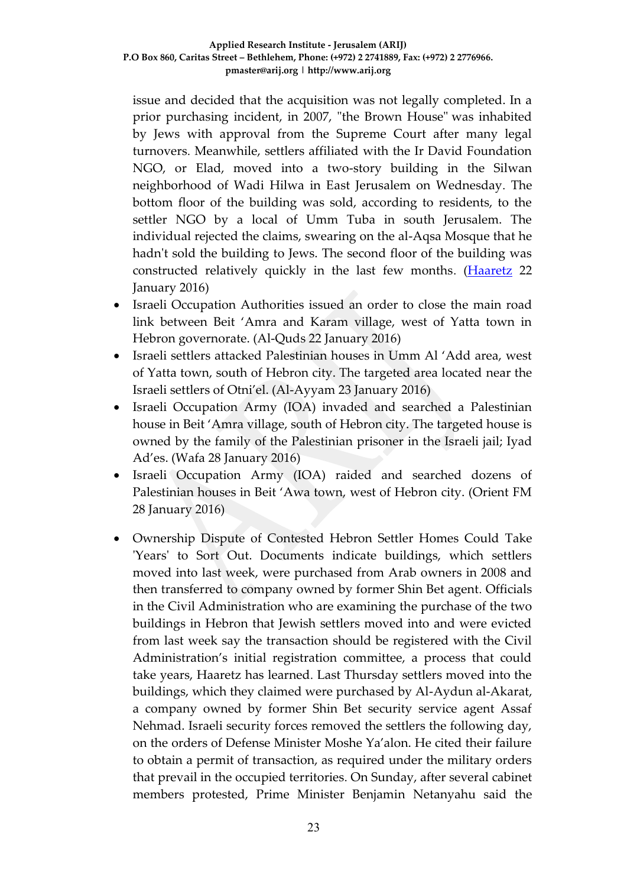issue and decided that the acquisition was not legally completed. In a prior purchasing incident, in 2007, "the Brown House" was inhabited by Jews with approval from the Supreme Court after many legal turnovers. Meanwhile, settlers affiliated with the Ir David Foundation NGO, or Elad, moved into a two-story building in the Silwan neighborhood of Wadi Hilwa in East Jerusalem on Wednesday. The bottom floor of the building was sold, according to residents, to the settler NGO by a local of Umm Tuba in south Jerusalem. The individual rejected the claims, swearing on the al-Aqsa Mosque that he hadn't sold the building to Jews. The second floor of the building was constructed relatively quickly in the last few months. (Haaretz 22 January 2016)

- Israeli Occupation Authorities issued an order to close the main road link between Beit 'Amra and Karam village, west of Yatta town in Hebron governorate. (Al-Quds 22 January 2016)
- Israeli settlers attacked Palestinian houses in Umm Al 'Add area, west of Yatta town, south of Hebron city. The targeted area located near the Israeli settlers of Otni'el. (Al-Ayyam 23 January 2016)
- Israeli Occupation Army (IOA) invaded and searched a Palestinian house in Beit 'Amra village, south of Hebron city. The targeted house is owned by the family of the Palestinian prisoner in the Israeli jail; Iyad Ad'es. (Wafa 28 January 2016)
- Israeli Occupation Army (IOA) raided and searched dozens of Palestinian houses in Beit 'Awa town, west of Hebron city. (Orient FM 28 January 2016)

- Ownership Dispute of Contested Hebron Settler Homes Could Take 'Years' to Sort Out. Documents indicate buildings, which settlers moved into last week, were purchased from Arab owners in 2008 and then transferred to company owned by former Shin Bet agent. Officials in the Civil Administration who are examining the purchase of the two buildings in Hebron that Jewish settlers moved into and were evicted from last week say the transaction should be registered with the Civil Administration's initial registration committee, a process that could take years, Haaretz has learned. Last Thursday settlers moved into the buildings, which they claimed were purchased by Al-Aydun al-Akarat, a company owned by former Shin Bet security service agent Assaf Nehmad. Israeli security forces removed the settlers the following day, on the orders of Defense Minister Moshe Ya'alon. He cited their failure to obtain a permit of transaction, as required under the military orders that prevail in the occupied territories. On Sunday, after several cabinet members protested, Prime Minister Benjamin Netanyahu said the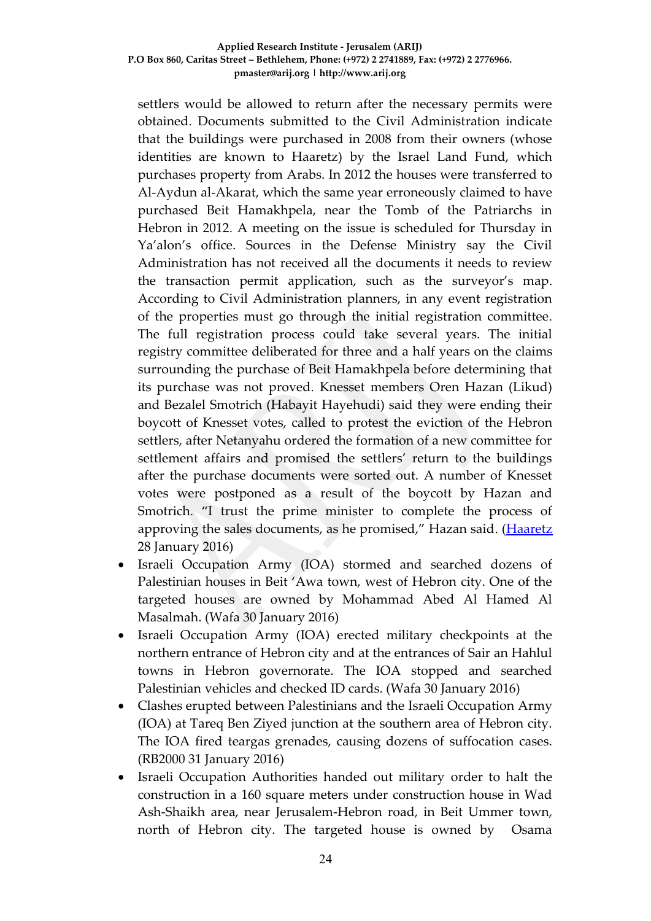settlers would be allowed to return after the necessary permits were obtained. Documents submitted to the Civil Administration indicate that the buildings were purchased in 2008 from their owners (whose identities are known to Haaretz) by the Israel Land Fund, which purchases property from Arabs. In 2012 the houses were transferred to Al-Aydun al-Akarat, which the same year erroneously claimed to have purchased Beit Hamakhpela, near the Tomb of the Patriarchs in Hebron in 2012. A meeting on the issue is scheduled for Thursday in Ya'alon's office. Sources in the Defense Ministry say the Civil Administration has not received all the documents it needs to review the transaction permit application, such as the surveyor's map. According to Civil Administration planners, in any event registration of the properties must go through the initial registration committee. The full registration process could take several years. The initial registry committee deliberated for three and a half years on the claims surrounding the purchase of Beit Hamakhpela before determining that its purchase was not proved. Knesset members Oren Hazan (Likud) and Bezalel Smotrich (Habayit Hayehudi) said they were ending their boycott of Knesset votes, called to protest the eviction of the Hebron settlers, after Netanyahu ordered the formation of a new committee for settlement affairs and promised the settlers' return to the buildings after the purchase documents were sorted out. A number of Knesset votes were postponed as a result of the boycott by Hazan and Smotrich. "I trust the prime minister to complete the process of approving the sales documents, as he promised," Hazan said. (Haaretz 28 January 2016)

- Israeli Occupation Army (IOA) stormed and searched dozens of Palestinian houses in Beit 'Awa town, west of Hebron city. One of the targeted houses are owned by Mohammad Abed Al Hamed Al Masalmah. (Wafa 30 January 2016)
- Israeli Occupation Army (IOA) erected military checkpoints at the northern entrance of Hebron city and at the entrances of Sair an Hahlul towns in Hebron governorate. The IOA stopped and searched Palestinian vehicles and checked ID cards. (Wafa 30 January 2016)
- Clashes erupted between Palestinians and the Israeli Occupation Army (IOA) at Tareq Ben Ziyed junction at the southern area of Hebron city. The IOA fired teargas grenades, causing dozens of suffocation cases. (RB2000 31 January 2016)
- Israeli Occupation Authorities handed out military order to halt the construction in a 160 square meters under construction house in Wad Ash-Shaikh area, near Jerusalem-Hebron road, in Beit Ummer town, north of Hebron city. The targeted house is owned by Osama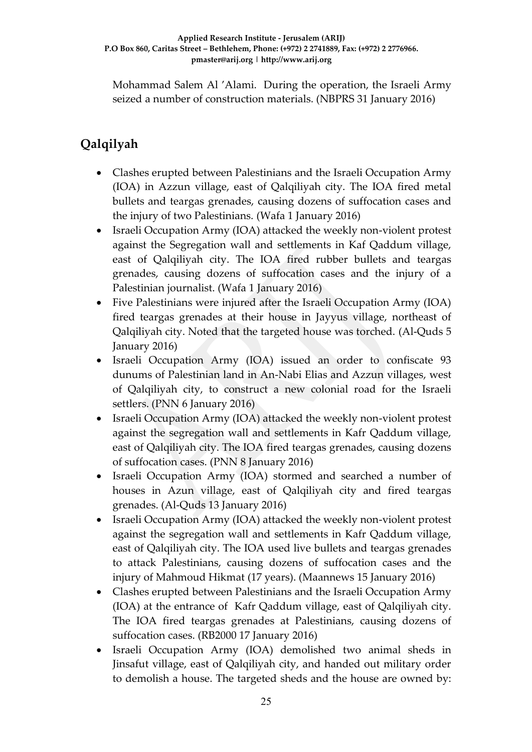Mohammad Salem Al 'Alami. During the operation, the Israeli Army seized a number of construction materials. (NBPRS 31 January 2016)

## Qalqilyah

- Clashes erupted between Palestinians and the Israeli Occupation Army (IOA) in Azzun village, east of Qalqiliyah city. The IOA fired metal bullets and teargas grenades, causing dozens of suffocation cases and the injury of two Palestinians. (Wafa 1 January 2016)
- Israeli Occupation Army (IOA) attacked the weekly non-violent protest against the Segregation wall and settlements in Kaf Qaddum village, east of Qalqiliyah city. The IOA fired rubber bullets and teargas grenades, causing dozens of suffocation cases and the injury of a Palestinian journalist. (Wafa 1 January 2016)
- Five Palestinians were injured after the Israeli Occupation Army (IOA) fired teargas grenades at their house in Jayyus village, northeast of Qalqiliyah city. Noted that the targeted house was torched. (Al-Quds 5 January 2016)
- Israeli Occupation Army (IOA) issued an order to confiscate 93 dunums of Palestinian land in An-Nabi Elias and Azzun villages, west of Qalqiliyah city, to construct a new colonial road for the Israeli settlers. (PNN 6 January 2016)
- Israeli Occupation Army (IOA) attacked the weekly non-violent protest against the segregation wall and settlements in Kafr Qaddum village, east of Qalqiliyah city. The IOA fired teargas grenades, causing dozens of suffocation cases. (PNN 8 January 2016)
- Israeli Occupation Army (IOA) stormed and searched a number of houses in Azun village, east of Qalqiliyah city and fired teargas grenades. (Al-Quds 13 January 2016)
- Israeli Occupation Army (IOA) attacked the weekly non-violent protest against the segregation wall and settlements in Kafr Qaddum village, east of Qalqiliyah city. The IOA used live bullets and teargas grenades to attack Palestinians, causing dozens of suffocation cases and the injury of Mahmoud Hikmat (17 years). (Maannews 15 January 2016)
- Clashes erupted between Palestinians and the Israeli Occupation Army (IOA) at the entrance of Kafr Qaddum village, east of Qalqiliyah city. The IOA fired teargas grenades at Palestinians, causing dozens of suffocation cases. (RB2000 17 January 2016)
- Israeli Occupation Army (IOA) demolished two animal sheds in Jinsafut village, east of Qalqiliyah city, and handed out military order to demolish a house. The targeted sheds and the house are owned by: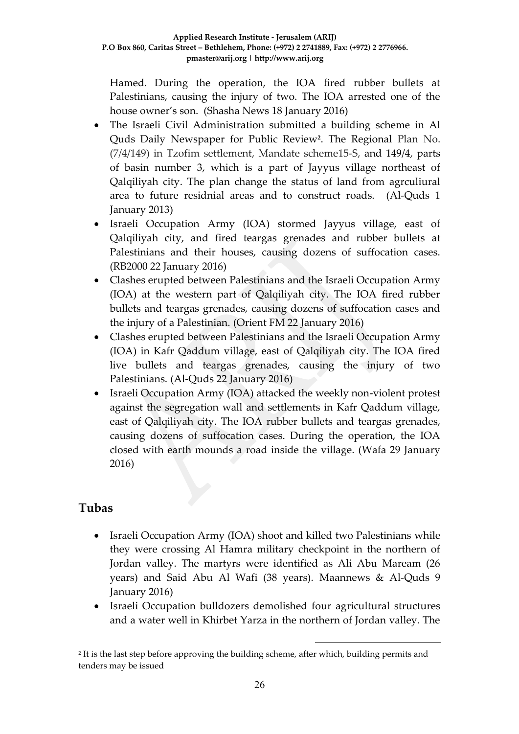Hamed. During the operation, the IOA fired rubber bullets at Palestinians, causing the injury of two. The IOA arrested one of the house owner's son. (Shasha News 18 January 2016)

- The Israeli Civil Administration submitted a building scheme in Al Quds Daily Newspaper for Public Review[2]. The Regional Plan No. (7/4/149) in Tzofim settlement, Mandate scheme15-S, and 149/4, parts of basin number 3, which is a part of Jayyus village northeast of Qalqiliyah city. The plan change the status of land from agrculiural area to future residnial areas and to construct roads. (Al-Quds 1 January 2013)
- Israeli Occupation Army (IOA) stormed Jayyus village, east of Qalqiliyah city, and fired teargas grenades and rubber bullets at Palestinians and their houses, causing dozens of suffocation cases. (RB2000 22 January 2016)
- Clashes erupted between Palestinians and the Israeli Occupation Army (IOA) at the western part of Qalqiliyah city. The IOA fired rubber bullets and teargas grenades, causing dozens of suffocation cases and the injury of a Palestinian. (Orient FM 22 January 2016)
- Clashes erupted between Palestinians and the Israeli Occupation Army (IOA) in Kafr Qaddum village, east of Qalqiliyah city. The IOA fired live bullets and teargas grenades, causing the injury of two Palestinians. (Al-Quds 22 January 2016)
- Israeli Occupation Army (IOA) attacked the weekly non-violent protest against the segregation wall and settlements in Kafr Qaddum village, east of Qalqiliyah city. The IOA rubber bullets and teargas grenades, causing dozens of suffocation cases. During the operation, the IOA closed with earth mounds a road inside the village. (Wafa 29 January 2016)

## Tubas

- Israeli Occupation Army (IOA) shoot and killed two Palestinians while they were crossing Al Hamra military checkpoint in the northern of Jordan valley. The martyrs were identified as Ali Abu Maream (26 years) and Said Abu Al Wafi (38 years). Maannews & Al-Quds 9 January 2016)
- Israeli Occupation bulldozers demolished four agricultural structures and a water well in Khirbet Yarza in the northern of Jordan valley. The

[2] It is the last step before approving the building scheme, after which, building permits and tenders may be issued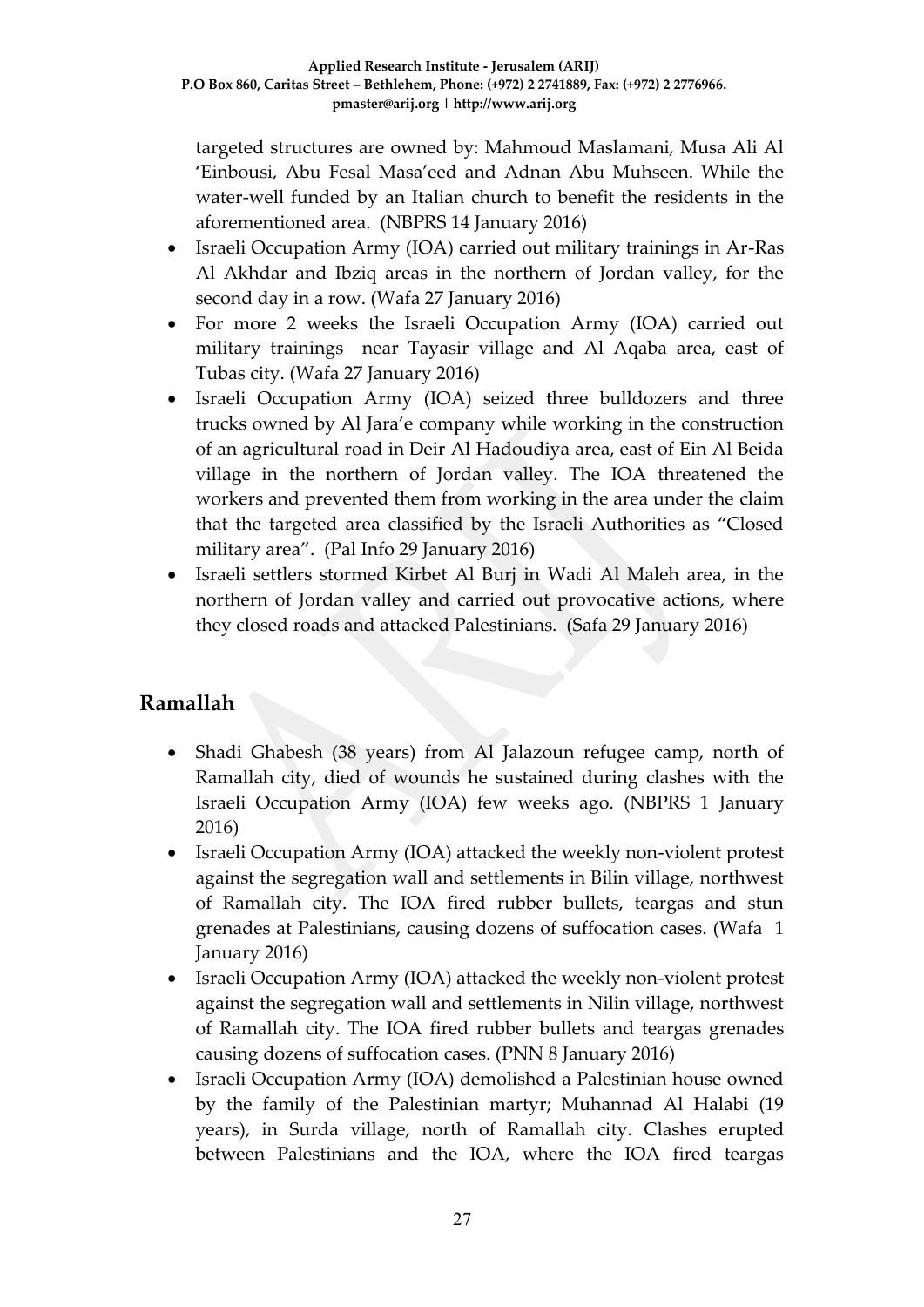targeted structures are owned by: Mahmoud Maslamani, Musa Ali Al 'Einbousi, Abu Fesal Masa'eed and Adnan Abu Muhseen. While the water-well funded by an Italian church to benefit the residents in the aforementioned area. (NBPRS 14 January 2016)

- Israeli Occupation Army (IOA) carried out military trainings in Ar-Ras Al Akhdar and Ibziq areas in the northern of Jordan valley, for the second day in a row. (Wafa 27 January 2016)
- For more 2 weeks the Israeli Occupation Army (IOA) carried out military trainings near Tayasir village and Al Aqaba area, east of Tubas city. (Wafa 27 January 2016)
- Israeli Occupation Army (IOA) seized three bulldozers and three trucks owned by Al Jara'e company while working in the construction of an agricultural road in Deir Al Hadoudiya area, east of Ein Al Beida village in the northern of Jordan valley. The IOA threatened the workers and prevented them from working in the area under the claim that the targeted area classified by the Israeli Authorities as "Closed military area". (Pal Info 29 January 2016)
- Israeli settlers stormed Kirbet Al Burj in Wadi Al Maleh area, in the northern of Jordan valley and carried out provocative actions, where they closed roads and attacked Palestinians. (Safa 29 January 2016)

## Ramallah

- Shadi Ghabesh (38 years) from Al Jalazoun refugee camp, north of Ramallah city, died of wounds he sustained during clashes with the Israeli Occupation Army (IOA) few weeks ago. (NBPRS 1 January 2016)
- Israeli Occupation Army (IOA) attacked the weekly non-violent protest against the segregation wall and settlements in Bilin village, northwest of Ramallah city. The IOA fired rubber bullets, teargas and stun grenades at Palestinians, causing dozens of suffocation cases. (Wafa 1 January 2016)
- Israeli Occupation Army (IOA) attacked the weekly non-violent protest against the segregation wall and settlements in Nilin village, northwest of Ramallah city. The IOA fired rubber bullets and teargas grenades causing dozens of suffocation cases. (PNN 8 January 2016)
- Israeli Occupation Army (IOA) demolished a Palestinian house owned by the family of the Palestinian martyr; Muhannad Al Halabi (19 years), in Surda village, north of Ramallah city. Clashes erupted between Palestinians and the IOA, where the IOA fired teargas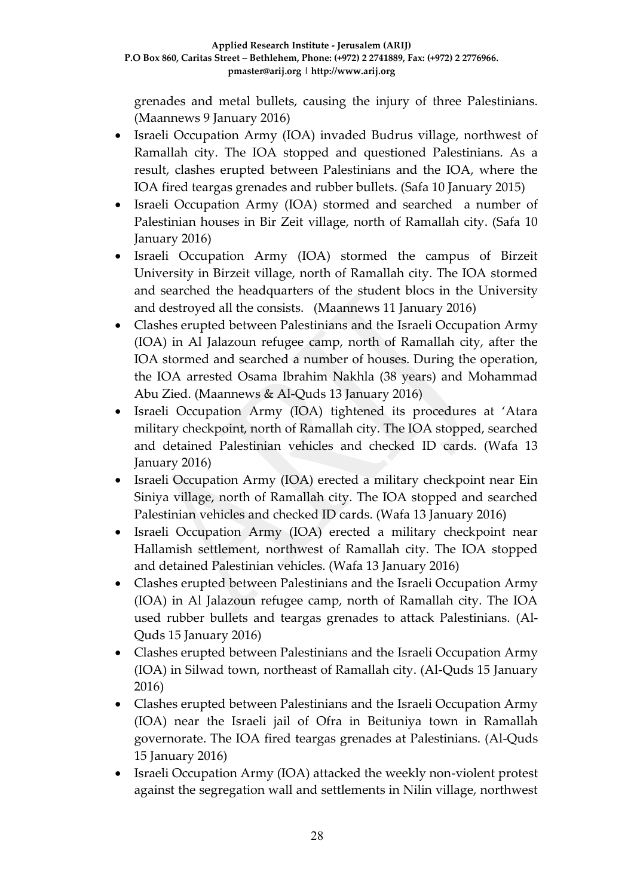grenades and metal bullets, causing the injury of three Palestinians. (Maannews 9 January 2016)

- Israeli Occupation Army (IOA) invaded Budrus village, northwest of Ramallah city. The IOA stopped and questioned Palestinians. As a result, clashes erupted between Palestinians and the IOA, where the IOA fired teargas grenades and rubber bullets. (Safa 10 January 2015)
- Israeli Occupation Army (IOA) stormed and searched a number of Palestinian houses in Bir Zeit village, north of Ramallah city. (Safa 10 January 2016)
- Israeli Occupation Army (IOA) stormed the campus of Birzeit University in Birzeit village, north of Ramallah city. The IOA stormed and searched the headquarters of the student blocs in the University and destroyed all the consists. (Maannews 11 January 2016)
- Clashes erupted between Palestinians and the Israeli Occupation Army (IOA) in Al Jalazoun refugee camp, north of Ramallah city, after the IOA stormed and searched a number of houses. During the operation, the IOA arrested Osama Ibrahim Nakhla (38 years) and Mohammad Abu Zied. (Maannews & Al-Quds 13 January 2016)
- Israeli Occupation Army (IOA) tightened its procedures at 'Atara military checkpoint, north of Ramallah city. The IOA stopped, searched and detained Palestinian vehicles and checked ID cards. (Wafa 13 January 2016)
- Israeli Occupation Army (IOA) erected a military checkpoint near Ein Siniya village, north of Ramallah city. The IOA stopped and searched Palestinian vehicles and checked ID cards. (Wafa 13 January 2016)
- Israeli Occupation Army (IOA) erected a military checkpoint near Hallamish settlement, northwest of Ramallah city. The IOA stopped and detained Palestinian vehicles. (Wafa 13 January 2016)
- Clashes erupted between Palestinians and the Israeli Occupation Army (IOA) in Al Jalazoun refugee camp, north of Ramallah city. The IOA used rubber bullets and teargas grenades to attack Palestinians. (Al-Quds 15 January 2016)
- Clashes erupted between Palestinians and the Israeli Occupation Army (IOA) in Silwad town, northeast of Ramallah city. (Al-Quds 15 January 2016)
- Clashes erupted between Palestinians and the Israeli Occupation Army (IOA) near the Israeli jail of Ofra in Beituniya town in Ramallah governorate. The IOA fired teargas grenades at Palestinians. (Al-Quds 15 January 2016)
- Israeli Occupation Army (IOA) attacked the weekly non-violent protest against the segregation wall and settlements in Nilin village, northwest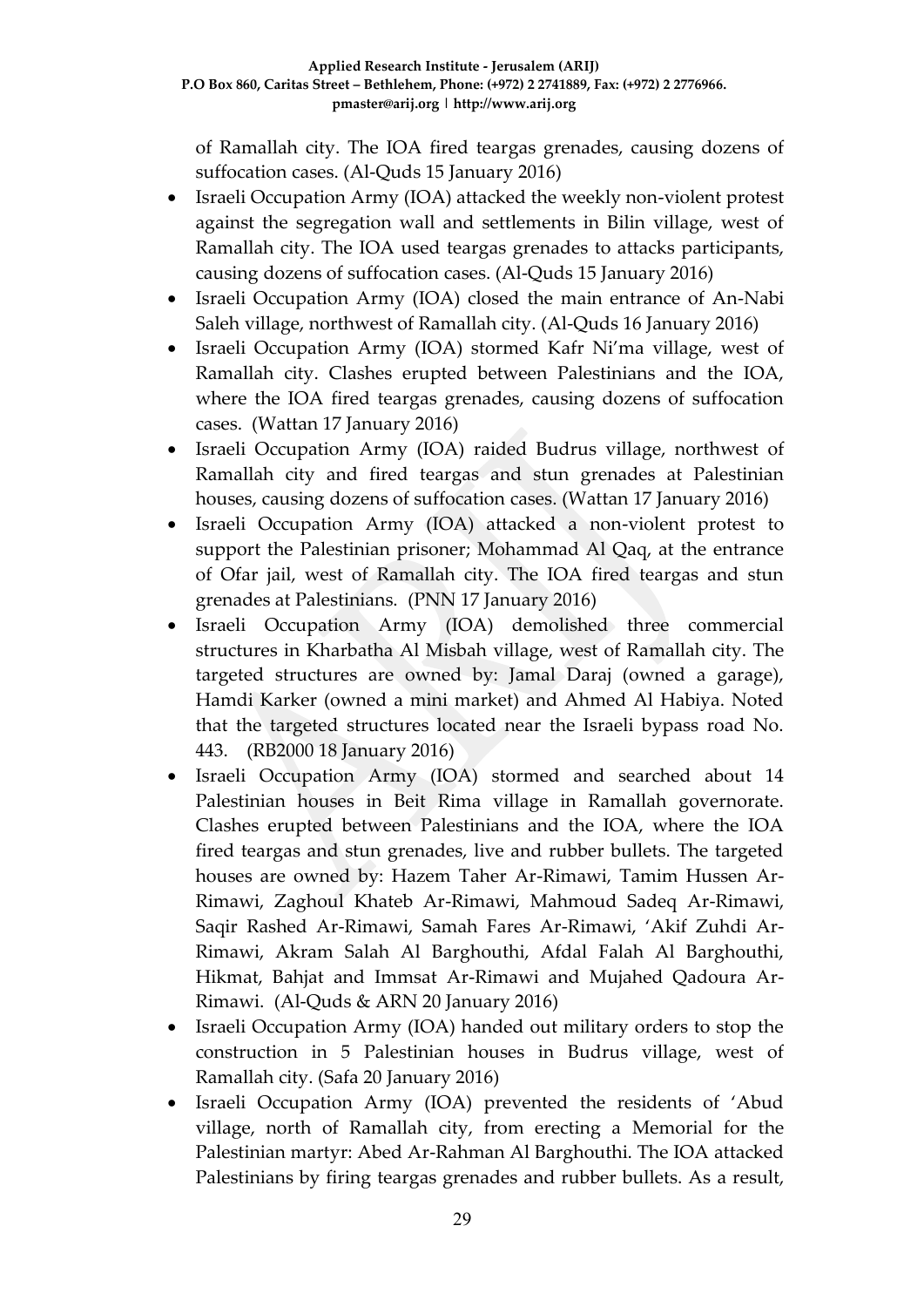of Ramallah city. The IOA fired teargas grenades, causing dozens of suffocation cases. (Al-Quds 15 January 2016)

- Israeli Occupation Army (IOA) attacked the weekly non-violent protest against the segregation wall and settlements in Bilin village, west of Ramallah city. The IOA used teargas grenades to attacks participants, causing dozens of suffocation cases. (Al-Quds 15 January 2016)
- Israeli Occupation Army (IOA) closed the main entrance of An-Nabi Saleh village, northwest of Ramallah city. (Al-Quds 16 January 2016)
- Israeli Occupation Army (IOA) stormed Kafr Ni'ma village, west of Ramallah city. Clashes erupted between Palestinians and the IOA, where the IOA fired teargas grenades, causing dozens of suffocation cases. (Wattan 17 January 2016)
- Israeli Occupation Army (IOA) raided Budrus village, northwest of Ramallah city and fired teargas and stun grenades at Palestinian houses, causing dozens of suffocation cases. (Wattan 17 January 2016)
- Israeli Occupation Army (IOA) attacked a non-violent protest to support the Palestinian prisoner; Mohammad Al Qaq, at the entrance of Ofar jail, west of Ramallah city. The IOA fired teargas and stun grenades at Palestinians. (PNN 17 January 2016)
- Israeli Occupation Army (IOA) demolished three commercial structures in Kharbatha Al Misbah village, west of Ramallah city. The targeted structures are owned by: Jamal Daraj (owned a garage), Hamdi Karker (owned a mini market) and Ahmed Al Habiya. Noted that the targeted structures located near the Israeli bypass road No. 443. (RB2000 18 January 2016)
- Israeli Occupation Army (IOA) stormed and searched about 14 Palestinian houses in Beit Rima village in Ramallah governorate. Clashes erupted between Palestinians and the IOA, where the IOA fired teargas and stun grenades, live and rubber bullets. The targeted houses are owned by: Hazem Taher Ar-Rimawi, Tamim Hussen Ar-Rimawi, Zaghoul Khateb Ar-Rimawi, Mahmoud Sadeq Ar-Rimawi, Saqir Rashed Ar-Rimawi, Samah Fares Ar-Rimawi, 'Akif Zuhdi Ar-Rimawi, Akram Salah Al Barghouthi, Afdal Falah Al Barghouthi, Hikmat, Bahjat and Immsat Ar-Rimawi and Mujahed Qadoura Ar-Rimawi. (Al-Quds & ARN 20 January 2016)
- Israeli Occupation Army (IOA) handed out military orders to stop the construction in 5 Palestinian houses in Budrus village, west of Ramallah city. (Safa 20 January 2016)
- Israeli Occupation Army (IOA) prevented the residents of 'Abud village, north of Ramallah city, from erecting a Memorial for the Palestinian martyr: Abed Ar-Rahman Al Barghouthi. The IOA attacked Palestinians by firing teargas grenades and rubber bullets. As a result,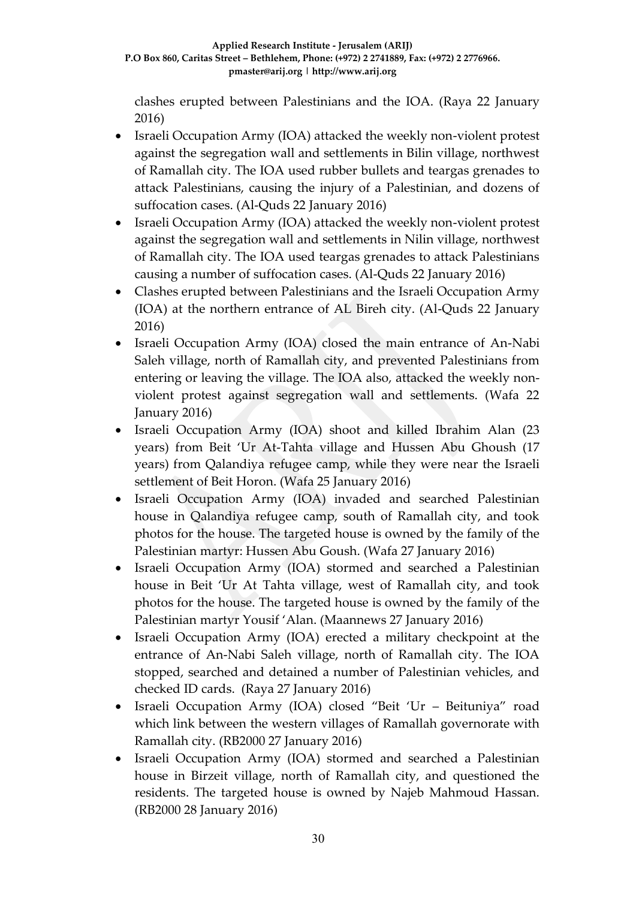clashes erupted between Palestinians and the IOA. (Raya 22 January 2016)

- Israeli Occupation Army (IOA) attacked the weekly non-violent protest against the segregation wall and settlements in Bilin village, northwest of Ramallah city. The IOA used rubber bullets and teargas grenades to attack Palestinians, causing the injury of a Palestinian, and dozens of suffocation cases. (Al-Quds 22 January 2016)
- Israeli Occupation Army (IOA) attacked the weekly non-violent protest against the segregation wall and settlements in Nilin village, northwest of Ramallah city. The IOA used teargas grenades to attack Palestinians causing a number of suffocation cases. (Al-Quds 22 January 2016)
- Clashes erupted between Palestinians and the Israeli Occupation Army (IOA) at the northern entrance of AL Bireh city. (Al-Quds 22 January 2016)
- Israeli Occupation Army (IOA) closed the main entrance of An-Nabi Saleh village, north of Ramallah city, and prevented Palestinians from entering or leaving the village. The IOA also, attacked the weekly non-violent protest against segregation wall and settlements. (Wafa 22 January 2016)
- Israeli Occupation Army (IOA) shoot and killed Ibrahim Alan (23 years) from Beit 'Ur At-Tahta village and Hussen Abu Ghoush (17 years) from Qalandiya refugee camp, while they were near the Israeli settlement of Beit Horon. (Wafa 25 January 2016)
- Israeli Occupation Army (IOA) invaded and searched Palestinian house in Qalandiya refugee camp, south of Ramallah city, and took photos for the house. The targeted house is owned by the family of the Palestinian martyr: Hussen Abu Goush. (Wafa 27 January 2016)
- Israeli Occupation Army (IOA) stormed and searched a Palestinian house in Beit 'Ur At Tahta village, west of Ramallah city, and took photos for the house. The targeted house is owned by the family of the Palestinian martyr Yousif 'Alan. (Maannews 27 January 2016)
- Israeli Occupation Army (IOA) erected a military checkpoint at the entrance of An-Nabi Saleh village, north of Ramallah city. The IOA stopped, searched and detained a number of Palestinian vehicles, and checked ID cards. (Raya 27 January 2016)
- Israeli Occupation Army (IOA) closed "Beit 'Ur – Beituniya" road which link between the western villages of Ramallah governorate with Ramallah city. (RB2000 27 January 2016)
- Israeli Occupation Army (IOA) stormed and searched a Palestinian house in Birzeit village, north of Ramallah city, and questioned the residents. The targeted house is owned by Najeb Mahmoud Hassan. (RB2000 28 January 2016)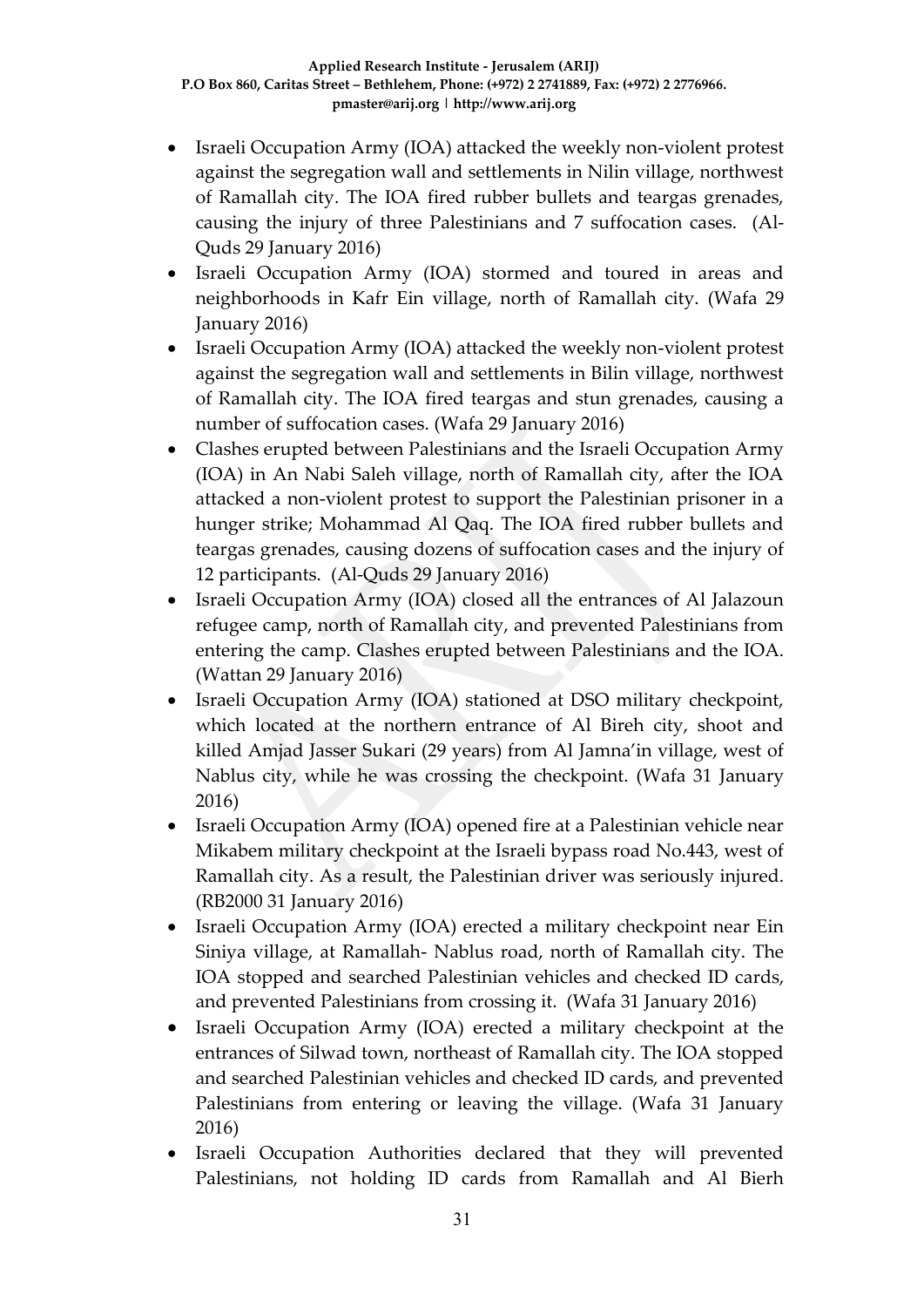- Israeli Occupation Army (IOA) attacked the weekly non-violent protest against the segregation wall and settlements in Nilin village, northwest of Ramallah city. The IOA fired rubber bullets and teargas grenades, causing the injury of three Palestinians and 7 suffocation cases. (Al-Quds 29 January 2016)
- Israeli Occupation Army (IOA) stormed and toured in areas and neighborhoods in Kafr Ein village, north of Ramallah city. (Wafa 29 January 2016)
- Israeli Occupation Army (IOA) attacked the weekly non-violent protest against the segregation wall and settlements in Bilin village, northwest of Ramallah city. The IOA fired teargas and stun grenades, causing a number of suffocation cases. (Wafa 29 January 2016)
- Clashes erupted between Palestinians and the Israeli Occupation Army (IOA) in An Nabi Saleh village, north of Ramallah city, after the IOA attacked a non-violent protest to support the Palestinian prisoner in a hunger strike; Mohammad Al Qaq. The IOA fired rubber bullets and teargas grenades, causing dozens of suffocation cases and the injury of 12 participants. (Al-Quds 29 January 2016)
- Israeli Occupation Army (IOA) closed all the entrances of Al Jalazoun refugee camp, north of Ramallah city, and prevented Palestinians from entering the camp. Clashes erupted between Palestinians and the IOA. (Wattan 29 January 2016)
- Israeli Occupation Army (IOA) stationed at DSO military checkpoint, which located at the northern entrance of Al Bireh city, shoot and killed Amjad Jasser Sukari (29 years) from Al Jamna'in village, west of Nablus city, while he was crossing the checkpoint. (Wafa 31 January 2016)
- Israeli Occupation Army (IOA) opened fire at a Palestinian vehicle near Mikabem military checkpoint at the Israeli bypass road No.443, west of Ramallah city. As a result, the Palestinian driver was seriously injured. (RB2000 31 January 2016)
- Israeli Occupation Army (IOA) erected a military checkpoint near Ein Siniya village, at Ramallah- Nablus road, north of Ramallah city. The IOA stopped and searched Palestinian vehicles and checked ID cards, and prevented Palestinians from crossing it. (Wafa 31 January 2016)
- Israeli Occupation Army (IOA) erected a military checkpoint at the entrances of Silwad town, northeast of Ramallah city. The IOA stopped and searched Palestinian vehicles and checked ID cards, and prevented Palestinians from entering or leaving the village. (Wafa 31 January 2016)
- Israeli Occupation Authorities declared that they will prevented Palestinians, not holding ID cards from Ramallah and Al Bierh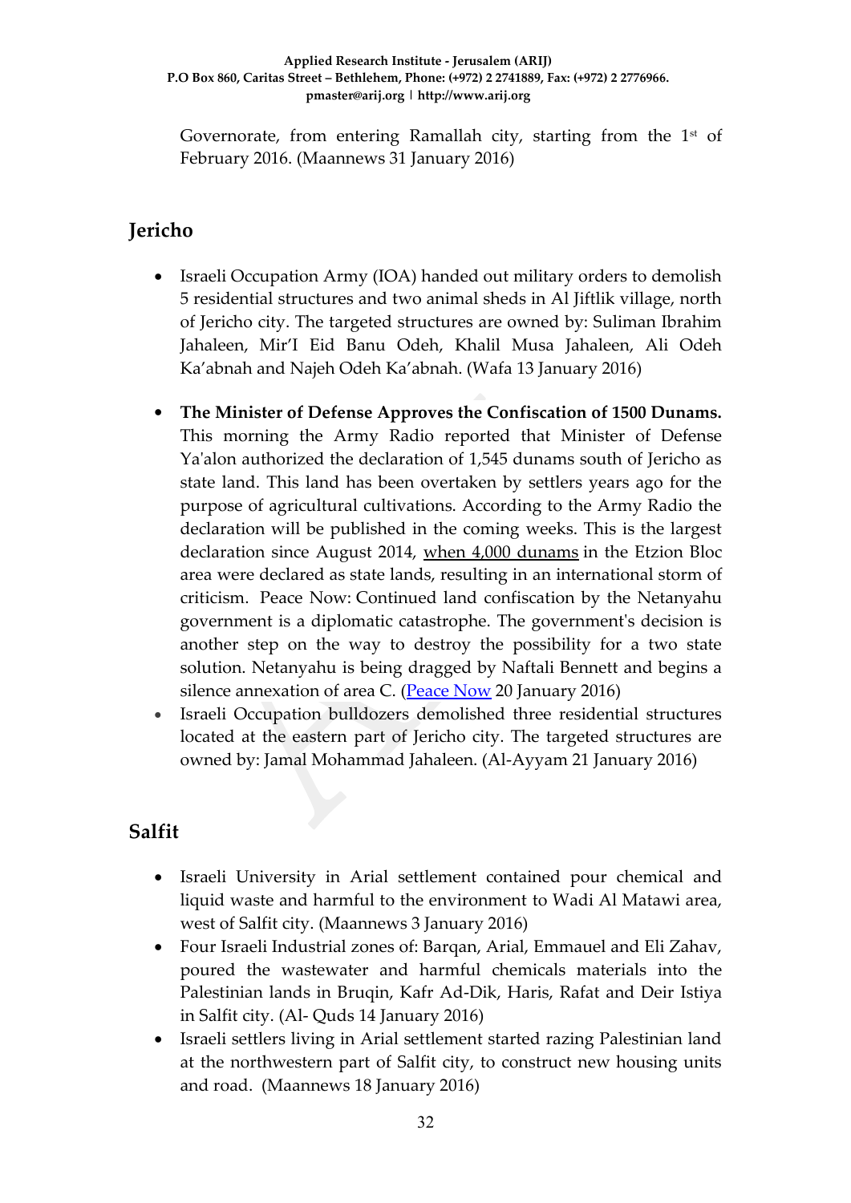Governorate, from entering Ramallah city, starting from the 1st of February 2016. (Maannews 31 January 2016)

## Jericho

- Israeli Occupation Army (IOA) handed out military orders to demolish 5 residential structures and two animal sheds in Al Jiftlik village, north of Jericho city. The targeted structures are owned by: Suliman Ibrahim Jahaleen, Mir'I Eid Banu Odeh, Khalil Musa Jahaleen, Ali Odeh Ka'abnah and Najeh Odeh Ka'abnah. (Wafa 13 January 2016)

- **The Minister of Defense Approves the Confiscation of 1500 Dunams.** This morning the Army Radio reported that Minister of Defense Ya'alon authorized the declaration of 1,545 dunams south of Jericho as state land. This land has been overtaken by settlers years ago for the purpose of agricultural cultivations. According to the Army Radio the declaration will be published in the coming weeks. This is the largest declaration since August 2014, when 4,000 dunams in the Etzion Bloc area were declared as state lands, resulting in an international storm of criticism. Peace Now: Continued land confiscation by the Netanyahu government is a diplomatic catastrophe. The government's decision is another step on the way to destroy the possibility for a two state solution. Netanyahu is being dragged by Naftali Bennett and begins a silence annexation of area C. (Peace Now 20 January 2016)
- Israeli Occupation bulldozers demolished three residential structures located at the eastern part of Jericho city. The targeted structures are owned by: Jamal Mohammad Jahaleen. (Al-Ayyam 21 January 2016)

## Salfit

- Israeli University in Arial settlement contained pour chemical and liquid waste and harmful to the environment to Wadi Al Matawi area, west of Salfit city. (Maannews 3 January 2016)
- Four Israeli Industrial zones of: Barqan, Arial, Emmauel and Eli Zahav, poured the wastewater and harmful chemicals materials into the Palestinian lands in Bruqin, Kafr Ad-Dik, Haris, Rafat and Deir Istiya in Salfit city. (Al- Quds 14 January 2016)
- Israeli settlers living in Arial settlement started razing Palestinian land at the northwestern part of Salfit city, to construct new housing units and road. (Maannews 18 January 2016)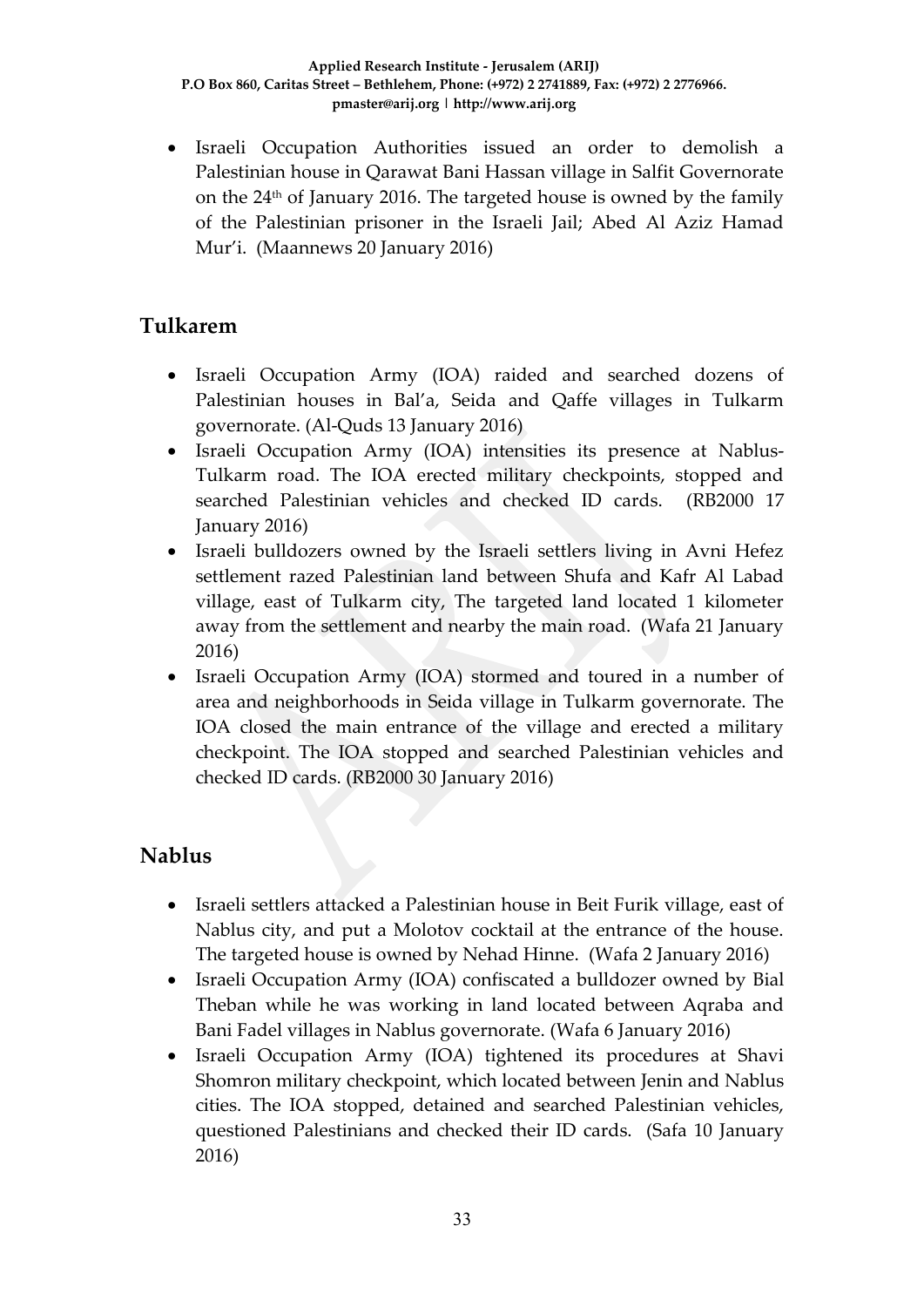- Israeli Occupation Authorities issued an order to demolish a Palestinian house in Qarawat Bani Hassan village in Salfit Governorate on the 24th of January 2016. The targeted house is owned by the family of the Palestinian prisoner in the Israeli Jail; Abed Al Aziz Hamad Mur'i. (Maannews 20 January 2016)

## Tulkarem

- Israeli Occupation Army (IOA) raided and searched dozens of Palestinian houses in Bal'a, Seida and Qaffe villages in Tulkarm governorate. (Al-Quds 13 January 2016)
- Israeli Occupation Army (IOA) intensities its presence at Nablus-Tulkarm road. The IOA erected military checkpoints, stopped and searched Palestinian vehicles and checked ID cards. (RB2000 17 January 2016)
- Israeli bulldozers owned by the Israeli settlers living in Avni Hefez settlement razed Palestinian land between Shufa and Kafr Al Labad village, east of Tulkarm city, The targeted land located 1 kilometer away from the settlement and nearby the main road. (Wafa 21 January 2016)
- Israeli Occupation Army (IOA) stormed and toured in a number of area and neighborhoods in Seida village in Tulkarm governorate. The IOA closed the main entrance of the village and erected a military checkpoint. The IOA stopped and searched Palestinian vehicles and checked ID cards. (RB2000 30 January 2016)

## Nablus

- Israeli settlers attacked a Palestinian house in Beit Furik village, east of Nablus city, and put a Molotov cocktail at the entrance of the house. The targeted house is owned by Nehad Hinne. (Wafa 2 January 2016)
- Israeli Occupation Army (IOA) confiscated a bulldozer owned by Bial Theban while he was working in land located between Aqraba and Bani Fadel villages in Nablus governorate. (Wafa 6 January 2016)
- Israeli Occupation Army (IOA) tightened its procedures at Shavi Shomron military checkpoint, which located between Jenin and Nablus cities. The IOA stopped, detained and searched Palestinian vehicles, questioned Palestinians and checked their ID cards. (Safa 10 January 2016)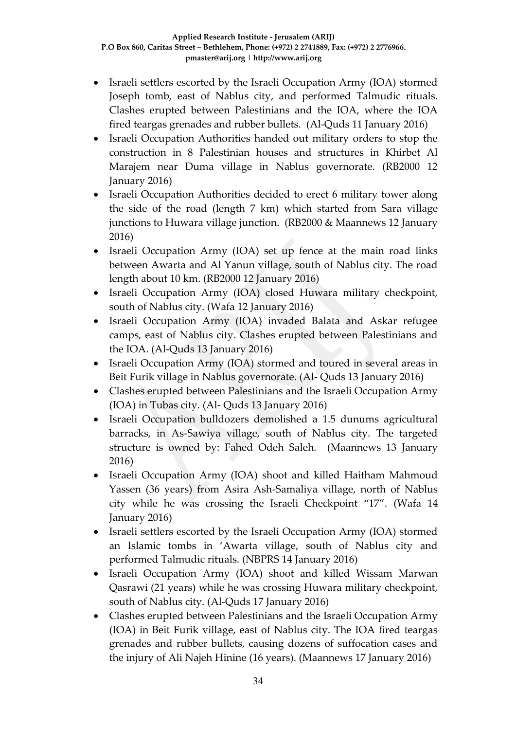- Israeli settlers escorted by the Israeli Occupation Army (IOA) stormed Joseph tomb, east of Nablus city, and performed Talmudic rituals. Clashes erupted between Palestinians and the IOA, where the IOA fired teargas grenades and rubber bullets. (Al-Quds 11 January 2016)
- Israeli Occupation Authorities handed out military orders to stop the construction in 8 Palestinian houses and structures in Khirbet Al Marajem near Duma village in Nablus governorate. (RB2000 12 January 2016)
- Israeli Occupation Authorities decided to erect 6 military tower along the side of the road (length 7 km) which started from Sara village junctions to Huwara village junction. (RB2000 & Maannews 12 January 2016)
- Israeli Occupation Army (IOA) set up fence at the main road links between Awarta and Al Yanun village, south of Nablus city. The road length about 10 km. (RB2000 12 January 2016)
- Israeli Occupation Army (IOA) closed Huwara military checkpoint, south of Nablus city. (Wafa 12 January 2016)
- Israeli Occupation Army (IOA) invaded Balata and Askar refugee camps, east of Nablus city. Clashes erupted between Palestinians and the IOA. (Al-Quds 13 January 2016)
- Israeli Occupation Army (IOA) stormed and toured in several areas in Beit Furik village in Nablus governorate. (Al- Quds 13 January 2016)
- Clashes erupted between Palestinians and the Israeli Occupation Army (IOA) in Tubas city. (Al- Quds 13 January 2016)
- Israeli Occupation bulldozers demolished a 1.5 dunums agricultural barracks, in As-Sawiya village, south of Nablus city. The targeted structure is owned by: Fahed Odeh Saleh. (Maannews 13 January 2016)
- Israeli Occupation Army (IOA) shoot and killed Haitham Mahmoud Yassen (36 years) from Asira Ash-Samaliya village, north of Nablus city while he was crossing the Israeli Checkpoint "17". (Wafa 14 January 2016)
- Israeli settlers escorted by the Israeli Occupation Army (IOA) stormed an Islamic tombs in 'Awarta village, south of Nablus city and performed Talmudic rituals. (NBPRS 14 January 2016)
- Israeli Occupation Army (IOA) shoot and killed Wissam Marwan Qasrawi (21 years) while he was crossing Huwara military checkpoint, south of Nablus city. (Al-Quds 17 January 2016)
- Clashes erupted between Palestinians and the Israeli Occupation Army (IOA) in Beit Furik village, east of Nablus city. The IOA fired teargas grenades and rubber bullets, causing dozens of suffocation cases and the injury of Ali Najeh Hinine (16 years). (Maannews 17 January 2016)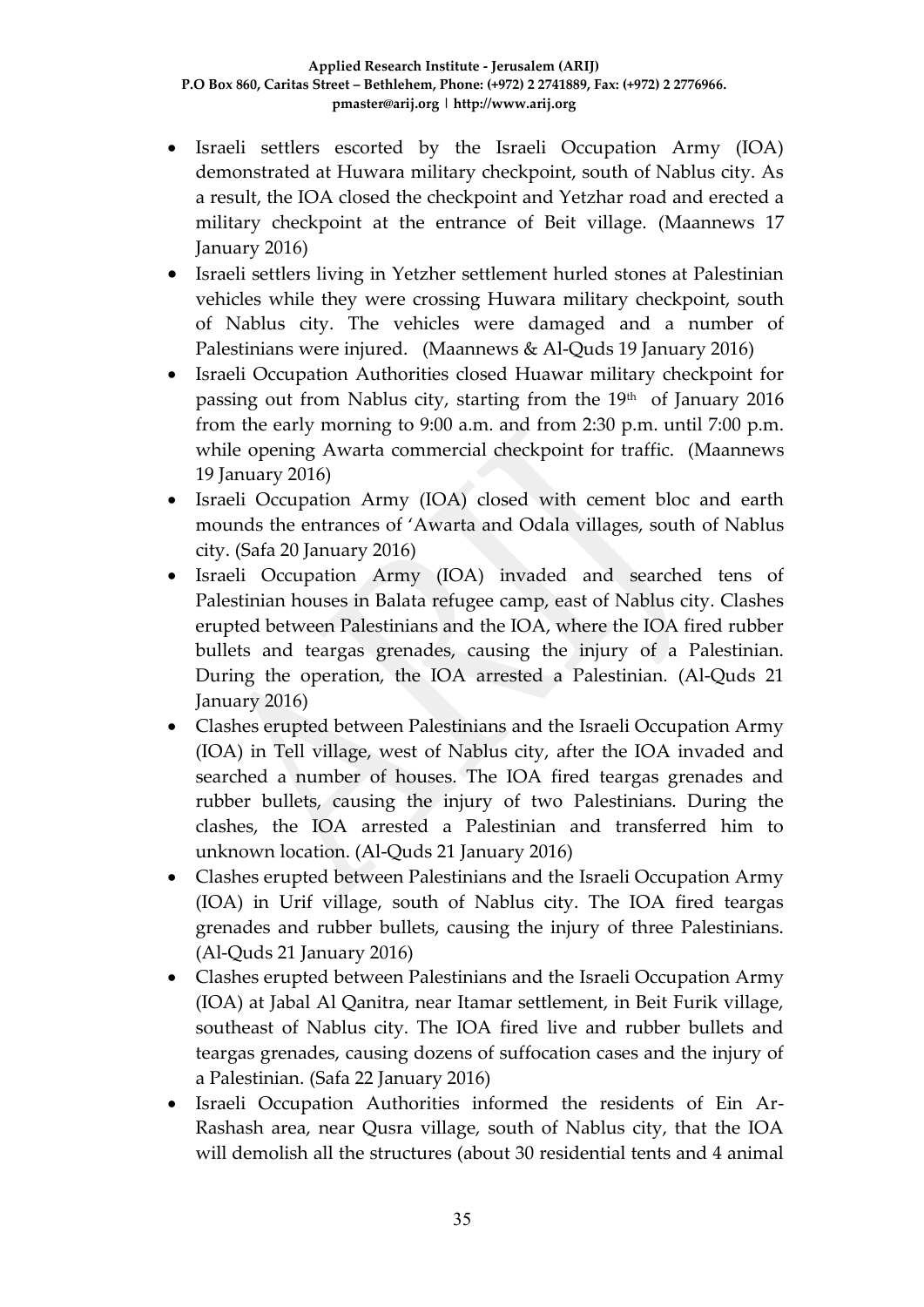- Israeli settlers escorted by the Israeli Occupation Army (IOA) demonstrated at Huwara military checkpoint, south of Nablus city. As a result, the IOA closed the checkpoint and Yetzhar road and erected a military checkpoint at the entrance of Beit village. (Maannews 17 January 2016)
- Israeli settlers living in Yetzher settlement hurled stones at Palestinian vehicles while they were crossing Huwara military checkpoint, south of Nablus city. The vehicles were damaged and a number of Palestinians were injured. (Maannews & Al-Quds 19 January 2016)
- Israeli Occupation Authorities closed Huawar military checkpoint for passing out from Nablus city, starting from the 19th of January 2016 from the early morning to 9:00 a.m. and from 2:30 p.m. until 7:00 p.m. while opening Awarta commercial checkpoint for traffic. (Maannews 19 January 2016)
- Israeli Occupation Army (IOA) closed with cement bloc and earth mounds the entrances of 'Awarta and Odala villages, south of Nablus city. (Safa 20 January 2016)
- Israeli Occupation Army (IOA) invaded and searched tens of Palestinian houses in Balata refugee camp, east of Nablus city. Clashes erupted between Palestinians and the IOA, where the IOA fired rubber bullets and teargas grenades, causing the injury of a Palestinian. During the operation, the IOA arrested a Palestinian. (Al-Quds 21 January 2016)
- Clashes erupted between Palestinians and the Israeli Occupation Army (IOA) in Tell village, west of Nablus city, after the IOA invaded and searched a number of houses. The IOA fired teargas grenades and rubber bullets, causing the injury of two Palestinians. During the clashes, the IOA arrested a Palestinian and transferred him to unknown location. (Al-Quds 21 January 2016)
- Clashes erupted between Palestinians and the Israeli Occupation Army (IOA) in Urif village, south of Nablus city. The IOA fired teargas grenades and rubber bullets, causing the injury of three Palestinians. (Al-Quds 21 January 2016)
- Clashes erupted between Palestinians and the Israeli Occupation Army (IOA) at Jabal Al Qanitra, near Itamar settlement, in Beit Furik village, southeast of Nablus city. The IOA fired live and rubber bullets and teargas grenades, causing dozens of suffocation cases and the injury of a Palestinian. (Safa 22 January 2016)
- Israeli Occupation Authorities informed the residents of Ein Ar-Rashash area, near Qusra village, south of Nablus city, that the IOA will demolish all the structures (about 30 residential tents and 4 animal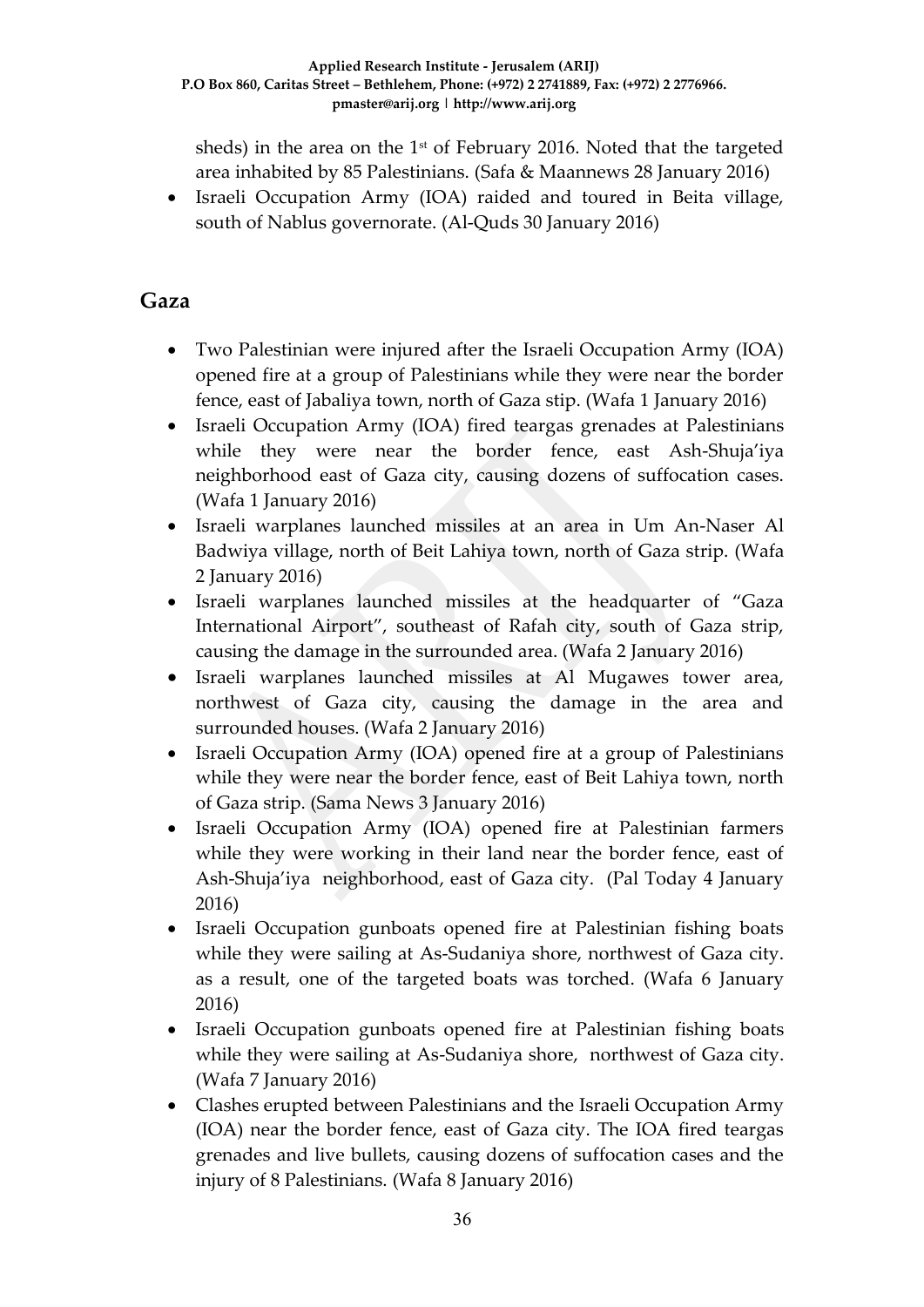sheds) in the area on the 1st of February 2016. Noted that the targeted area inhabited by 85 Palestinians. (Safa & Maannews 28 January 2016)

- Israeli Occupation Army (IOA) raided and toured in Beita village, south of Nablus governorate. (Al-Quds 30 January 2016)

## Gaza

- Two Palestinian were injured after the Israeli Occupation Army (IOA) opened fire at a group of Palestinians while they were near the border fence, east of Jabaliya town, north of Gaza stip. (Wafa 1 January 2016)
- Israeli Occupation Army (IOA) fired teargas grenades at Palestinians while they were near the border fence, east Ash-Shuja'iya neighborhood east of Gaza city, causing dozens of suffocation cases. (Wafa 1 January 2016)
- Israeli warplanes launched missiles at an area in Um An-Naser Al Badwiya village, north of Beit Lahiya town, north of Gaza strip. (Wafa 2 January 2016)
- Israeli warplanes launched missiles at the headquarter of "Gaza International Airport", southeast of Rafah city, south of Gaza strip, causing the damage in the surrounded area. (Wafa 2 January 2016)
- Israeli warplanes launched missiles at Al Mugawes tower area, northwest of Gaza city, causing the damage in the area and surrounded houses. (Wafa 2 January 2016)
- Israeli Occupation Army (IOA) opened fire at a group of Palestinians while they were near the border fence, east of Beit Lahiya town, north of Gaza strip. (Sama News 3 January 2016)
- Israeli Occupation Army (IOA) opened fire at Palestinian farmers while they were working in their land near the border fence, east of Ash-Shuja'iya neighborhood, east of Gaza city. (Pal Today 4 January 2016)
- Israeli Occupation gunboats opened fire at Palestinian fishing boats while they were sailing at As-Sudaniya shore, northwest of Gaza city. as a result, one of the targeted boats was torched. (Wafa 6 January 2016)
- Israeli Occupation gunboats opened fire at Palestinian fishing boats while they were sailing at As-Sudaniya shore, northwest of Gaza city. (Wafa 7 January 2016)
- Clashes erupted between Palestinians and the Israeli Occupation Army (IOA) near the border fence, east of Gaza city. The IOA fired teargas grenades and live bullets, causing dozens of suffocation cases and the injury of 8 Palestinians. (Wafa 8 January 2016)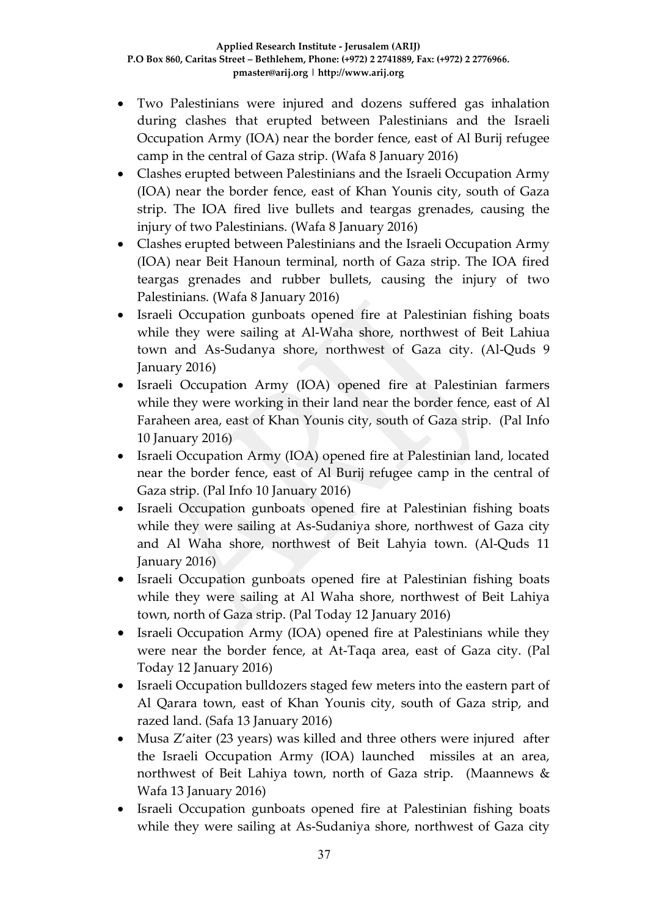- Two Palestinians were injured and dozens suffered gas inhalation during clashes that erupted between Palestinians and the Israeli Occupation Army (IOA) near the border fence, east of Al Burij refugee camp in the central of Gaza strip. (Wafa 8 January 2016)
- Clashes erupted between Palestinians and the Israeli Occupation Army (IOA) near the border fence, east of Khan Younis city, south of Gaza strip. The IOA fired live bullets and teargas grenades, causing the injury of two Palestinians. (Wafa 8 January 2016)
- Clashes erupted between Palestinians and the Israeli Occupation Army (IOA) near Beit Hanoun terminal, north of Gaza strip. The IOA fired teargas grenades and rubber bullets, causing the injury of two Palestinians. (Wafa 8 January 2016)
- Israeli Occupation gunboats opened fire at Palestinian fishing boats while they were sailing at Al-Waha shore, northwest of Beit Lahiua town and As-Sudanya shore, northwest of Gaza city. (Al-Quds 9 January 2016)
- Israeli Occupation Army (IOA) opened fire at Palestinian farmers while they were working in their land near the border fence, east of Al Faraheen area, east of Khan Younis city, south of Gaza strip. (Pal Info 10 January 2016)
- Israeli Occupation Army (IOA) opened fire at Palestinian land, located near the border fence, east of Al Burij refugee camp in the central of Gaza strip. (Pal Info 10 January 2016)
- Israeli Occupation gunboats opened fire at Palestinian fishing boats while they were sailing at As-Sudaniya shore, northwest of Gaza city and Al Waha shore, northwest of Beit Lahyia town. (Al-Quds 11 January 2016)
- Israeli Occupation gunboats opened fire at Palestinian fishing boats while they were sailing at Al Waha shore, northwest of Beit Lahiya town, north of Gaza strip. (Pal Today 12 January 2016)
- Israeli Occupation Army (IOA) opened fire at Palestinians while they were near the border fence, at At-Taqa area, east of Gaza city. (Pal Today 12 January 2016)
- Israeli Occupation bulldozers staged few meters into the eastern part of Al Qarara town, east of Khan Younis city, south of Gaza strip, and razed land. (Safa 13 January 2016)
- Musa Z'aiter (23 years) was killed and three others were injured after the Israeli Occupation Army (IOA) launched missiles at an area, northwest of Beit Lahiya town, north of Gaza strip. (Maannews & Wafa 13 January 2016)
- Israeli Occupation gunboats opened fire at Palestinian fishing boats while they were sailing at As-Sudaniya shore, northwest of Gaza city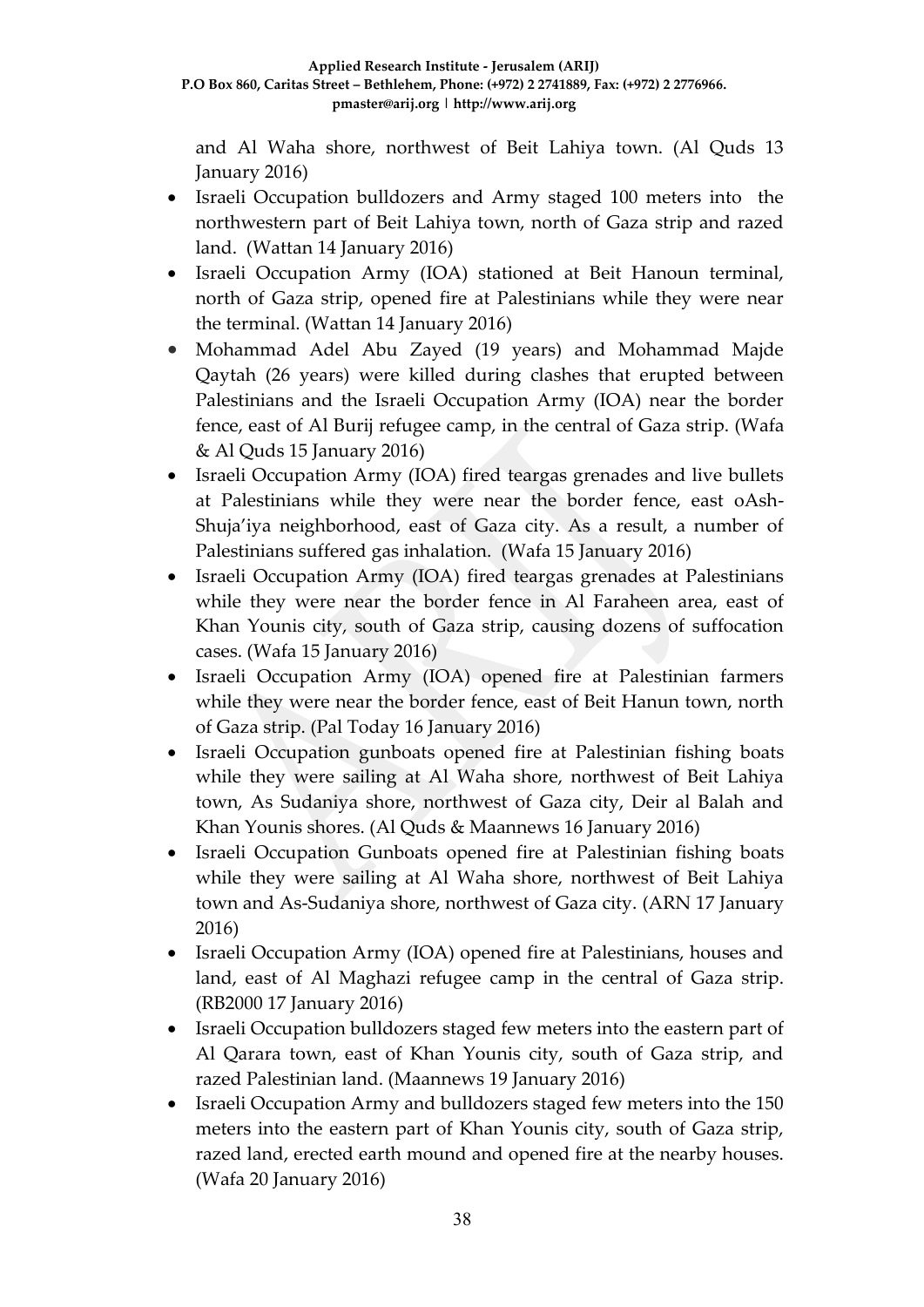and Al Waha shore, northwest of Beit Lahiya town. (Al Quds 13 January 2016)

- Israeli Occupation bulldozers and Army staged 100 meters into the northwestern part of Beit Lahiya town, north of Gaza strip and razed land. (Wattan 14 January 2016)
- Israeli Occupation Army (IOA) stationed at Beit Hanoun terminal, north of Gaza strip, opened fire at Palestinians while they were near the terminal. (Wattan 14 January 2016)
- Mohammad Adel Abu Zayed (19 years) and Mohammad Majde Qaytah (26 years) were killed during clashes that erupted between Palestinians and the Israeli Occupation Army (IOA) near the border fence, east of Al Burij refugee camp, in the central of Gaza strip. (Wafa & Al Quds 15 January 2016)
- Israeli Occupation Army (IOA) fired teargas grenades and live bullets at Palestinians while they were near the border fence, east oAsh-Shuja'iya neighborhood, east of Gaza city. As a result, a number of Palestinians suffered gas inhalation. (Wafa 15 January 2016)
- Israeli Occupation Army (IOA) fired teargas grenades at Palestinians while they were near the border fence in Al Faraheen area, east of Khan Younis city, south of Gaza strip, causing dozens of suffocation cases. (Wafa 15 January 2016)
- Israeli Occupation Army (IOA) opened fire at Palestinian farmers while they were near the border fence, east of Beit Hanun town, north of Gaza strip. (Pal Today 16 January 2016)
- Israeli Occupation gunboats opened fire at Palestinian fishing boats while they were sailing at Al Waha shore, northwest of Beit Lahiya town, As Sudaniya shore, northwest of Gaza city, Deir al Balah and Khan Younis shores. (Al Quds & Maannews 16 January 2016)
- Israeli Occupation Gunboats opened fire at Palestinian fishing boats while they were sailing at Al Waha shore, northwest of Beit Lahiya town and As-Sudaniya shore, northwest of Gaza city. (ARN 17 January 2016)
- Israeli Occupation Army (IOA) opened fire at Palestinians, houses and land, east of Al Maghazi refugee camp in the central of Gaza strip. (RB2000 17 January 2016)
- Israeli Occupation bulldozers staged few meters into the eastern part of Al Qarara town, east of Khan Younis city, south of Gaza strip, and razed Palestinian land. (Maannews 19 January 2016)
- Israeli Occupation Army and bulldozers staged few meters into the 150 meters into the eastern part of Khan Younis city, south of Gaza strip, razed land, erected earth mound and opened fire at the nearby houses. (Wafa 20 January 2016)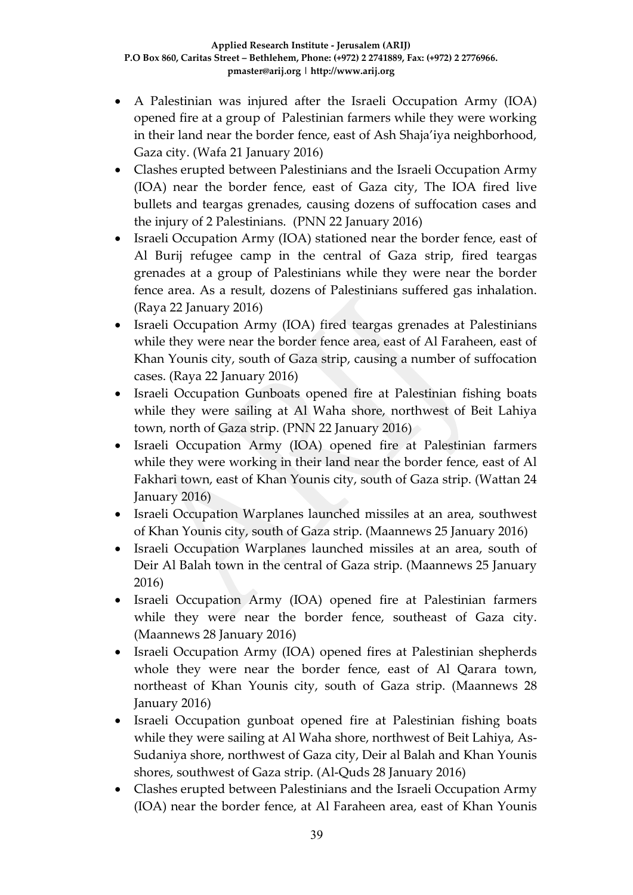- A Palestinian was injured after the Israeli Occupation Army (IOA) opened fire at a group of Palestinian farmers while they were working in their land near the border fence, east of Ash Shaja'iya neighborhood, Gaza city. (Wafa 21 January 2016)
- Clashes erupted between Palestinians and the Israeli Occupation Army (IOA) near the border fence, east of Gaza city, The IOA fired live bullets and teargas grenades, causing dozens of suffocation cases and the injury of 2 Palestinians. (PNN 22 January 2016)
- Israeli Occupation Army (IOA) stationed near the border fence, east of Al Burij refugee camp in the central of Gaza strip, fired teargas grenades at a group of Palestinians while they were near the border fence area. As a result, dozens of Palestinians suffered gas inhalation. (Raya 22 January 2016)
- Israeli Occupation Army (IOA) fired teargas grenades at Palestinians while they were near the border fence area, east of Al Faraheen, east of Khan Younis city, south of Gaza strip, causing a number of suffocation cases. (Raya 22 January 2016)
- Israeli Occupation Gunboats opened fire at Palestinian fishing boats while they were sailing at Al Waha shore, northwest of Beit Lahiya town, north of Gaza strip. (PNN 22 January 2016)
- Israeli Occupation Army (IOA) opened fire at Palestinian farmers while they were working in their land near the border fence, east of Al Fakhari town, east of Khan Younis city, south of Gaza strip. (Wattan 24 January 2016)
- Israeli Occupation Warplanes launched missiles at an area, southwest of Khan Younis city, south of Gaza strip. (Maannews 25 January 2016)
- Israeli Occupation Warplanes launched missiles at an area, south of Deir Al Balah town in the central of Gaza strip. (Maannews 25 January 2016)
- Israeli Occupation Army (IOA) opened fire at Palestinian farmers while they were near the border fence, southeast of Gaza city. (Maannews 28 January 2016)
- Israeli Occupation Army (IOA) opened fires at Palestinian shepherds whole they were near the border fence, east of Al Qarara town, northeast of Khan Younis city, south of Gaza strip. (Maannews 28 January 2016)
- Israeli Occupation gunboat opened fire at Palestinian fishing boats while they were sailing at Al Waha shore, northwest of Beit Lahiya, As-Sudaniya shore, northwest of Gaza city, Deir al Balah and Khan Younis shores, southwest of Gaza strip. (Al-Quds 28 January 2016)
- Clashes erupted between Palestinians and the Israeli Occupation Army (IOA) near the border fence, at Al Faraheen area, east of Khan Younis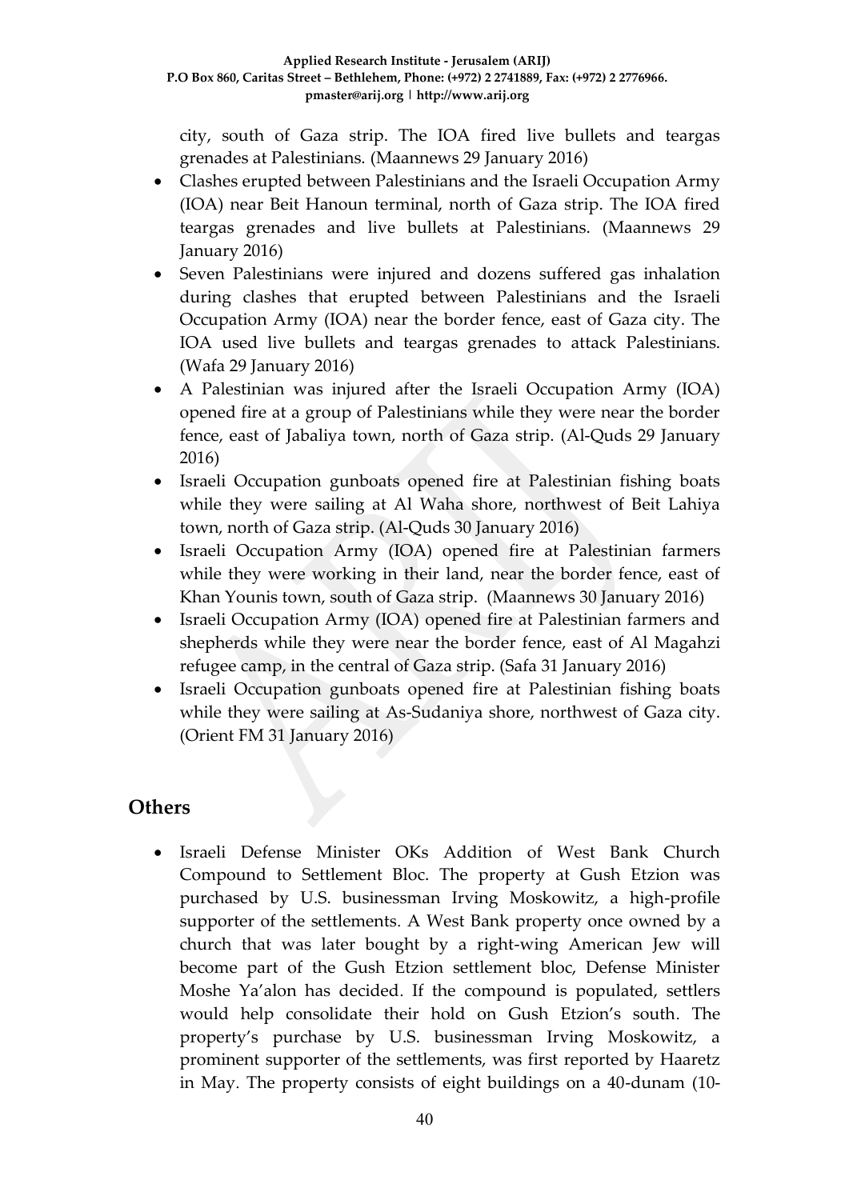city, south of Gaza strip. The IOA fired live bullets and teargas grenades at Palestinians. (Maannews 29 January 2016)

- Clashes erupted between Palestinians and the Israeli Occupation Army (IOA) near Beit Hanoun terminal, north of Gaza strip. The IOA fired teargas grenades and live bullets at Palestinians. (Maannews 29 January 2016)
- Seven Palestinians were injured and dozens suffered gas inhalation during clashes that erupted between Palestinians and the Israeli Occupation Army (IOA) near the border fence, east of Gaza city. The IOA used live bullets and teargas grenades to attack Palestinians. (Wafa 29 January 2016)
- A Palestinian was injured after the Israeli Occupation Army (IOA) opened fire at a group of Palestinians while they were near the border fence, east of Jabaliya town, north of Gaza strip. (Al-Quds 29 January 2016)
- Israeli Occupation gunboats opened fire at Palestinian fishing boats while they were sailing at Al Waha shore, northwest of Beit Lahiya town, north of Gaza strip. (Al-Quds 30 January 2016)
- Israeli Occupation Army (IOA) opened fire at Palestinian farmers while they were working in their land, near the border fence, east of Khan Younis town, south of Gaza strip. (Maannews 30 January 2016)
- Israeli Occupation Army (IOA) opened fire at Palestinian farmers and shepherds while they were near the border fence, east of Al Magahzi refugee camp, in the central of Gaza strip. (Safa 31 January 2016)
- Israeli Occupation gunboats opened fire at Palestinian fishing boats while they were sailing at As-Sudaniya shore, northwest of Gaza city. (Orient FM 31 January 2016)

## Others

- Israeli Defense Minister OKs Addition of West Bank Church Compound to Settlement Bloc. The property at Gush Etzion was purchased by U.S. businessman Irving Moskowitz, a high-profile supporter of the settlements. A West Bank property once owned by a church that was later bought by a right-wing American Jew will become part of the Gush Etzion settlement bloc, Defense Minister Moshe Ya'alon has decided. If the compound is populated, settlers would help consolidate their hold on Gush Etzion's south. The property's purchase by U.S. businessman Irving Moskowitz, a prominent supporter of the settlements, was first reported by Haaretz in May. The property consists of eight buildings on a 40-dunam (10-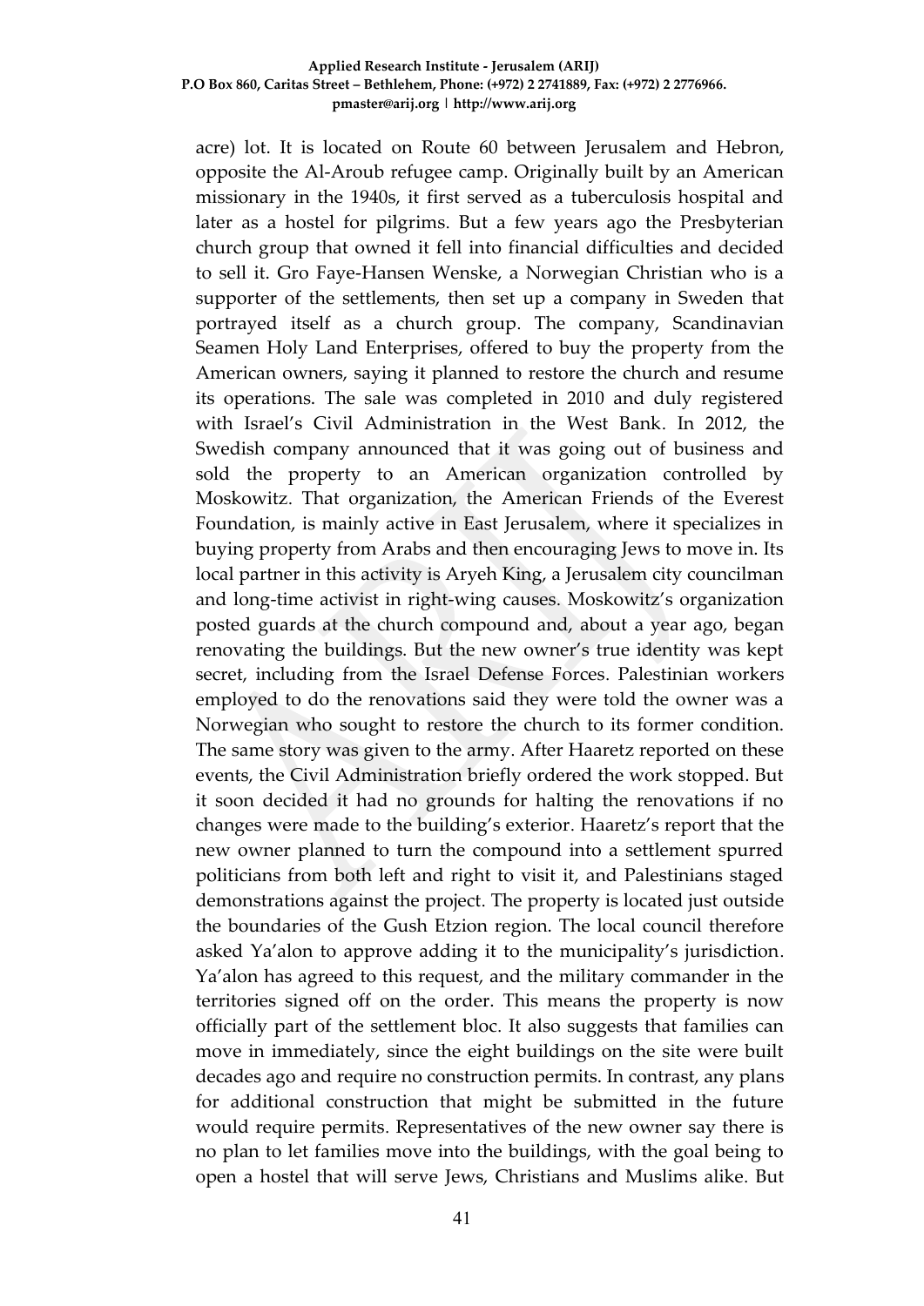acre) lot. It is located on Route 60 between Jerusalem and Hebron, opposite the Al-Aroub refugee camp. Originally built by an American missionary in the 1940s, it first served as a tuberculosis hospital and later as a hostel for pilgrims. But a few years ago the Presbyterian church group that owned it fell into financial difficulties and decided to sell it. Gro Faye-Hansen Wenske, a Norwegian Christian who is a supporter of the settlements, then set up a company in Sweden that portrayed itself as a church group. The company, Scandinavian Seamen Holy Land Enterprises, offered to buy the property from the American owners, saying it planned to restore the church and resume its operations. The sale was completed in 2010 and duly registered with Israel's Civil Administration in the West Bank. In 2012, the Swedish company announced that it was going out of business and sold the property to an American organization controlled by Moskowitz. That organization, the American Friends of the Everest Foundation, is mainly active in East Jerusalem, where it specializes in buying property from Arabs and then encouraging Jews to move in. Its local partner in this activity is Aryeh King, a Jerusalem city councilman and long-time activist in right-wing causes. Moskowitz's organization posted guards at the church compound and, about a year ago, began renovating the buildings. But the new owner's true identity was kept secret, including from the Israel Defense Forces. Palestinian workers employed to do the renovations said they were told the owner was a Norwegian who sought to restore the church to its former condition. The same story was given to the army. After Haaretz reported on these events, the Civil Administration briefly ordered the work stopped. But it soon decided it had no grounds for halting the renovations if no changes were made to the building's exterior. Haaretz's report that the new owner planned to turn the compound into a settlement spurred politicians from both left and right to visit it, and Palestinians staged demonstrations against the project. The property is located just outside the boundaries of the Gush Etzion region. The local council therefore asked Ya'alon to approve adding it to the municipality's jurisdiction. Ya'alon has agreed to this request, and the military commander in the territories signed off on the order. This means the property is now officially part of the settlement bloc. It also suggests that families can move in immediately, since the eight buildings on the site were built decades ago and require no construction permits. In contrast, any plans for additional construction that might be submitted in the future would require permits. Representatives of the new owner say there is no plan to let families move into the buildings, with the goal being to open a hostel that will serve Jews, Christians and Muslims alike. But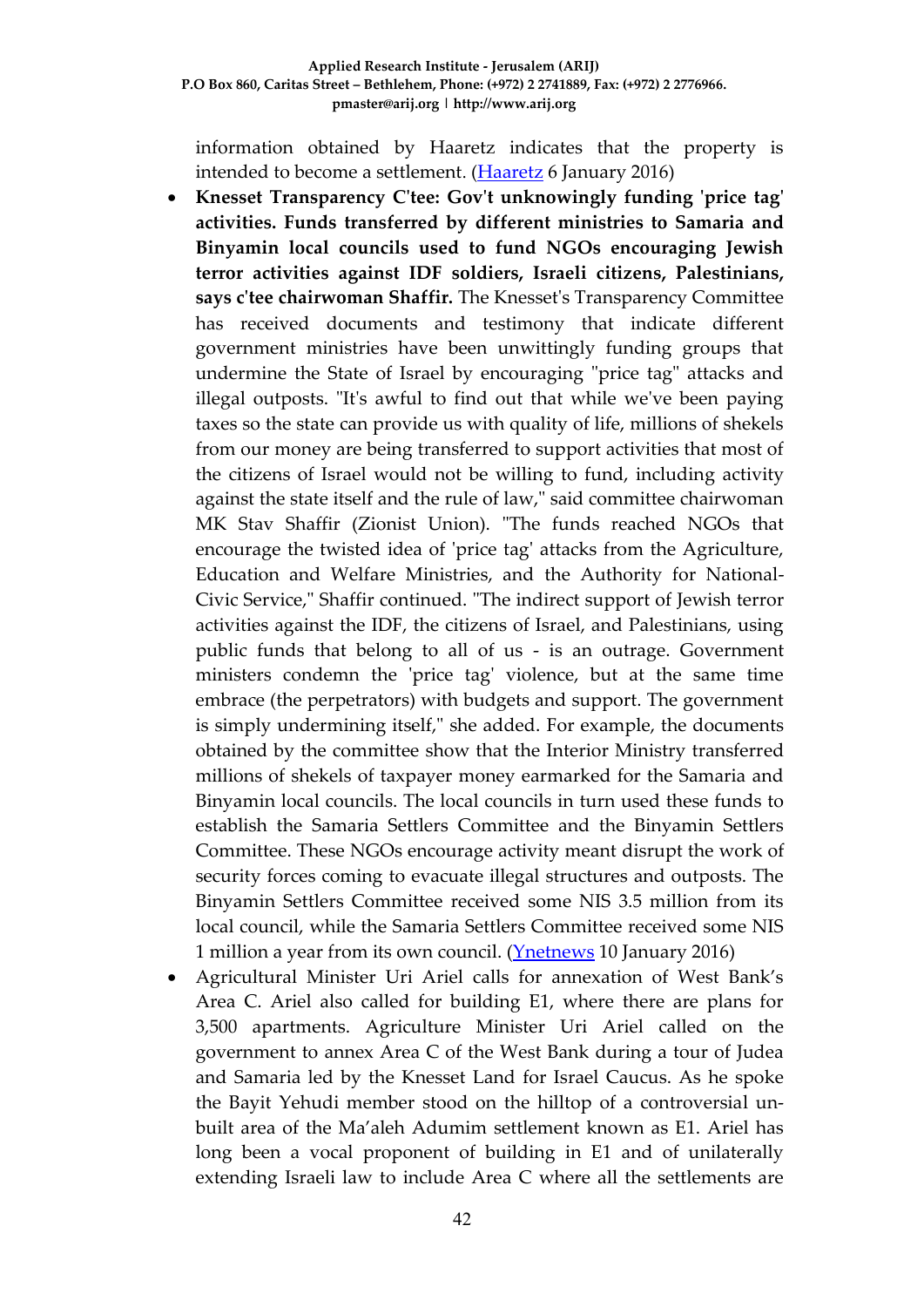information obtained by Haaretz indicates that the property is intended to become a settlement. ([Haaretz](#) 6 January 2016)

- **Knesset Transparency C'tee: Gov't unknowingly funding 'price tag' activities. Funds transferred by different ministries to Samaria and Binyamin local councils used to fund NGOs encouraging Jewish terror activities against IDF soldiers, Israeli citizens, Palestinians, says c'tee chairwoman Shaffir.** The Knesset's Transparency Committee has received documents and testimony that indicate different government ministries have been unwittingly funding groups that undermine the State of Israel by encouraging "price tag" attacks and illegal outposts. "It's awful to find out that while we've been paying taxes so the state can provide us with quality of life, millions of shekels from our money are being transferred to support activities that most of the citizens of Israel would not be willing to fund, including activity against the state itself and the rule of law," said committee chairwoman MK Stav Shaffir (Zionist Union). "The funds reached NGOs that encourage the twisted idea of 'price tag' attacks from the Agriculture, Education and Welfare Ministries, and the Authority for National-Civic Service," Shaffir continued. "The indirect support of Jewish terror activities against the IDF, the citizens of Israel, and Palestinians, using public funds that belong to all of us - is an outrage. Government ministers condemn the 'price tag' violence, but at the same time embrace (the perpetrators) with budgets and support. The government is simply undermining itself," she added. For example, the documents obtained by the committee show that the Interior Ministry transferred millions of shekels of taxpayer money earmarked for the Samaria and Binyamin local councils. The local councils in turn used these funds to establish the Samaria Settlers Committee and the Binyamin Settlers Committee. These NGOs encourage activity meant disrupt the work of security forces coming to evacuate illegal structures and outposts. The Binyamin Settlers Committee received some NIS 3.5 million from its local council, while the Samaria Settlers Committee received some NIS 1 million a year from its own council. ([Ynetnews](#) 10 January 2016)
- Agricultural Minister Uri Ariel calls for annexation of West Bank's Area C. Ariel also called for building E1, where there are plans for 3,500 apartments. Agriculture Minister Uri Ariel called on the government to annex Area C of the West Bank during a tour of Judea and Samaria led by the Knesset Land for Israel Caucus. As he spoke the Bayit Yehudi member stood on the hilltop of a controversial un-built area of the Ma'aleh Adumim settlement known as E1. Ariel has long been a vocal proponent of building in E1 and of unilaterally extending Israeli law to include Area C where all the settlements are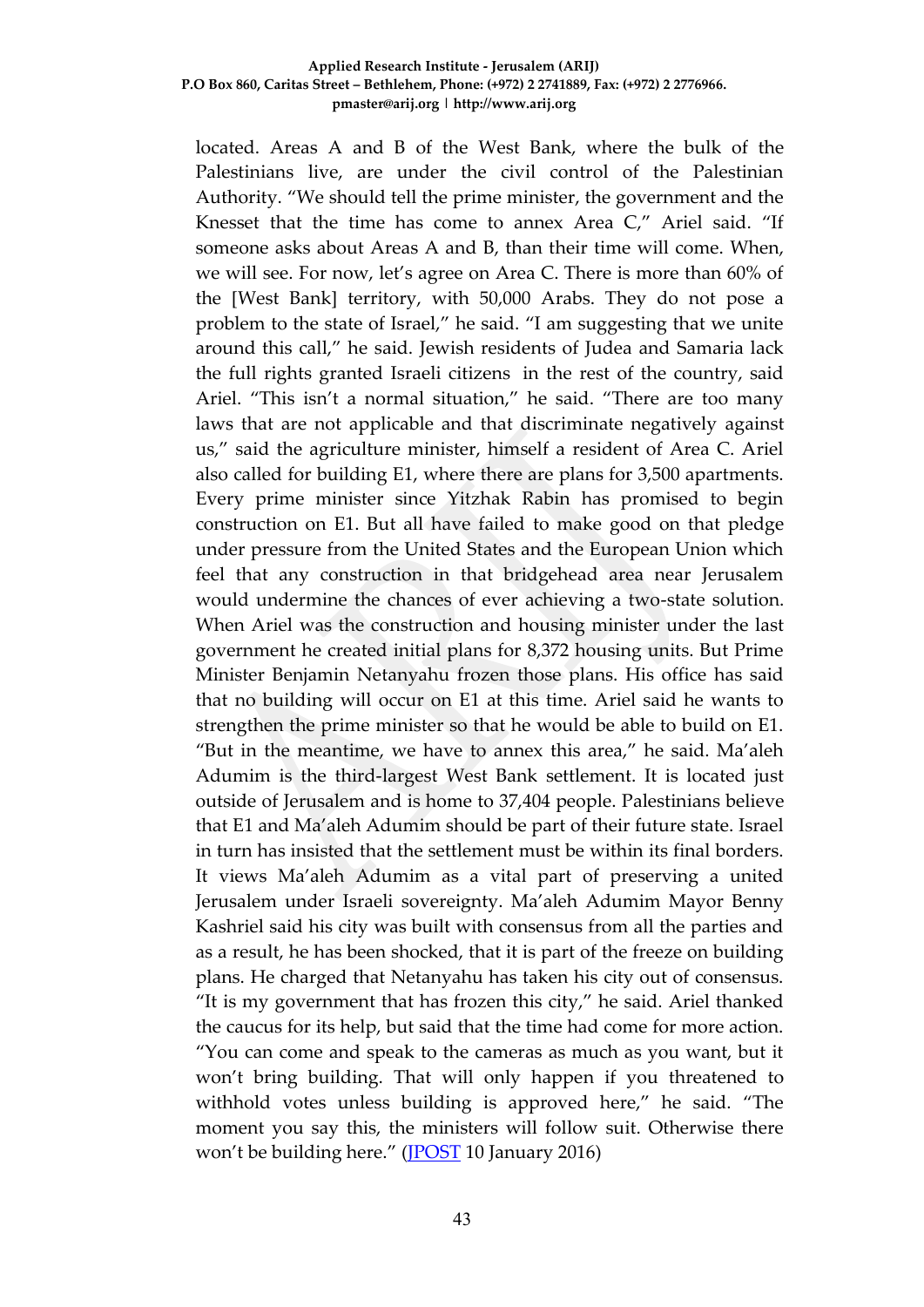located. Areas A and B of the West Bank, where the bulk of the Palestinians live, are under the civil control of the Palestinian Authority. "We should tell the prime minister, the government and the Knesset that the time has come to annex Area C," Ariel said. "If someone asks about Areas A and B, than their time will come. When, we will see. For now, let's agree on Area C. There is more than 60% of the [West Bank] territory, with 50,000 Arabs. They do not pose a problem to the state of Israel," he said. "I am suggesting that we unite around this call," he said. Jewish residents of Judea and Samaria lack the full rights granted Israeli citizens in the rest of the country, said Ariel. "This isn't a normal situation," he said. "There are too many laws that are not applicable and that discriminate negatively against us," said the agriculture minister, himself a resident of Area C. Ariel also called for building E1, where there are plans for 3,500 apartments. Every prime minister since Yitzhak Rabin has promised to begin construction on E1. But all have failed to make good on that pledge under pressure from the United States and the European Union which feel that any construction in that bridgehead area near Jerusalem would undermine the chances of ever achieving a two-state solution. When Ariel was the construction and housing minister under the last government he created initial plans for 8,372 housing units. But Prime Minister Benjamin Netanyahu frozen those plans. His office has said that no building will occur on E1 at this time. Ariel said he wants to strengthen the prime minister so that he would be able to build on E1. "But in the meantime, we have to annex this area," he said. Ma'aleh Adumim is the third-largest West Bank settlement. It is located just outside of Jerusalem and is home to 37,404 people. Palestinians believe that E1 and Ma'aleh Adumim should be part of their future state. Israel in turn has insisted that the settlement must be within its final borders. It views Ma'aleh Adumim as a vital part of preserving a united Jerusalem under Israeli sovereignty. Ma'aleh Adumim Mayor Benny Kashriel said his city was built with consensus from all the parties and as a result, he has been shocked, that it is part of the freeze on building plans. He charged that Netanyahu has taken his city out of consensus. "It is my government that has frozen this city," he said. Ariel thanked the caucus for its help, but said that the time had come for more action. "You can come and speak to the cameras as much as you want, but it won't bring building. That will only happen if you threatened to withhold votes unless building is approved here," he said. "The moment you say this, the ministers will follow suit. Otherwise there won't be building here." (JPOST 10 January 2016)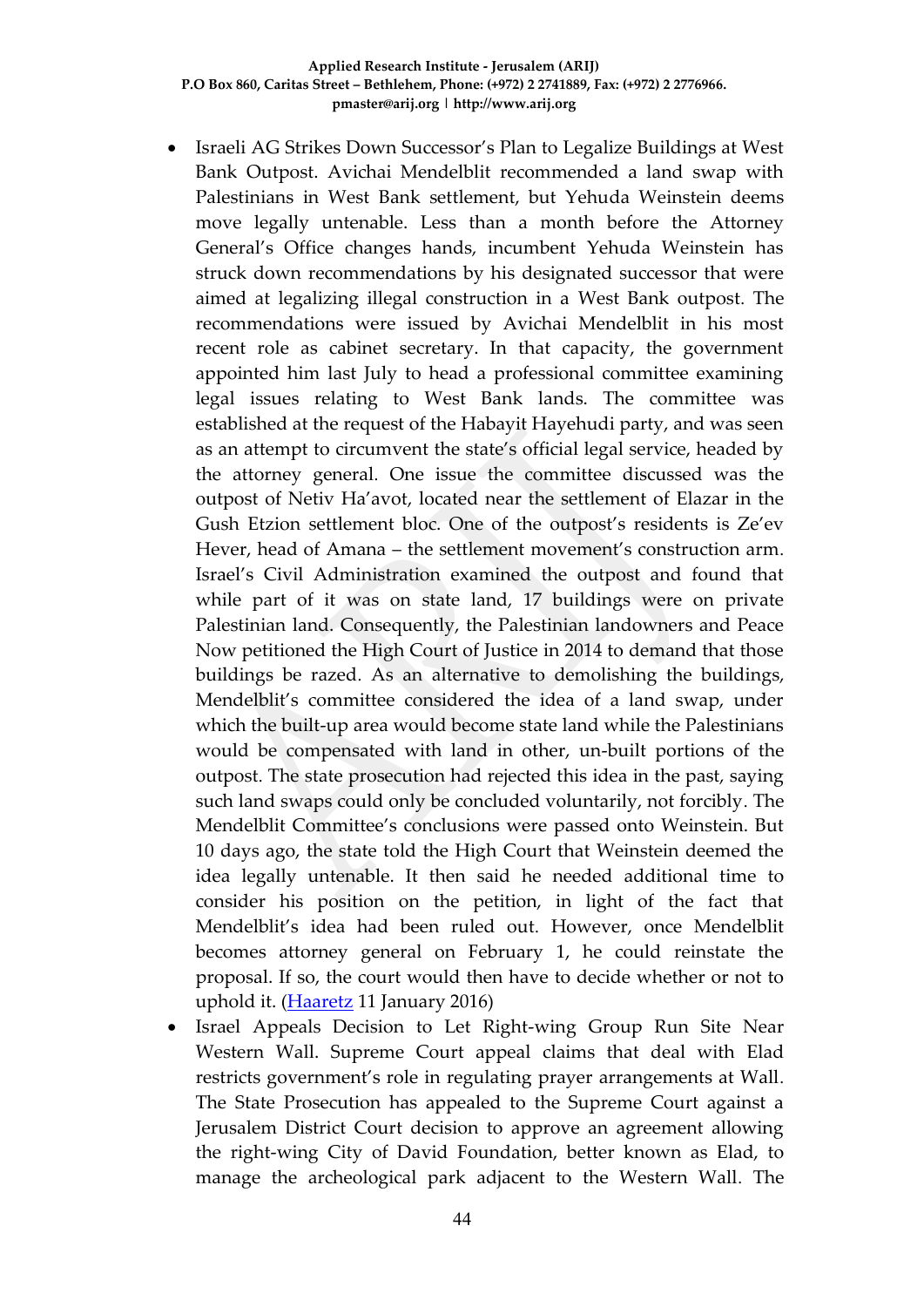- Israeli AG Strikes Down Successor's Plan to Legalize Buildings at West Bank Outpost. Avichai Mendelblit recommended a land swap with Palestinians in West Bank settlement, but Yehuda Weinstein deems move legally untenable. Less than a month before the Attorney General's Office changes hands, incumbent Yehuda Weinstein has struck down recommendations by his designated successor that were aimed at legalizing illegal construction in a West Bank outpost. The recommendations were issued by Avichai Mendelblit in his most recent role as cabinet secretary. In that capacity, the government appointed him last July to head a professional committee examining legal issues relating to West Bank lands. The committee was established at the request of the Habayit Hayehudi party, and was seen as an attempt to circumvent the state's official legal service, headed by the attorney general. One issue the committee discussed was the outpost of Netiv Ha'avot, located near the settlement of Elazar in the Gush Etzion settlement bloc. One of the outpost's residents is Ze'ev Hever, head of Amana – the settlement movement's construction arm. Israel's Civil Administration examined the outpost and found that while part of it was on state land, 17 buildings were on private Palestinian land. Consequently, the Palestinian landowners and Peace Now petitioned the High Court of Justice in 2014 to demand that those buildings be razed. As an alternative to demolishing the buildings, Mendelblit's committee considered the idea of a land swap, under which the built-up area would become state land while the Palestinians would be compensated with land in other, un-built portions of the outpost. The state prosecution had rejected this idea in the past, saying such land swaps could only be concluded voluntarily, not forcibly. The Mendelblit Committee's conclusions were passed onto Weinstein. But 10 days ago, the state told the High Court that Weinstein deemed the idea legally untenable. It then said he needed additional time to consider his position on the petition, in light of the fact that Mendelblit's idea had been ruled out. However, once Mendelblit becomes attorney general on February 1, he could reinstate the proposal. If so, the court would then have to decide whether or not to uphold it. (Haaretz 11 January 2016)
- Israel Appeals Decision to Let Right-wing Group Run Site Near Western Wall. Supreme Court appeal claims that deal with Elad restricts government's role in regulating prayer arrangements at Wall. The State Prosecution has appealed to the Supreme Court against a Jerusalem District Court decision to approve an agreement allowing the right-wing City of David Foundation, better known as Elad, to manage the archeological park adjacent to the Western Wall. The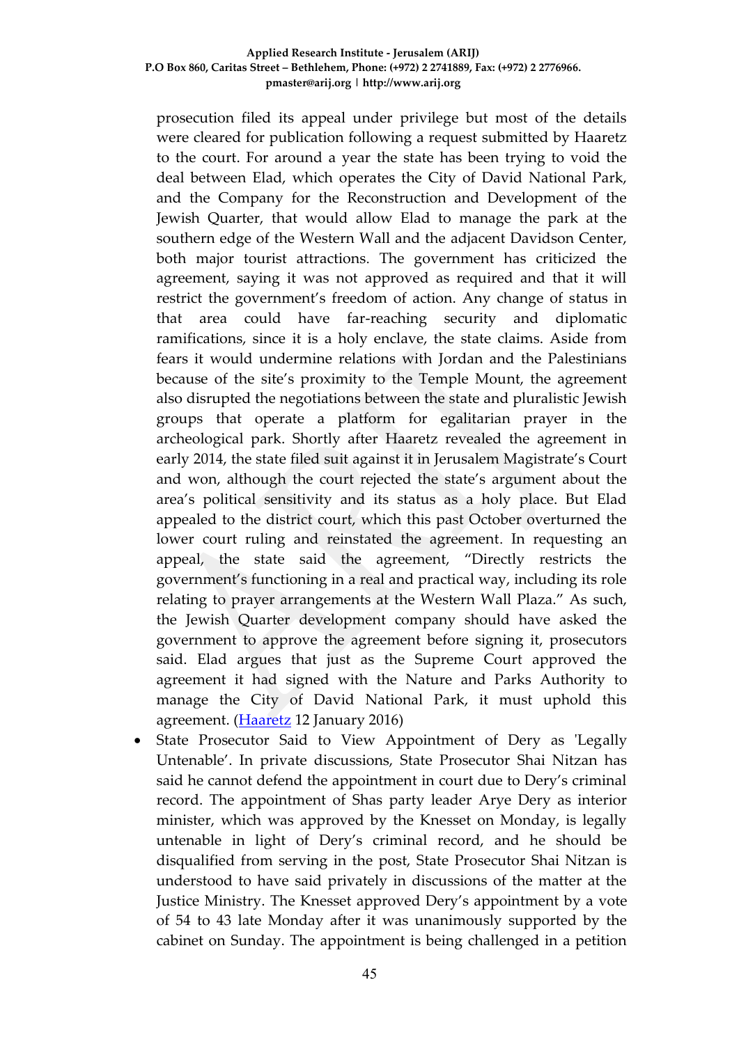prosecution filed its appeal under privilege but most of the details were cleared for publication following a request submitted by Haaretz to the court. For around a year the state has been trying to void the deal between Elad, which operates the City of David National Park, and the Company for the Reconstruction and Development of the Jewish Quarter, that would allow Elad to manage the park at the southern edge of the Western Wall and the adjacent Davidson Center, both major tourist attractions. The government has criticized the agreement, saying it was not approved as required and that it will restrict the government's freedom of action. Any change of status in that area could have far-reaching security and diplomatic ramifications, since it is a holy enclave, the state claims. Aside from fears it would undermine relations with Jordan and the Palestinians because of the site's proximity to the Temple Mount, the agreement also disrupted the negotiations between the state and pluralistic Jewish groups that operate a platform for egalitarian prayer in the archeological park. Shortly after Haaretz revealed the agreement in early 2014, the state filed suit against it in Jerusalem Magistrate's Court and won, although the court rejected the state's argument about the area's political sensitivity and its status as a holy place. But Elad appealed to the district court, which this past October overturned the lower court ruling and reinstated the agreement. In requesting an appeal, the state said the agreement, "Directly restricts the government's functioning in a real and practical way, including its role relating to prayer arrangements at the Western Wall Plaza." As such, the Jewish Quarter development company should have asked the government to approve the agreement before signing it, prosecutors said. Elad argues that just as the Supreme Court approved the agreement it had signed with the Nature and Parks Authority to manage the City of David National Park, it must uphold this agreement. (Haaretz 12 January 2016)

- State Prosecutor Said to View Appointment of Dery as 'Legally Untenable'. In private discussions, State Prosecutor Shai Nitzan has said he cannot defend the appointment in court due to Dery's criminal record. The appointment of Shas party leader Arye Dery as interior minister, which was approved by the Knesset on Monday, is legally untenable in light of Dery's criminal record, and he should be disqualified from serving in the post, State Prosecutor Shai Nitzan is understood to have said privately in discussions of the matter at the Justice Ministry. The Knesset approved Dery's appointment by a vote of 54 to 43 late Monday after it was unanimously supported by the cabinet on Sunday. The appointment is being challenged in a petition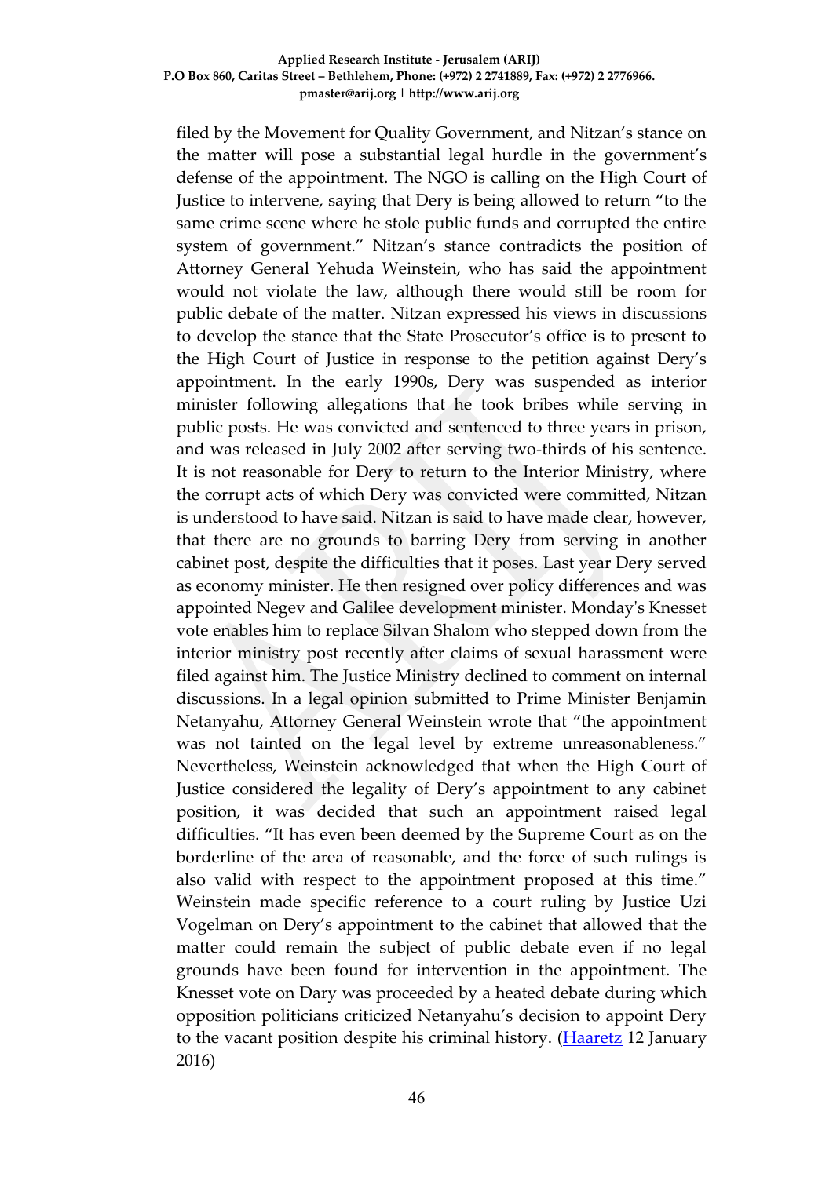filed by the Movement for Quality Government, and Nitzan's stance on the matter will pose a substantial legal hurdle in the government's defense of the appointment. The NGO is calling on the High Court of Justice to intervene, saying that Dery is being allowed to return "to the same crime scene where he stole public funds and corrupted the entire system of government." Nitzan's stance contradicts the position of Attorney General Yehuda Weinstein, who has said the appointment would not violate the law, although there would still be room for public debate of the matter. Nitzan expressed his views in discussions to develop the stance that the State Prosecutor's office is to present to the High Court of Justice in response to the petition against Dery's appointment. In the early 1990s, Dery was suspended as interior minister following allegations that he took bribes while serving in public posts. He was convicted and sentenced to three years in prison, and was released in July 2002 after serving two-thirds of his sentence. It is not reasonable for Dery to return to the Interior Ministry, where the corrupt acts of which Dery was convicted were committed, Nitzan is understood to have said. Nitzan is said to have made clear, however, that there are no grounds to barring Dery from serving in another cabinet post, despite the difficulties that it poses. Last year Dery served as economy minister. He then resigned over policy differences and was appointed Negev and Galilee development minister. Monday's Knesset vote enables him to replace Silvan Shalom who stepped down from the interior ministry post recently after claims of sexual harassment were filed against him. The Justice Ministry declined to comment on internal discussions. In a legal opinion submitted to Prime Minister Benjamin Netanyahu, Attorney General Weinstein wrote that "the appointment was not tainted on the legal level by extreme unreasonableness." Nevertheless, Weinstein acknowledged that when the High Court of Justice considered the legality of Dery's appointment to any cabinet position, it was decided that such an appointment raised legal difficulties. "It has even been deemed by the Supreme Court as on the borderline of the area of reasonable, and the force of such rulings is also valid with respect to the appointment proposed at this time." Weinstein made specific reference to a court ruling by Justice Uzi Vogelman on Dery's appointment to the cabinet that allowed that the matter could remain the subject of public debate even if no legal grounds have been found for intervention in the appointment. The Knesset vote on Dary was proceeded by a heated debate during which opposition politicians criticized Netanyahu's decision to appoint Dery to the vacant position despite his criminal history. (Haaretz 12 January 2016)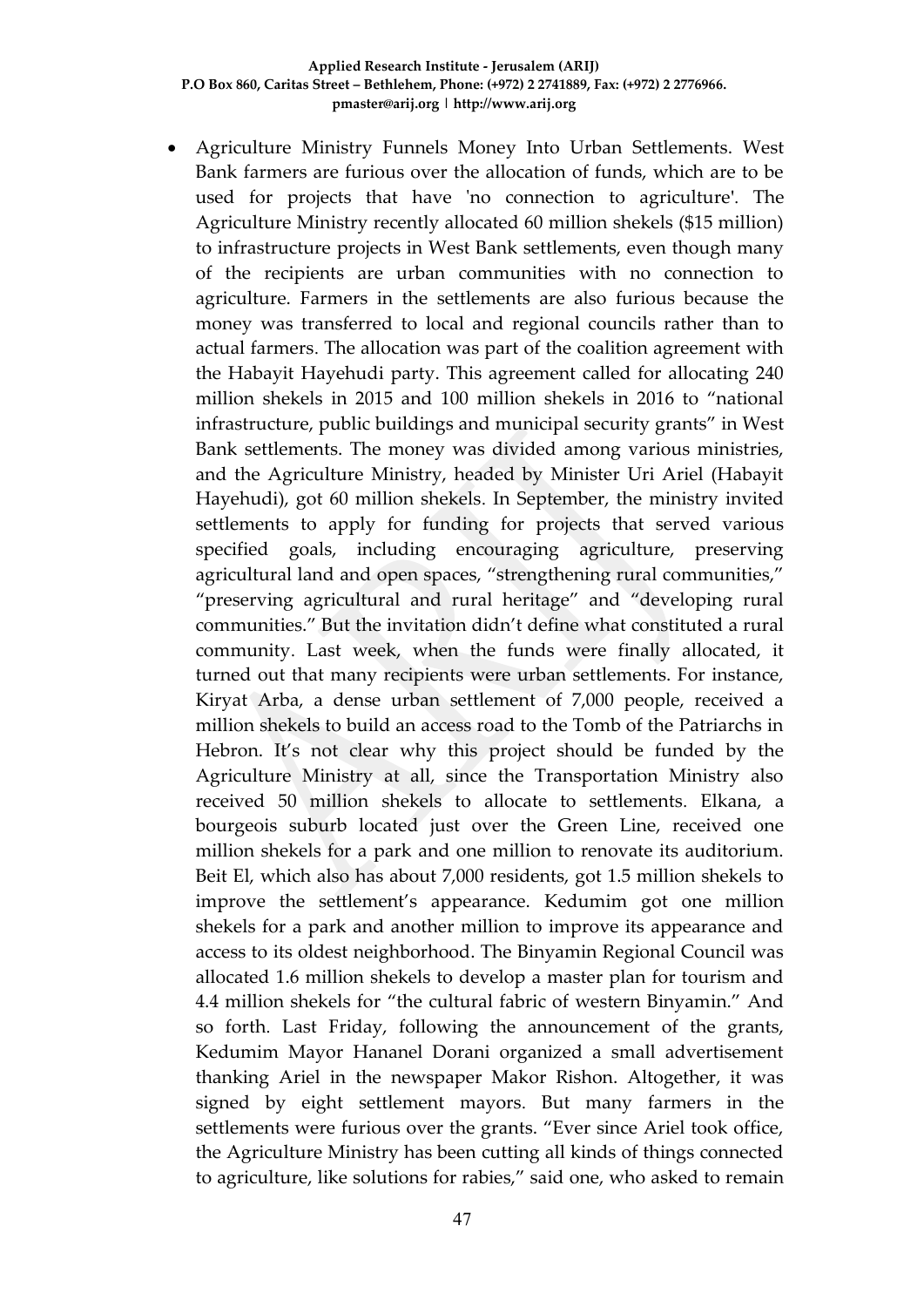- Agriculture Ministry Funnels Money Into Urban Settlements. West Bank farmers are furious over the allocation of funds, which are to be used for projects that have 'no connection to agriculture'. The Agriculture Ministry recently allocated 60 million shekels ($15 million) to infrastructure projects in West Bank settlements, even though many of the recipients are urban communities with no connection to agriculture. Farmers in the settlements are also furious because the money was transferred to local and regional councils rather than to actual farmers. The allocation was part of the coalition agreement with the Habayit Hayehudi party. This agreement called for allocating 240 million shekels in 2015 and 100 million shekels in 2016 to "national infrastructure, public buildings and municipal security grants" in West Bank settlements. The money was divided among various ministries, and the Agriculture Ministry, headed by Minister Uri Ariel (Habayit Hayehudi), got 60 million shekels. In September, the ministry invited settlements to apply for funding for projects that served various specified goals, including encouraging agriculture, preserving agricultural land and open spaces, "strengthening rural communities," "preserving agricultural and rural heritage" and "developing rural communities." But the invitation didn't define what constituted a rural community. Last week, when the funds were finally allocated, it turned out that many recipients were urban settlements. For instance, Kiryat Arba, a dense urban settlement of 7,000 people, received a million shekels to build an access road to the Tomb of the Patriarchs in Hebron. It's not clear why this project should be funded by the Agriculture Ministry at all, since the Transportation Ministry also received 50 million shekels to allocate to settlements. Elkana, a bourgeois suburb located just over the Green Line, received one million shekels for a park and one million to renovate its auditorium. Beit El, which also has about 7,000 residents, got 1.5 million shekels to improve the settlement's appearance. Kedumim got one million shekels for a park and another million to improve its appearance and access to its oldest neighborhood. The Binyamin Regional Council was allocated 1.6 million shekels to develop a master plan for tourism and 4.4 million shekels for "the cultural fabric of western Binyamin." And so forth. Last Friday, following the announcement of the grants, Kedumim Mayor Hananel Dorani organized a small advertisement thanking Ariel in the newspaper Makor Rishon. Altogether, it was signed by eight settlement mayors. But many farmers in the settlements were furious over the grants. "Ever since Ariel took office, the Agriculture Ministry has been cutting all kinds of things connected to agriculture, like solutions for rabies," said one, who asked to remain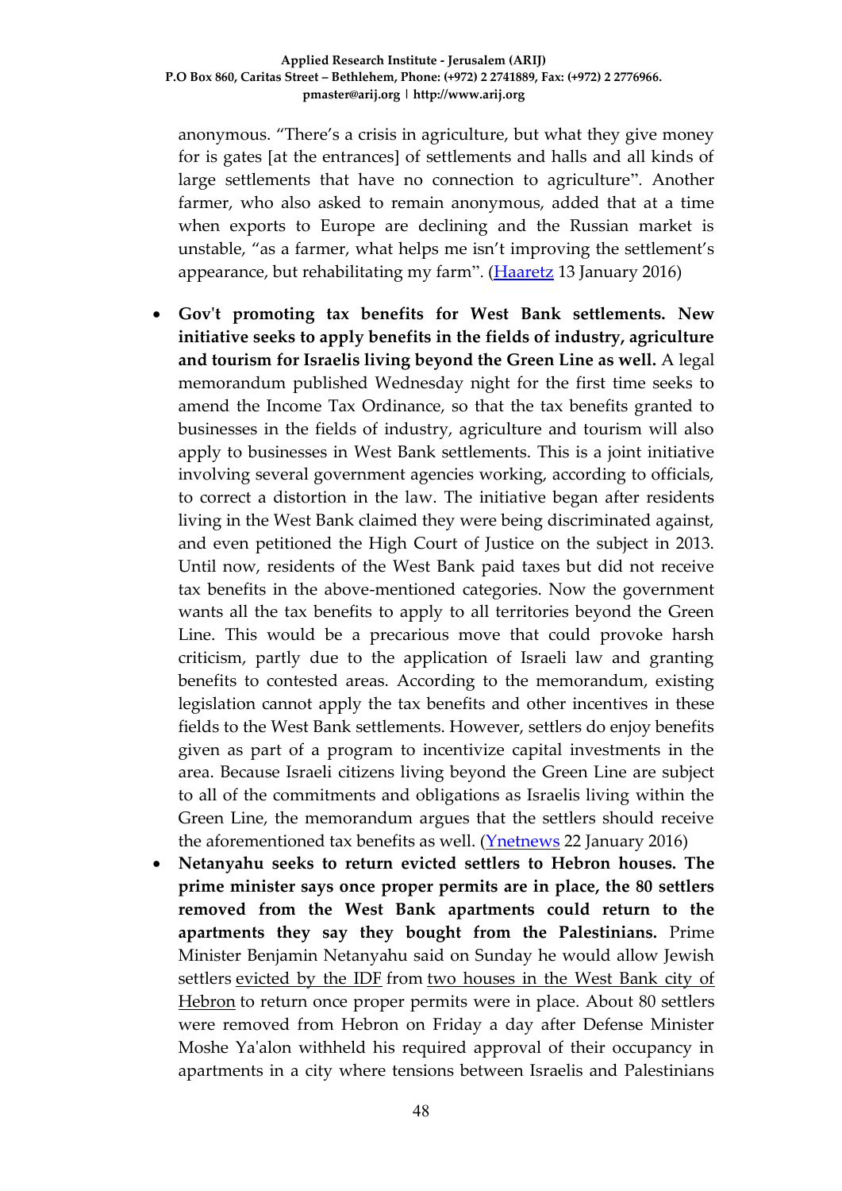anonymous. "There's a crisis in agriculture, but what they give money for is gates [at the entrances] of settlements and halls and all kinds of large settlements that have no connection to agriculture". Another farmer, who also asked to remain anonymous, added that at a time when exports to Europe are declining and the Russian market is unstable, "as a farmer, what helps me isn't improving the settlement's appearance, but rehabilitating my farm". (Haaretz 13 January 2016)

- **Gov't promoting tax benefits for West Bank settlements. New initiative seeks to apply benefits in the fields of industry, agriculture and tourism for Israelis living beyond the Green Line as well.** A legal memorandum published Wednesday night for the first time seeks to amend the Income Tax Ordinance, so that the tax benefits granted to businesses in the fields of industry, agriculture and tourism will also apply to businesses in West Bank settlements. This is a joint initiative involving several government agencies working, according to officials, to correct a distortion in the law. The initiative began after residents living in the West Bank claimed they were being discriminated against, and even petitioned the High Court of Justice on the subject in 2013. Until now, residents of the West Bank paid taxes but did not receive tax benefits in the above-mentioned categories. Now the government wants all the tax benefits to apply to all territories beyond the Green Line. This would be a precarious move that could provoke harsh criticism, partly due to the application of Israeli law and granting benefits to contested areas. According to the memorandum, existing legislation cannot apply the tax benefits and other incentives in these fields to the West Bank settlements. However, settlers do enjoy benefits given as part of a program to incentivize capital investments in the area. Because Israeli citizens living beyond the Green Line are subject to all of the commitments and obligations as Israelis living within the Green Line, the memorandum argues that the settlers should receive the aforementioned tax benefits as well. (Ynetnews 22 January 2016)
- **Netanyahu seeks to return evicted settlers to Hebron houses. The prime minister says once proper permits are in place, the 80 settlers removed from the West Bank apartments could return to the apartments they say they bought from the Palestinians.** Prime Minister Benjamin Netanyahu said on Sunday he would allow Jewish settlers evicted by the IDF from two houses in the West Bank city of Hebron to return once proper permits were in place. About 80 settlers were removed from Hebron on Friday a day after Defense Minister Moshe Ya'alon withheld his required approval of their occupancy in apartments in a city where tensions between Israelis and Palestinians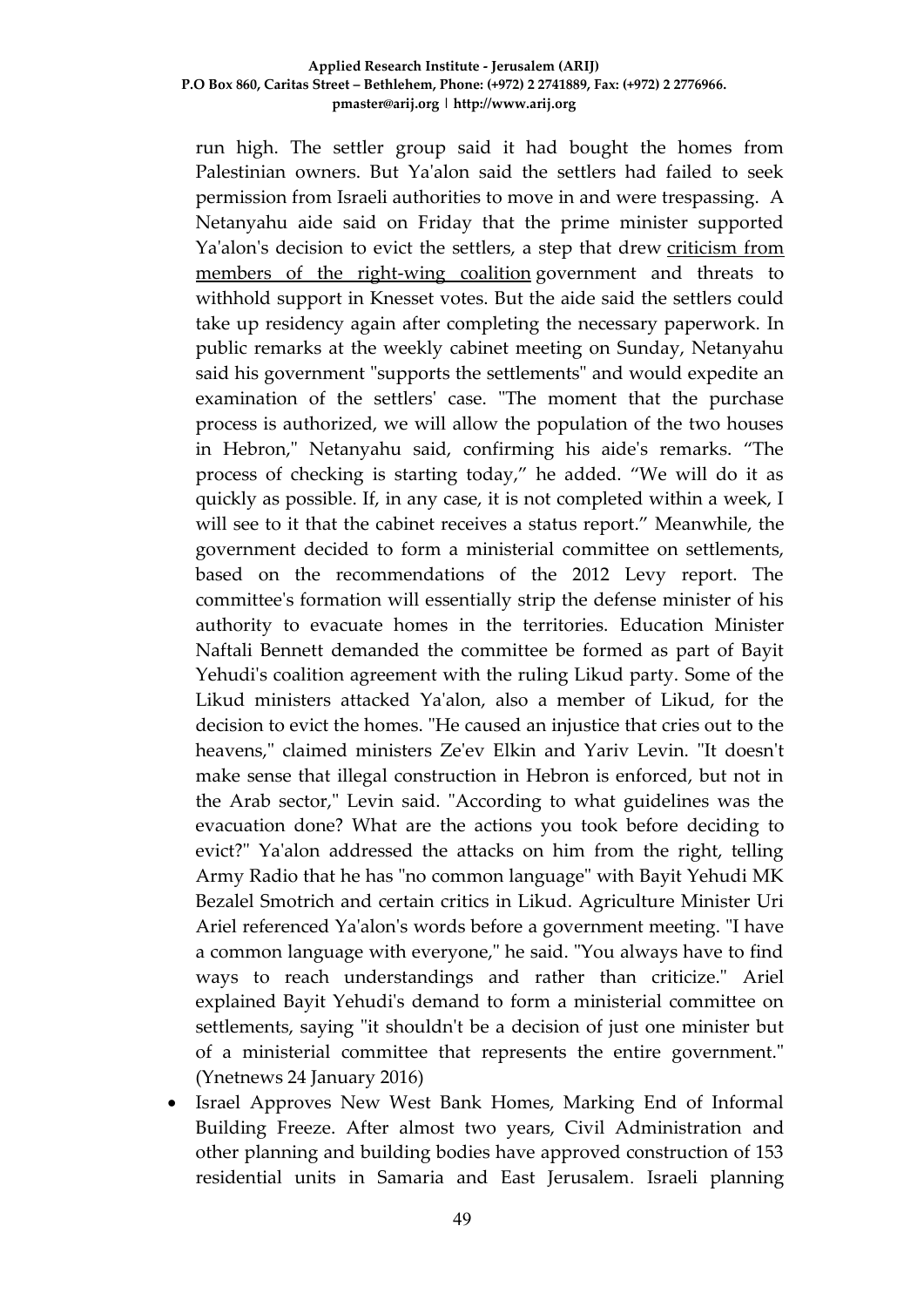run high. The settler group said it had bought the homes from Palestinian owners. But Ya'alon said the settlers had failed to seek permission from Israeli authorities to move in and were trespassing. A Netanyahu aide said on Friday that the prime minister supported Ya'alon's decision to evict the settlers, a step that drew criticism from members of the right-wing coalition government and threats to withhold support in Knesset votes. But the aide said the settlers could take up residency again after completing the necessary paperwork. In public remarks at the weekly cabinet meeting on Sunday, Netanyahu said his government "supports the settlements" and would expedite an examination of the settlers' case. "The moment that the purchase process is authorized, we will allow the population of the two houses in Hebron," Netanyahu said, confirming his aide's remarks. "The process of checking is starting today," he added. "We will do it as quickly as possible. If, in any case, it is not completed within a week, I will see to it that the cabinet receives a status report." Meanwhile, the government decided to form a ministerial committee on settlements, based on the recommendations of the 2012 Levy report. The committee's formation will essentially strip the defense minister of his authority to evacuate homes in the territories. Education Minister Naftali Bennett demanded the committee be formed as part of Bayit Yehudi's coalition agreement with the ruling Likud party. Some of the Likud ministers attacked Ya'alon, also a member of Likud, for the decision to evict the homes. "He caused an injustice that cries out to the heavens," claimed ministers Ze'ev Elkin and Yariv Levin. "It doesn't make sense that illegal construction in Hebron is enforced, but not in the Arab sector," Levin said. "According to what guidelines was the evacuation done? What are the actions you took before deciding to evict?" Ya'alon addressed the attacks on him from the right, telling Army Radio that he has "no common language" with Bayit Yehudi MK Bezalel Smotrich and certain critics in Likud. Agriculture Minister Uri Ariel referenced Ya'alon's words before a government meeting. "I have a common language with everyone," he said. "You always have to find ways to reach understandings and rather than criticize." Ariel explained Bayit Yehudi's demand to form a ministerial committee on settlements, saying "it shouldn't be a decision of just one minister but of a ministerial committee that represents the entire government." (Ynetnews 24 January 2016)

- Israel Approves New West Bank Homes, Marking End of Informal Building Freeze. After almost two years, Civil Administration and other planning and building bodies have approved construction of 153 residential units in Samaria and East Jerusalem. Israeli planning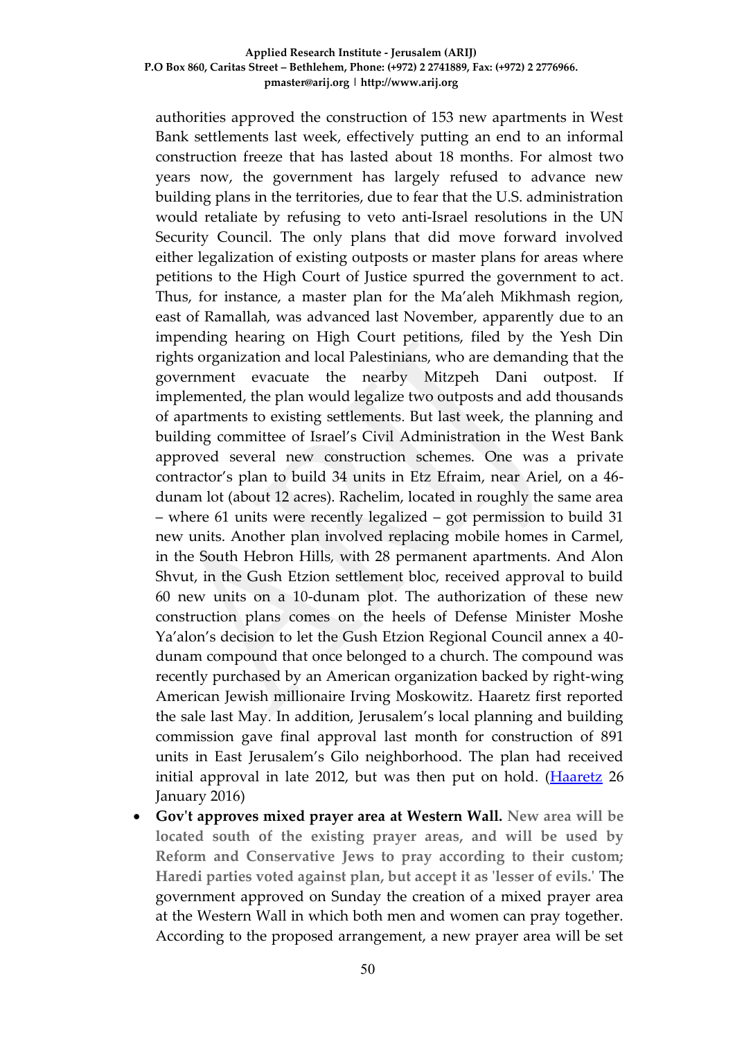authorities approved the construction of 153 new apartments in West Bank settlements last week, effectively putting an end to an informal construction freeze that has lasted about 18 months. For almost two years now, the government has largely refused to advance new building plans in the territories, due to fear that the U.S. administration would retaliate by refusing to veto anti-Israel resolutions in the UN Security Council. The only plans that did move forward involved either legalization of existing outposts or master plans for areas where petitions to the High Court of Justice spurred the government to act. Thus, for instance, a master plan for the Ma'aleh Mikhmash region, east of Ramallah, was advanced last November, apparently due to an impending hearing on High Court petitions, filed by the Yesh Din rights organization and local Palestinians, who are demanding that the government evacuate the nearby Mitzpeh Dani outpost. If implemented, the plan would legalize two outposts and add thousands of apartments to existing settlements. But last week, the planning and building committee of Israel's Civil Administration in the West Bank approved several new construction schemes. One was a private contractor's plan to build 34 units in Etz Efraim, near Ariel, on a 46-dunam lot (about 12 acres). Rachelim, located in roughly the same area – where 61 units were recently legalized – got permission to build 31 new units. Another plan involved replacing mobile homes in Carmel, in the South Hebron Hills, with 28 permanent apartments. And Alon Shvut, in the Gush Etzion settlement bloc, received approval to build 60 new units on a 10-dunam plot. The authorization of these new construction plans comes on the heels of Defense Minister Moshe Ya'alon's decision to let the Gush Etzion Regional Council annex a 40-dunam compound that once belonged to a church. The compound was recently purchased by an American organization backed by right-wing American Jewish millionaire Irving Moskowitz. Haaretz first reported the sale last May. In addition, Jerusalem's local planning and building commission gave final approval last month for construction of 891 units in East Jerusalem's Gilo neighborhood. The plan had received initial approval in late 2012, but was then put on hold. (Haaretz 26 January 2016)

- **Gov't approves mixed prayer area at Western Wall. New area will be located south of the existing prayer areas, and will be used by Reform and Conservative Jews to pray according to their custom; Haredi parties voted against plan, but accept it as 'lesser of evils.'** The government approved on Sunday the creation of a mixed prayer area at the Western Wall in which both men and women can pray together. According to the proposed arrangement, a new prayer area will be set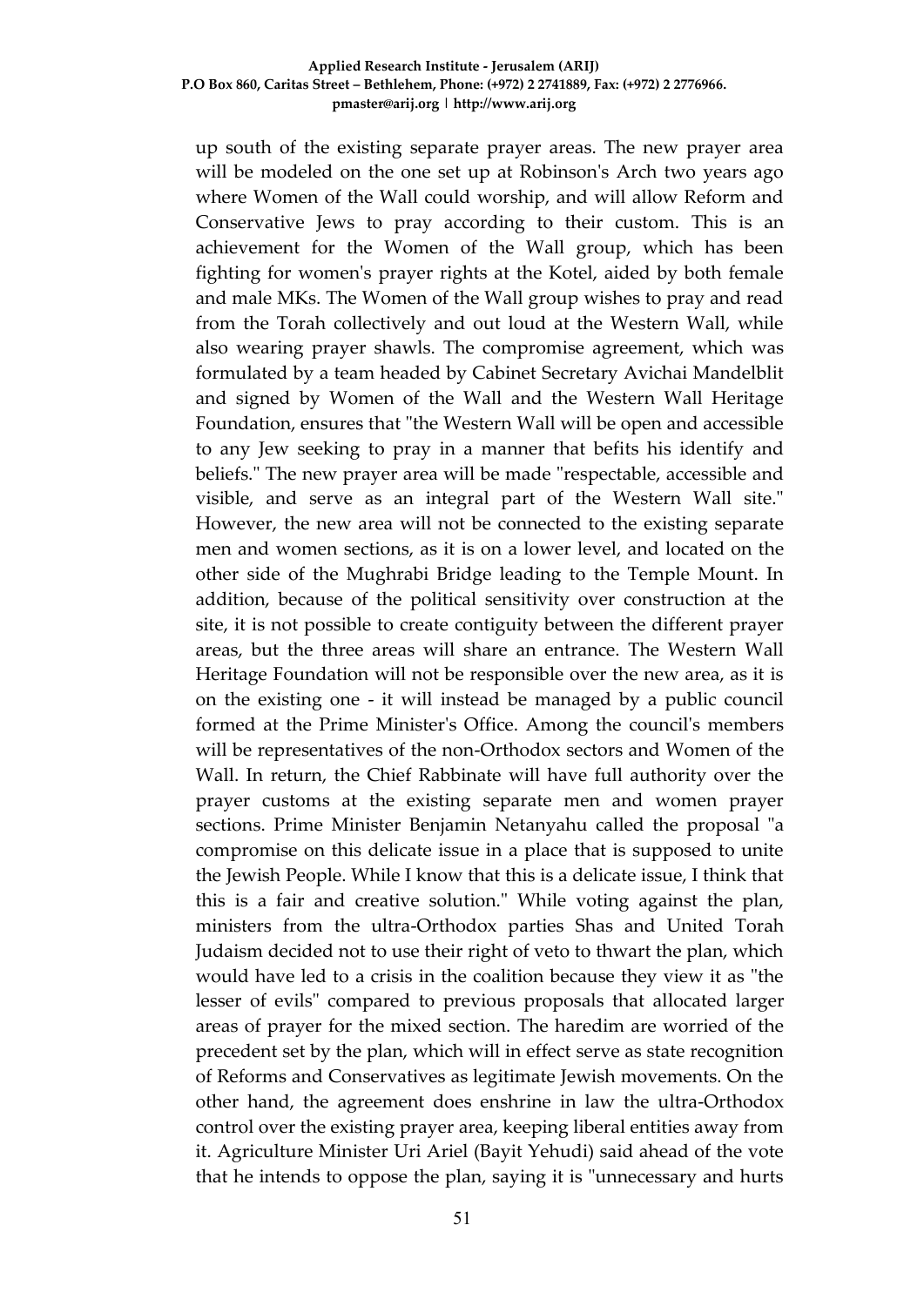up south of the existing separate prayer areas. The new prayer area will be modeled on the one set up at Robinson's Arch two years ago where Women of the Wall could worship, and will allow Reform and Conservative Jews to pray according to their custom. This is an achievement for the Women of the Wall group, which has been fighting for women's prayer rights at the Kotel, aided by both female and male MKs. The Women of the Wall group wishes to pray and read from the Torah collectively and out loud at the Western Wall, while also wearing prayer shawls. The compromise agreement, which was formulated by a team headed by Cabinet Secretary Avichai Mandelblit and signed by Women of the Wall and the Western Wall Heritage Foundation, ensures that "the Western Wall will be open and accessible to any Jew seeking to pray in a manner that befits his identify and beliefs." The new prayer area will be made "respectable, accessible and visible, and serve as an integral part of the Western Wall site." However, the new area will not be connected to the existing separate men and women sections, as it is on a lower level, and located on the other side of the Mughrabi Bridge leading to the Temple Mount. In addition, because of the political sensitivity over construction at the site, it is not possible to create contiguity between the different prayer areas, but the three areas will share an entrance. The Western Wall Heritage Foundation will not be responsible over the new area, as it is on the existing one - it will instead be managed by a public council formed at the Prime Minister's Office. Among the council's members will be representatives of the non-Orthodox sectors and Women of the Wall. In return, the Chief Rabbinate will have full authority over the prayer customs at the existing separate men and women prayer sections. Prime Minister Benjamin Netanyahu called the proposal "a compromise on this delicate issue in a place that is supposed to unite the Jewish People. While I know that this is a delicate issue, I think that this is a fair and creative solution." While voting against the plan, ministers from the ultra-Orthodox parties Shas and United Torah Judaism decided not to use their right of veto to thwart the plan, which would have led to a crisis in the coalition because they view it as "the lesser of evils" compared to previous proposals that allocated larger areas of prayer for the mixed section. The haredim are worried of the precedent set by the plan, which will in effect serve as state recognition of Reforms and Conservatives as legitimate Jewish movements. On the other hand, the agreement does enshrine in law the ultra-Orthodox control over the existing prayer area, keeping liberal entities away from it. Agriculture Minister Uri Ariel (Bayit Yehudi) said ahead of the vote that he intends to oppose the plan, saying it is "unnecessary and hurts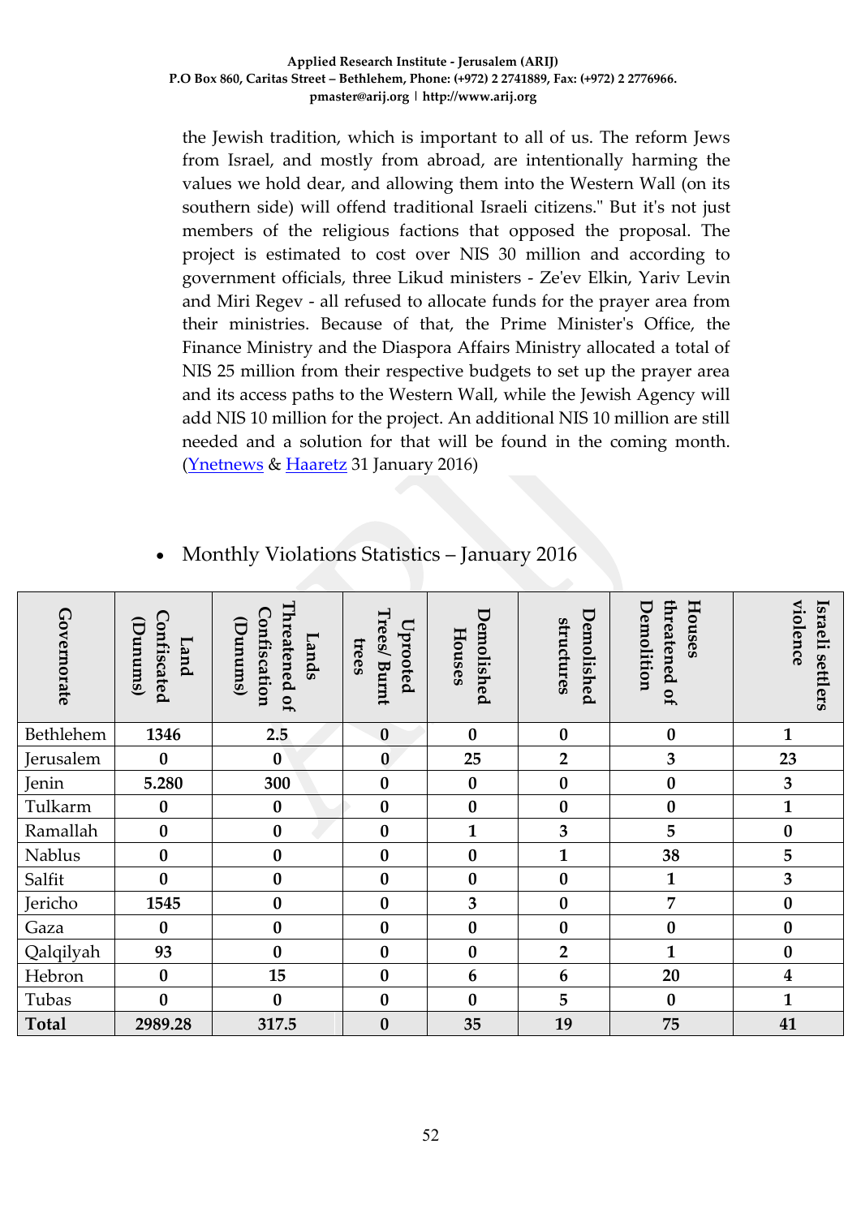the Jewish tradition, which is important to all of us. The reform Jews from Israel, and mostly from abroad, are intentionally harming the values we hold dear, and allowing them into the Western Wall (on its southern side) will offend traditional Israeli citizens." But it's not just members of the religious factions that opposed the proposal. The project is estimated to cost over NIS 30 million and according to government officials, three Likud ministers - Ze'ev Elkin, Yariv Levin and Miri Regev - all refused to allocate funds for the prayer area from their ministries. Because of that, the Prime Minister's Office, the Finance Ministry and the Diaspora Affairs Ministry allocated a total of NIS 25 million from their respective budgets to set up the prayer area and its access paths to the Western Wall, while the Jewish Agency will add NIS 10 million for the project. An additional NIS 10 million are still needed and a solution for that will be found in the coming month. (Ynetnews & Haaretz 31 January 2016)

- Monthly Violations Statistics – January 2016

| Governorate | Land Confiscated (Dunums) | Lands Threatened of Confiscation (Dunums) | Uprooted Trees/ Burnt trees | Demolished Houses | Demolished structures | Houses threatened of Demolition | Israeli settlers violence |
|---|---|---|---|---|---|---|---|
| Bethlehem | **1346** | **2.5** | **0** | **0** | **0** | **0** | **1** |
| Jerusalem | **0** | **0** | **0** | **25** | **2** | **3** | **23** |
| Jenin | **5.280** | **300** | **0** | **0** | **0** | **0** | **3** |
| Tulkarm | **0** | **0** | **0** | **0** | **0** | **0** | **1** |
| Ramallah | **0** | **0** | **0** | **1** | **3** | **5** | **0** |
| Nablus | **0** | **0** | **0** | **0** | **1** | **38** | **5** |
| Salfit | **0** | **0** | **0** | **0** | **0** | **1** | **3** |
| Jericho | **1545** | **0** | **0** | **3** | **0** | **7** | **0** |
| Gaza | **0** | **0** | **0** | **0** | **0** | **0** | **0** |
| Qalqilyah | **93** | **0** | **0** | **0** | **2** | **1** | **0** |
| Hebron | **0** | **15** | **0** | **6** | **6** | **20** | **4** |
| Tubas | **0** | **0** | **0** | **0** | **5** | **0** | **1** |
| **Total** | **2989.28** | **317.5** | **0** | **35** | **19** | **75** | **41** |